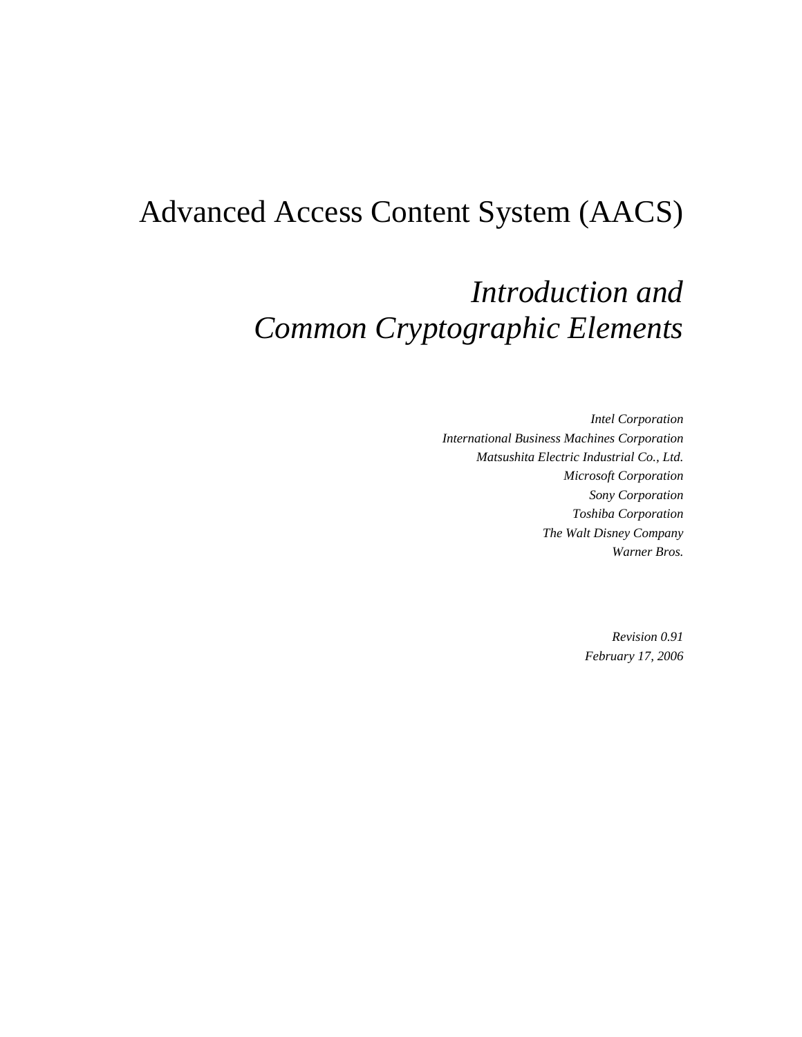# Advanced Access Content System (AACS)

## *Introduction and Common Cryptographic Elements*

*Intel Corporation*
*International Business Machines Corporation*
*Matsushita Electric Industrial Co., Ltd.*
*Microsoft Corporation*
*Sony Corporation*
*Toshiba Corporation*
*The Walt Disney Company*
*Warner Bros.*

*Revision 0.91*
*February 17, 2006*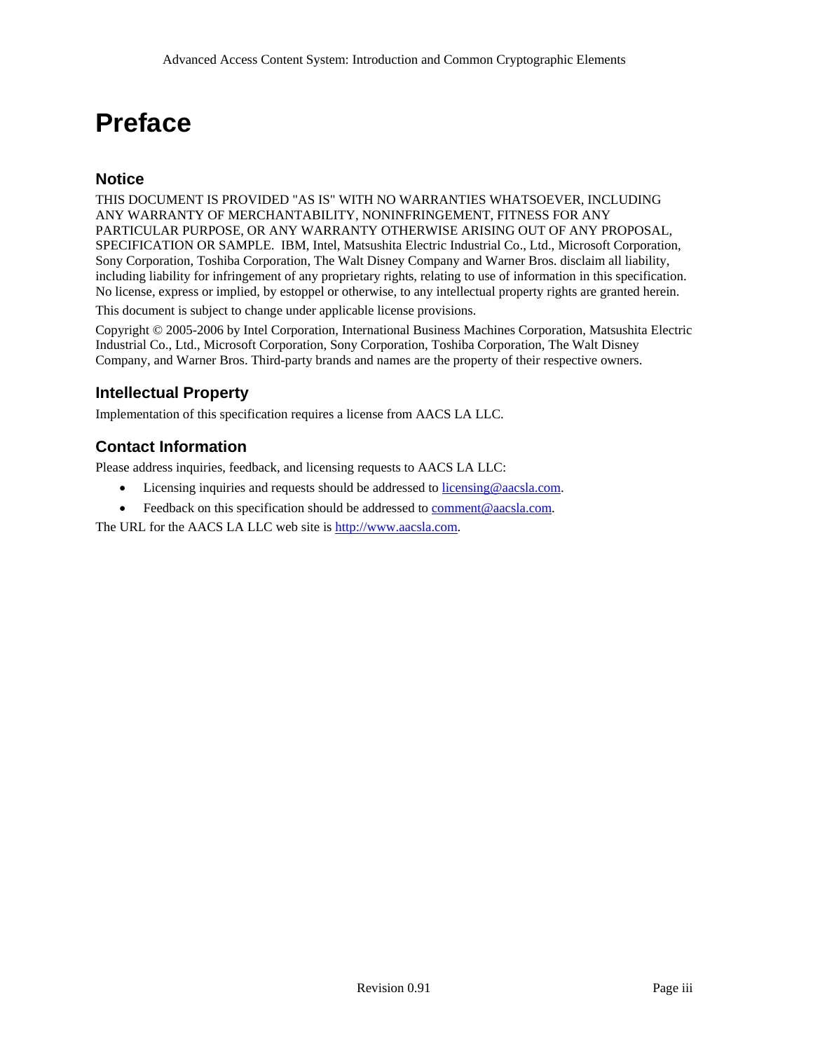# Preface

## Notice

THIS DOCUMENT IS PROVIDED "AS IS" WITH NO WARRANTIES WHATSOEVER, INCLUDING ANY WARRANTY OF MERCHANTABILITY, NONINFRINGEMENT, FITNESS FOR ANY PARTICULAR PURPOSE, OR ANY WARRANTY OTHERWISE ARISING OUT OF ANY PROPOSAL, SPECIFICATION OR SAMPLE. IBM, Intel, Matsushita Electric Industrial Co., Ltd., Microsoft Corporation, Sony Corporation, Toshiba Corporation, The Walt Disney Company and Warner Bros. disclaim all liability, including liability for infringement of any proprietary rights, relating to use of information in this specification. No license, express or implied, by estoppel or otherwise, to any intellectual property rights are granted herein.

This document is subject to change under applicable license provisions.

Copyright © 2005-2006 by Intel Corporation, International Business Machines Corporation, Matsushita Electric Industrial Co., Ltd., Microsoft Corporation, Sony Corporation, Toshiba Corporation, The Walt Disney Company, and Warner Bros. Third-party brands and names are the property of their respective owners.

## Intellectual Property

Implementation of this specification requires a license from AACS LA LLC.

## Contact Information

Please address inquiries, feedback, and licensing requests to AACS LA LLC:

- Licensing inquiries and requests should be addressed to licensing@aacsla.com.
- Feedback on this specification should be addressed to comment@aacsla.com.

The URL for the AACS LA LLC web site is http://www.aacsla.com.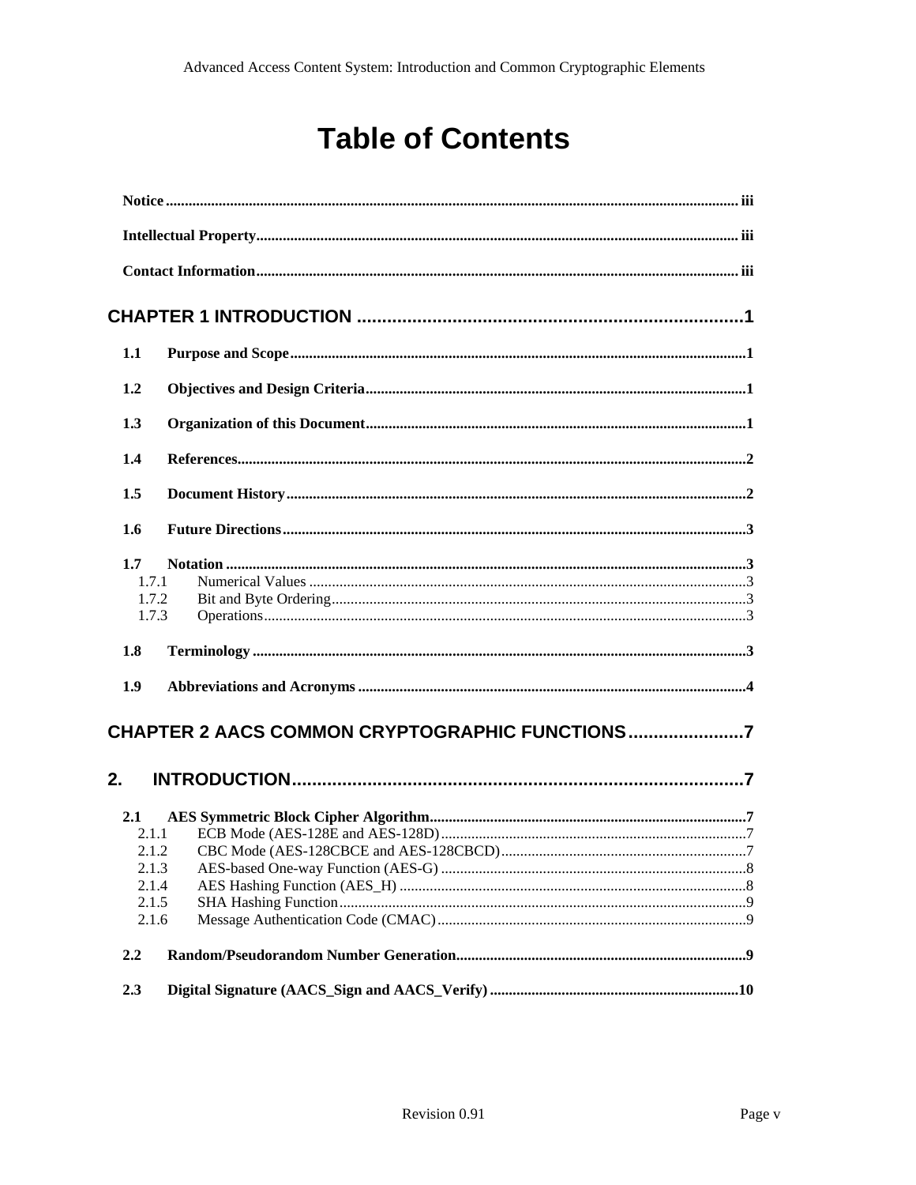# Table of Contents

Notice ..................................................... iii

Intellectual Property ..................................................... iii

Contact Information ..................................................... iii

**CHAPTER 1 INTRODUCTION ..................................................... 1**

1.1 Purpose and Scope ..................................................... 1

1.2 Objectives and Design Criteria ..................................................... 1

1.3 Organization of this Document ..................................................... 1

1.4 References ..................................................... 2

1.5 Document History ..................................................... 2

1.6 Future Directions ..................................................... 3

1.7 Notation ..................................................... 3
- 1.7.1 Numerical Values ..................................................... 3
- 1.7.2 Bit and Byte Ordering ..................................................... 3
- 1.7.3 Operations ..................................................... 3

1.8 Terminology ..................................................... 3

1.9 Abbreviations and Acronyms ..................................................... 4

**CHAPTER 2 AACS COMMON CRYPTOGRAPHIC FUNCTIONS ..................................................... 7**

**2. INTRODUCTION ..................................................... 7**

2.1 AES Symmetric Block Cipher Algorithm ..................................................... 7
- 2.1.1 ECB Mode (AES-128E and AES-128D) ..................................................... 7
- 2.1.2 CBC Mode (AES-128CBCE and AES-128CBCD) ..................................................... 7
- 2.1.3 AES-based One-way Function (AES-G) ..................................................... 8
- 2.1.4 AES Hashing Function (AES_H) ..................................................... 8
- 2.1.5 SHA Hashing Function ..................................................... 9
- 2.1.6 Message Authentication Code (CMAC) ..................................................... 9

2.2 Random/Pseudorandom Number Generation ..................................................... 9

2.3 Digital Signature (AACS_Sign and AACS_Verify) ..................................................... 10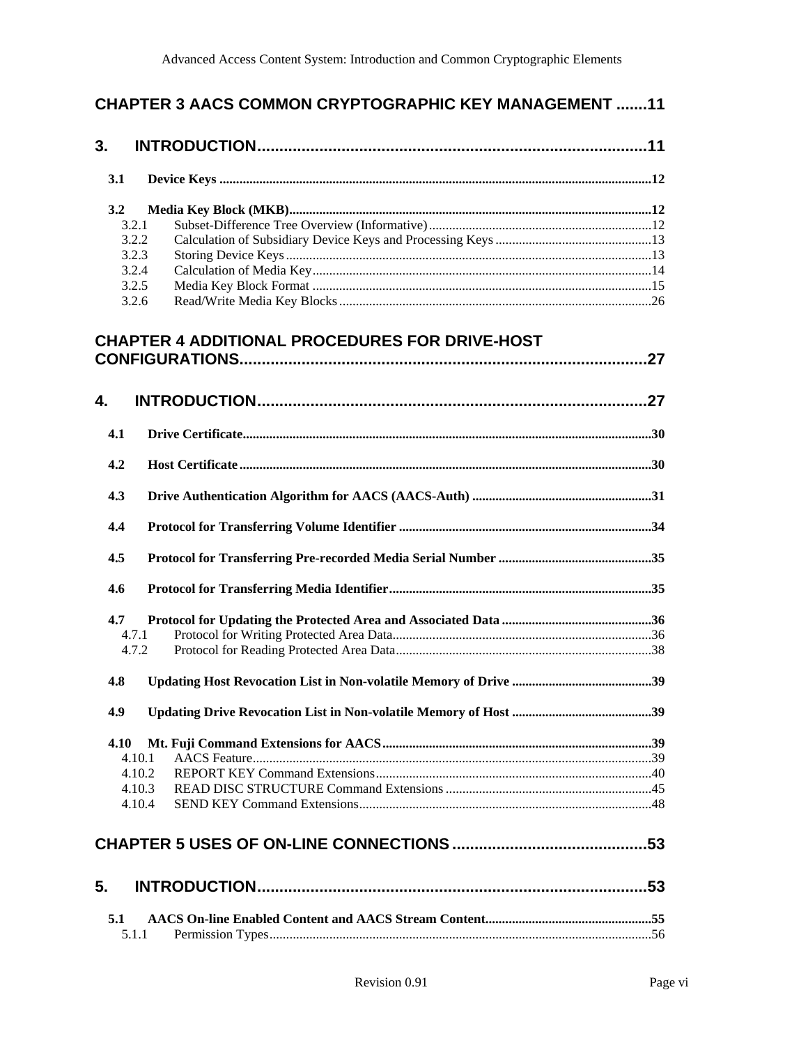**CHAPTER 3 AACS COMMON CRYPTOGRAPHIC KEY MANAGEMENT .......11**

**3. INTRODUCTION........................................................................................11**

**3.1 Device Keys .................................................................................................................................12**

**3.2 Media Key Block (MKB).............................................................................................................12**

3.2.1 Subset-Difference Tree Overview (Informative)...................................................................12
3.2.2 Calculation of Subsidiary Device Keys and Processing Keys ...............................................13
3.2.3 Storing Device Keys .............................................................................................................13
3.2.4 Calculation of Media Key......................................................................................................14
3.2.5 Media Key Block Format ......................................................................................................15
3.2.6 Read/Write Media Key Blocks .............................................................................................26

**CHAPTER 4 ADDITIONAL PROCEDURES FOR DRIVE-HOST CONFIGURATIONS............................................................................................27**

**4. INTRODUCTION........................................................................................27**

**4.1 Drive Certificate...........................................................................................................................30**

**4.2 Host Certificate............................................................................................................................30**

**4.3 Drive Authentication Algorithm for AACS (AACS-Auth) ......................................................31**

**4.4 Protocol for Transferring Volume Identifier ............................................................................34**

**4.5 Protocol for Transferring Pre-recorded Media Serial Number ..............................................35**

**4.6 Protocol for Transferring Media Identifier...............................................................................35**

**4.7 Protocol for Updating the Protected Area and Associated Data .............................................36**

4.7.1 Protocol for Writing Protected Area Data.............................................................................36
4.7.2 Protocol for Reading Protected Area Data.............................................................................38

**4.8 Updating Host Revocation List in Non-volatile Memory of Drive ..........................................39**

**4.9 Updating Drive Revocation List in Non-volatile Memory of Host ..........................................39**

**4.10 Mt. Fuji Command Extensions for AACS.................................................................................39**

4.10.1 AACS Feature.......................................................................................................................39
4.10.2 REPORT KEY Command Extensions...................................................................................40
4.10.3 READ DISC STRUCTURE Command Extensions .............................................................45
4.10.4 SEND KEY Command Extensions.......................................................................................48

**CHAPTER 5 USES OF ON-LINE CONNECTIONS ............................................53**

**5. INTRODUCTION........................................................................................53**

**5.1 AACS On-line Enabled Content and AACS Stream Content..................................................55**

5.1.1 Permission Types...................................................................................................................56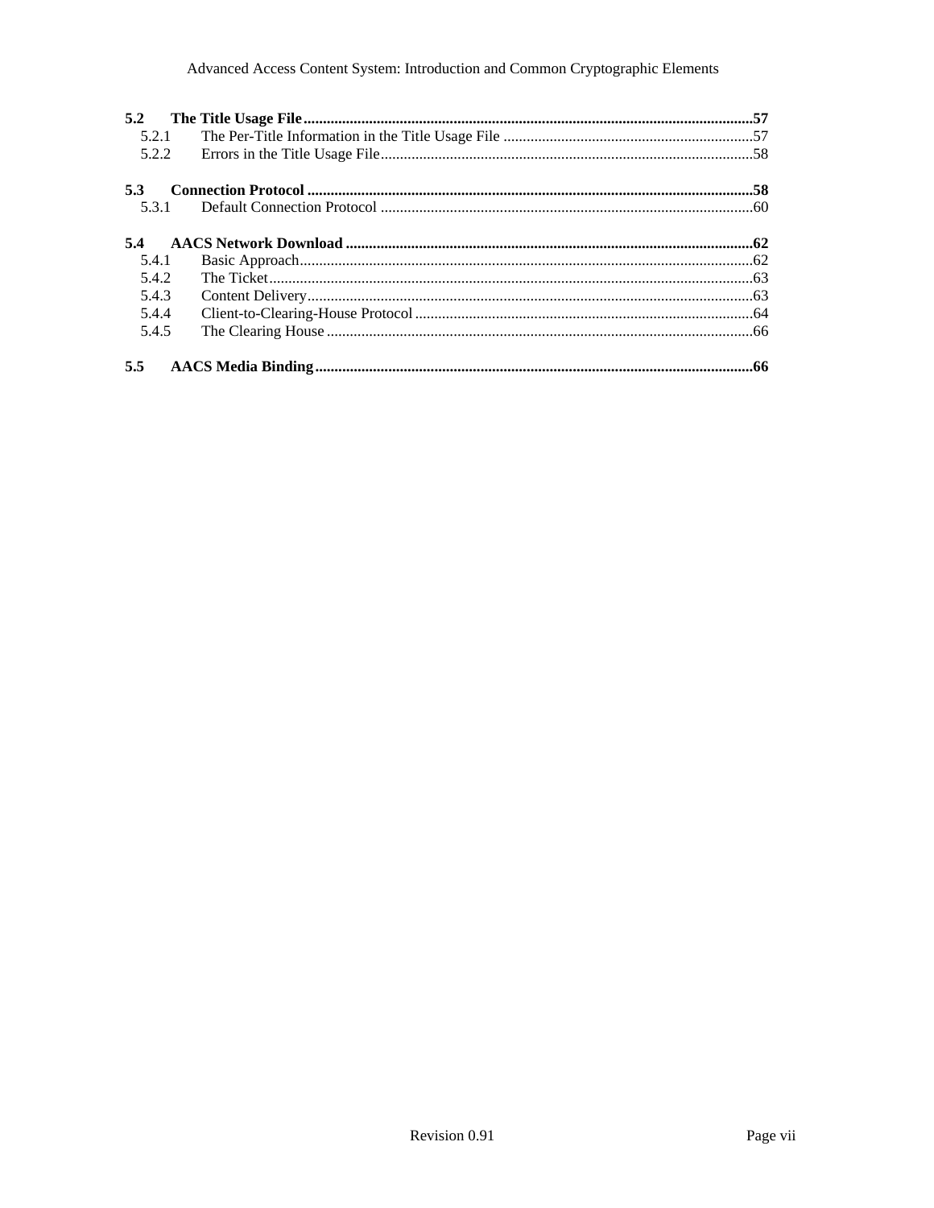**5.2 The Title Usage File** ..................................................................................................................... **57**

5.2.1 The Per-Title Information in the Title Usage File ................................................................. 57

5.2.2 Errors in the Title Usage File................................................................................................. 58

**5.3 Connection Protocol** .................................................................................................................... **58**

5.3.1 Default Connection Protocol ................................................................................................. 60

**5.4 AACS Network Download** .......................................................................................................... **62**

5.4.1 Basic Approach...................................................................................................................... 62

5.4.2 The Ticket.............................................................................................................................. 63

5.4.3 Content Delivery.................................................................................................................... 63

5.4.4 Client-to-Clearing-House Protocol ........................................................................................ 64

5.4.5 The Clearing House ............................................................................................................... 66

**5.5 AACS Media Binding** .................................................................................................................. **66**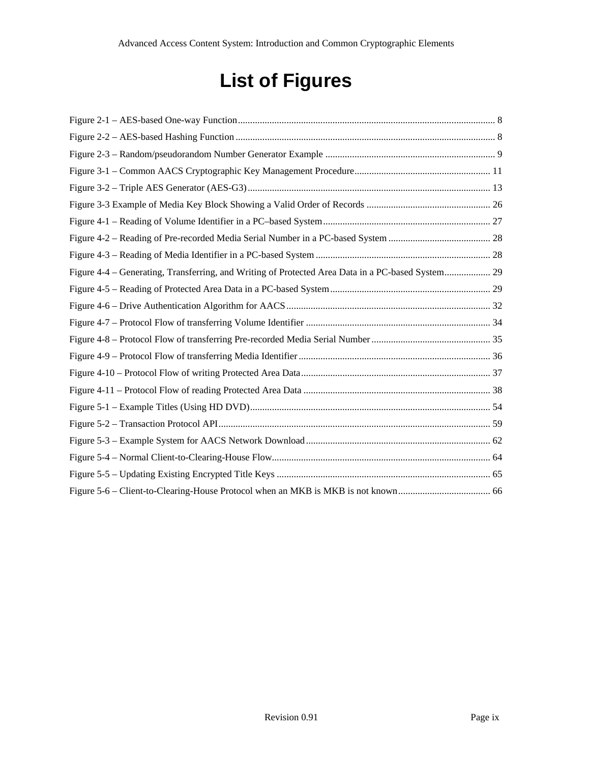# List of Figures

Figure 2-1 – AES-based One-way Function ... 8
Figure 2-2 – AES-based Hashing Function ... 8
Figure 2-3 – Random/pseudorandom Number Generator Example ... 9
Figure 3-1 – Common AACS Cryptographic Key Management Procedure ... 11
Figure 3-2 – Triple AES Generator (AES-G3) ... 13
Figure 3-3 Example of Media Key Block Showing a Valid Order of Records ... 26
Figure 4-1 – Reading of Volume Identifier in a PC–based System ... 27
Figure 4-2 – Reading of Pre-recorded Media Serial Number in a PC-based System ... 28
Figure 4-3 – Reading of Media Identifier in a PC-based System ... 28
Figure 4-4 – Generating, Transferring, and Writing of Protected Area Data in a PC-based System ... 29
Figure 4-5 – Reading of Protected Area Data in a PC-based System ... 29
Figure 4-6 – Drive Authentication Algorithm for AACS ... 32
Figure 4-7 – Protocol Flow of transferring Volume Identifier ... 34
Figure 4-8 – Protocol Flow of transferring Pre-recorded Media Serial Number ... 35
Figure 4-9 – Protocol Flow of transferring Media Identifier ... 36
Figure 4-10 – Protocol Flow of writing Protected Area Data ... 37
Figure 4-11 – Protocol Flow of reading Protected Area Data ... 38
Figure 5-1 – Example Titles (Using HD DVD) ... 54
Figure 5-2 – Transaction Protocol API ... 59
Figure 5-3 – Example System for AACS Network Download ... 62
Figure 5-4 – Normal Client-to-Clearing-House Flow ... 64
Figure 5-5 – Updating Existing Encrypted Title Keys ... 65
Figure 5-6 – Client-to-Clearing-House Protocol when an MKB is MKB is not known ... 66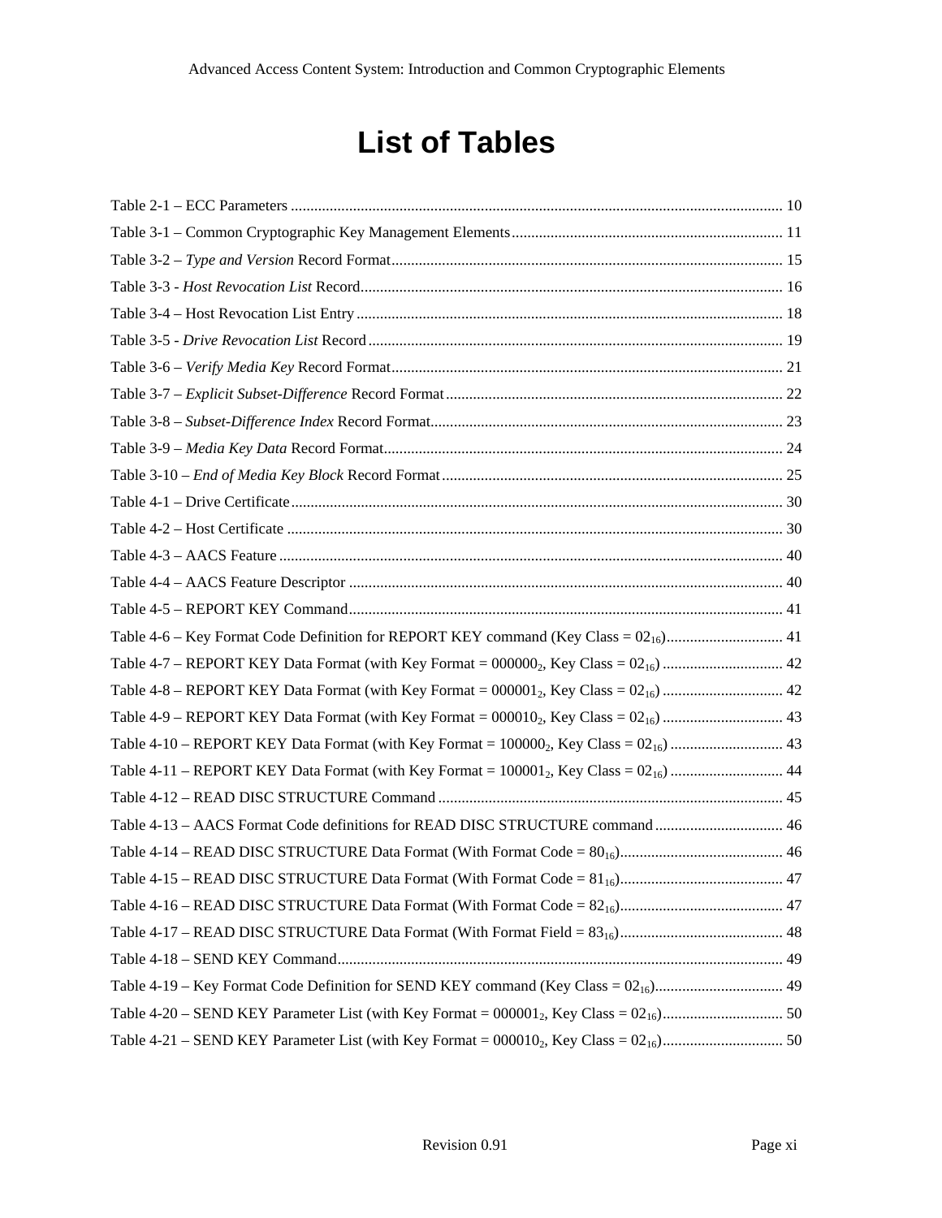# List of Tables

Table 2-1 – ECC Parameters .............................................................................................................. 10

Table 3-1 – Common Cryptographic Key Management Elements ..................................................................... 11

Table 3-2 – *Type and Version* Record Format .................................................................................................... 15

Table 3-3 - *Host Revocation List* Record ............................................................................................................ 16

Table 3-4 – Host Revocation List Entry ............................................................................................................. 18

Table 3-5 - *Drive Revocation List* Record .......................................................................................................... 19

Table 3-6 – *Verify Media Key* Record Format .................................................................................................... 21

Table 3-7 – *Explicit Subset-Difference* Record Format ...................................................................................... 22

Table 3-8 – *Subset-Difference Index* Record Format .......................................................................................... 23

Table 3-9 – *Media Key Data* Record Format ...................................................................................................... 24

Table 3-10 – *End of Media Key Block* Record Format ....................................................................................... 25

Table 4-1 – Drive Certificate .............................................................................................................................. 30

Table 4-2 – Host Certificate ............................................................................................................................... 30

Table 4-3 – AACS Feature ................................................................................................................................. 40

Table 4-4 – AACS Feature Descriptor ............................................................................................................... 40

Table 4-5 – REPORT KEY Command ............................................................................................................... 41

Table 4-6 – Key Format Code Definition for REPORT KEY command (Key Class = $02_{16}$) .............................. 41

Table 4-7 – REPORT KEY Data Format (with Key Format = $000000_2$, Key Class = $02_{16}$) ............................... 42

Table 4-8 – REPORT KEY Data Format (with Key Format = $000001_2$, Key Class = $02_{16}$) ............................... 42

Table 4-9 – REPORT KEY Data Format (with Key Format = $000010_2$, Key Class = $02_{16}$) ............................... 43

Table 4-10 – REPORT KEY Data Format (with Key Format = $100000_2$, Key Class = $02_{16}$) ............................. 43

Table 4-11 – REPORT KEY Data Format (with Key Format = $100001_2$, Key Class = $02_{16}$) ............................. 44

Table 4-12 – READ DISC STRUCTURE Command ........................................................................................ 45

Table 4-13 – AACS Format Code definitions for READ DISC STRUCTURE command ................................. 46

Table 4-14 – READ DISC STRUCTURE Data Format (With Format Code = $80_{16}$) .......................................... 46

Table 4-15 – READ DISC STRUCTURE Data Format (With Format Code = $81_{16}$) .......................................... 47

Table 4-16 – READ DISC STRUCTURE Data Format (With Format Code = $82_{16}$) .......................................... 47

Table 4-17 – READ DISC STRUCTURE Data Format (With Format Field = $83_{16}$) .......................................... 48

Table 4-18 – SEND KEY Command .................................................................................................................. 49

Table 4-19 – Key Format Code Definition for SEND KEY command (Key Class = $02_{16}$) ................................. 49

Table 4-20 – SEND KEY Parameter List (with Key Format = $000001_2$, Key Class = $02_{16}$) ............................... 50

Table 4-21 – SEND KEY Parameter List (with Key Format = $000010_2$, Key Class = $02_{16}$) ............................... 50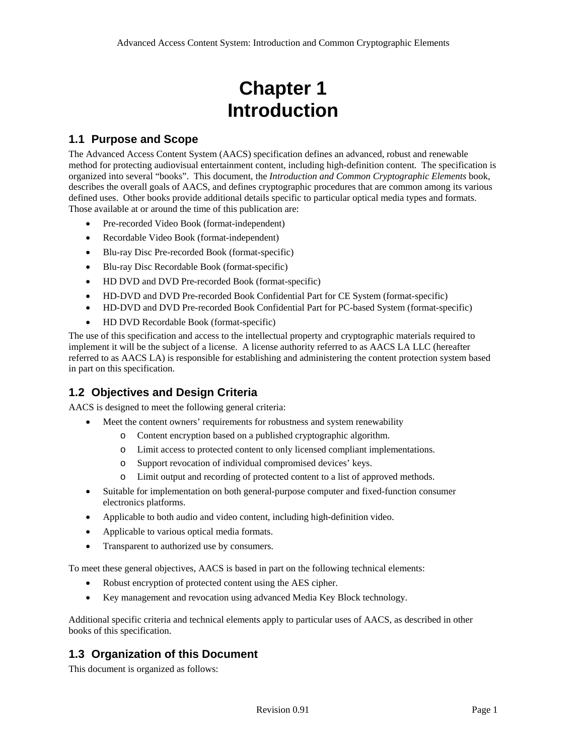# Chapter 1
# Introduction

## 1.1 Purpose and Scope

The Advanced Access Content System (AACS) specification defines an advanced, robust and renewable method for protecting audiovisual entertainment content, including high-definition content. The specification is organized into several "books". This document, the *Introduction and Common Cryptographic Elements* book, describes the overall goals of AACS, and defines cryptographic procedures that are common among its various defined uses. Other books provide additional details specific to particular optical media types and formats. Those available at or around the time of this publication are:

- Pre-recorded Video Book (format-independent)
- Recordable Video Book (format-independent)
- Blu-ray Disc Pre-recorded Book (format-specific)
- Blu-ray Disc Recordable Book (format-specific)
- HD DVD and DVD Pre-recorded Book (format-specific)
- HD-DVD and DVD Pre-recorded Book Confidential Part for CE System (format-specific)
- HD-DVD and DVD Pre-recorded Book Confidential Part for PC-based System (format-specific)
- HD DVD Recordable Book (format-specific)

The use of this specification and access to the intellectual property and cryptographic materials required to implement it will be the subject of a license. A license authority referred to as AACS LA LLC (hereafter referred to as AACS LA) is responsible for establishing and administering the content protection system based in part on this specification.

## 1.2 Objectives and Design Criteria

AACS is designed to meet the following general criteria:

- Meet the content owners' requirements for robustness and system renewability
  - Content encryption based on a published cryptographic algorithm.
  - Limit access to protected content to only licensed compliant implementations.
  - Support revocation of individual compromised devices' keys.
  - Limit output and recording of protected content to a list of approved methods.
- Suitable for implementation on both general-purpose computer and fixed-function consumer electronics platforms.
- Applicable to both audio and video content, including high-definition video.
- Applicable to various optical media formats.
- Transparent to authorized use by consumers.

To meet these general objectives, AACS is based in part on the following technical elements:

- Robust encryption of protected content using the AES cipher.
- Key management and revocation using advanced Media Key Block technology.

Additional specific criteria and technical elements apply to particular uses of AACS, as described in other books of this specification.

## 1.3 Organization of this Document

This document is organized as follows: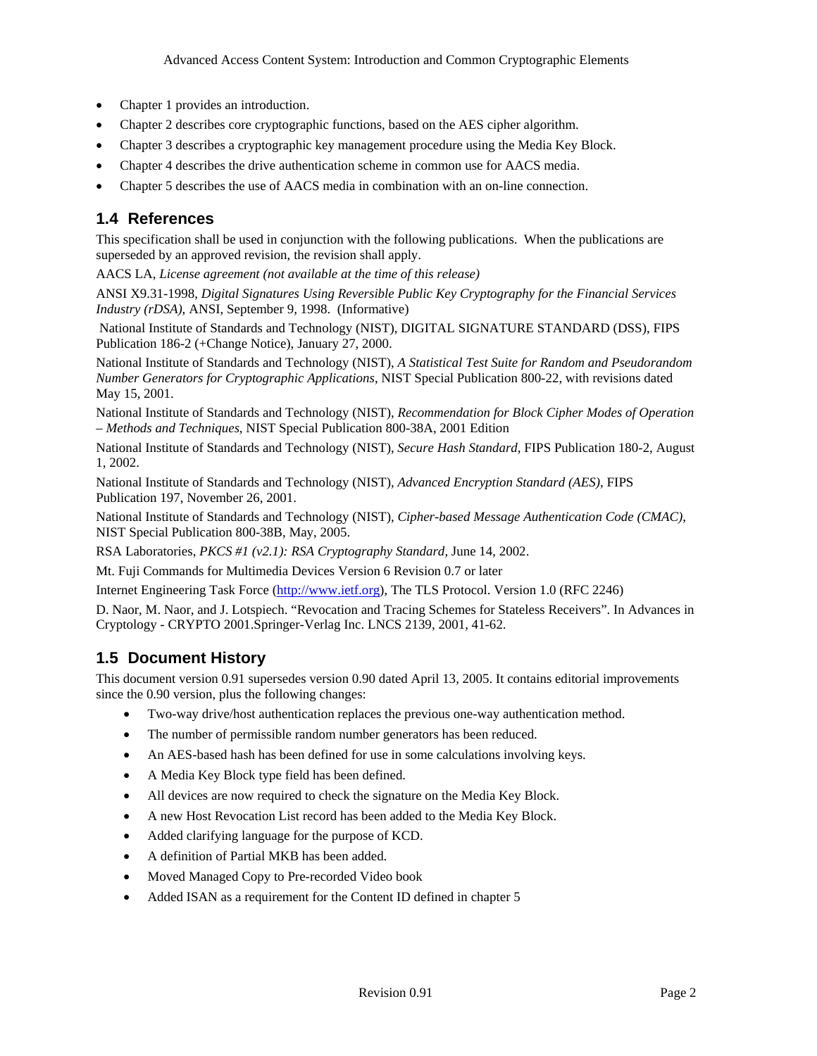- Chapter 1 provides an introduction.
- Chapter 2 describes core cryptographic functions, based on the AES cipher algorithm.
- Chapter 3 describes a cryptographic key management procedure using the Media Key Block.
- Chapter 4 describes the drive authentication scheme in common use for AACS media.
- Chapter 5 describes the use of AACS media in combination with an on-line connection.

## 1.4 References

This specification shall be used in conjunction with the following publications. When the publications are superseded by an approved revision, the revision shall apply.

AACS LA, *License agreement (not available at the time of this release)*

ANSI X9.31-1998, *Digital Signatures Using Reversible Public Key Cryptography for the Financial Services Industry (rDSA)*, ANSI, September 9, 1998. (Informative)

National Institute of Standards and Technology (NIST), DIGITAL SIGNATURE STANDARD (DSS), FIPS Publication 186-2 (+Change Notice), January 27, 2000.

National Institute of Standards and Technology (NIST), *A Statistical Test Suite for Random and Pseudorandom Number Generators for Cryptographic Applications*, NIST Special Publication 800-22, with revisions dated May 15, 2001.

National Institute of Standards and Technology (NIST), *Recommendation for Block Cipher Modes of Operation – Methods and Techniques*, NIST Special Publication 800-38A, 2001 Edition

National Institute of Standards and Technology (NIST), *Secure Hash Standard*, FIPS Publication 180-2, August 1, 2002.

National Institute of Standards and Technology (NIST), *Advanced Encryption Standard (AES)*, FIPS Publication 197, November 26, 2001.

National Institute of Standards and Technology (NIST), *Cipher-based Message Authentication Code (CMAC)*, NIST Special Publication 800-38B, May, 2005.

RSA Laboratories, *PKCS #1 (v2.1): RSA Cryptography Standard*, June 14, 2002.

Mt. Fuji Commands for Multimedia Devices Version 6 Revision 0.7 or later

Internet Engineering Task Force (http://www.ietf.org), The TLS Protocol. Version 1.0 (RFC 2246)

D. Naor, M. Naor, and J. Lotspiech. "Revocation and Tracing Schemes for Stateless Receivers". In Advances in Cryptology - CRYPTO 2001.Springer-Verlag Inc. LNCS 2139, 2001, 41-62.

## 1.5 Document History

This document version 0.91 supersedes version 0.90 dated April 13, 2005. It contains editorial improvements since the 0.90 version, plus the following changes:

- Two-way drive/host authentication replaces the previous one-way authentication method.
- The number of permissible random number generators has been reduced.
- An AES-based hash has been defined for use in some calculations involving keys.
- A Media Key Block type field has been defined.
- All devices are now required to check the signature on the Media Key Block.
- A new Host Revocation List record has been added to the Media Key Block.
- Added clarifying language for the purpose of KCD.
- A definition of Partial MKB has been added.
- Moved Managed Copy to Pre-recorded Video book
- Added ISAN as a requirement for the Content ID defined in chapter 5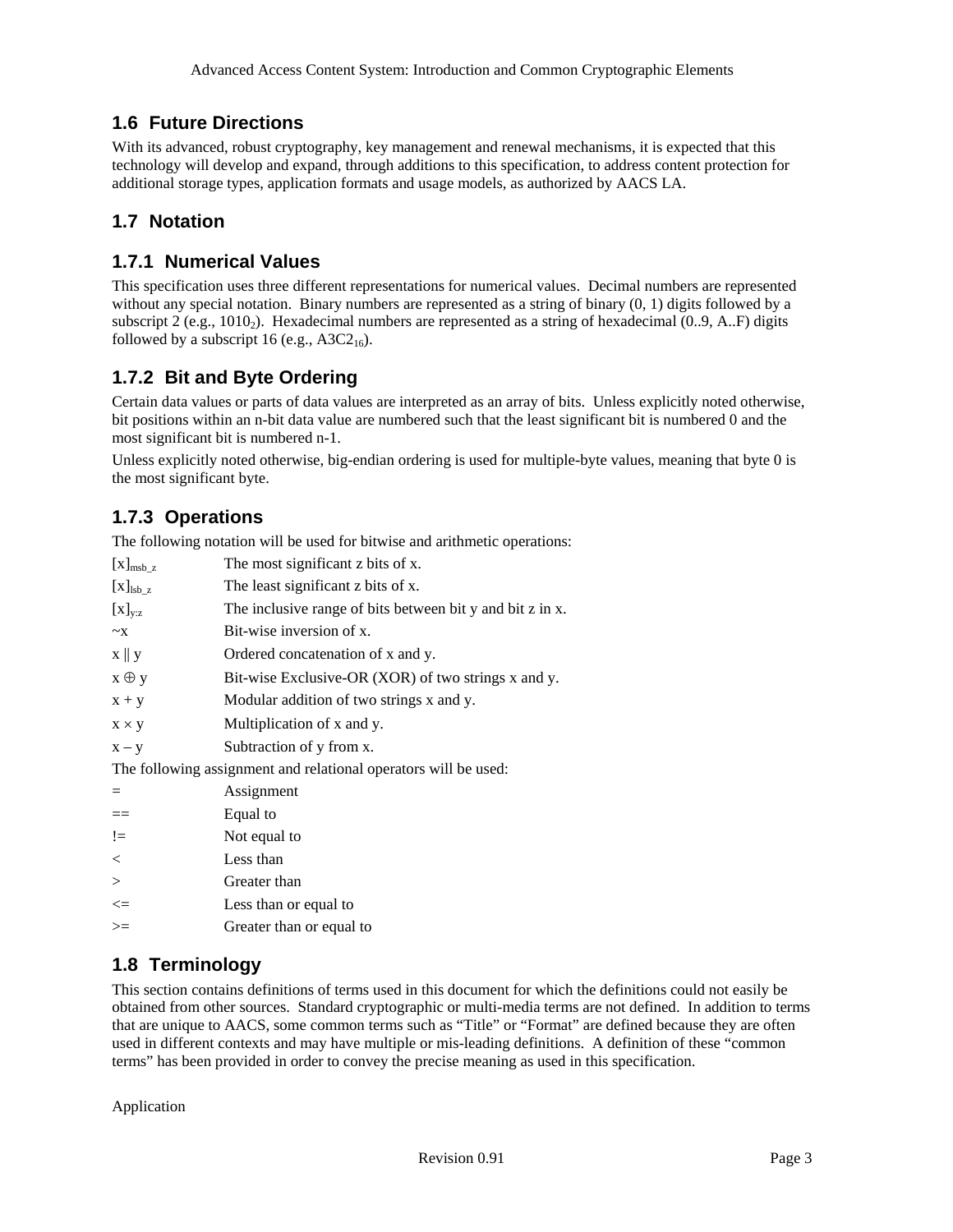## 1.6 Future Directions

With its advanced, robust cryptography, key management and renewal mechanisms, it is expected that this technology will develop and expand, through additions to this specification, to address content protection for additional storage types, application formats and usage models, as authorized by AACS LA.

## 1.7 Notation

### 1.7.1 Numerical Values

This specification uses three different representations for numerical values. Decimal numbers are represented without any special notation. Binary numbers are represented as a string of binary (0, 1) digits followed by a subscript 2 (e.g., $1010_2$). Hexadecimal numbers are represented as a string of hexadecimal (0..9, A..F) digits followed by a subscript 16 (e.g., $A3C2_{16}$).

### 1.7.2 Bit and Byte Ordering

Certain data values or parts of data values are interpreted as an array of bits. Unless explicitly noted otherwise, bit positions within an n-bit data value are numbered such that the least significant bit is numbered 0 and the most significant bit is numbered n-1.

Unless explicitly noted otherwise, big-endian ordering is used for multiple-byte values, meaning that byte 0 is the most significant byte.

### 1.7.3 Operations

The following notation will be used for bitwise and arithmetic operations:

| | |
|---|---|
| $[x]_{msb\_z}$ | The most significant z bits of x. |
| $[x]_{lsb\_z}$ | The least significant z bits of x. |
| $[x]_{y:z}$ | The inclusive range of bits between bit y and bit z in x. |
| ~x | Bit-wise inversion of x. |
| x \|\| y | Ordered concatenation of x and y. |
| $x \oplus y$ | Bit-wise Exclusive-OR (XOR) of two strings x and y. |
| x + y | Modular addition of two strings x and y. |
| $x \times y$ | Multiplication of x and y. |
| x – y | Subtraction of y from x. |

The following assignment and relational operators will be used:

| | |
|---|---|
| = | Assignment |
| == | Equal to |
| != | Not equal to |
| < | Less than |
| > | Greater than |
| <= | Less than or equal to |
| >= | Greater than or equal to |

## 1.8 Terminology

This section contains definitions of terms used in this document for which the definitions could not easily be obtained from other sources. Standard cryptographic or multi-media terms are not defined. In addition to terms that are unique to AACS, some common terms such as "Title" or "Format" are defined because they are often used in different contexts and may have multiple or mis-leading definitions. A definition of these "common terms" has been provided in order to convey the precise meaning as used in this specification.

Application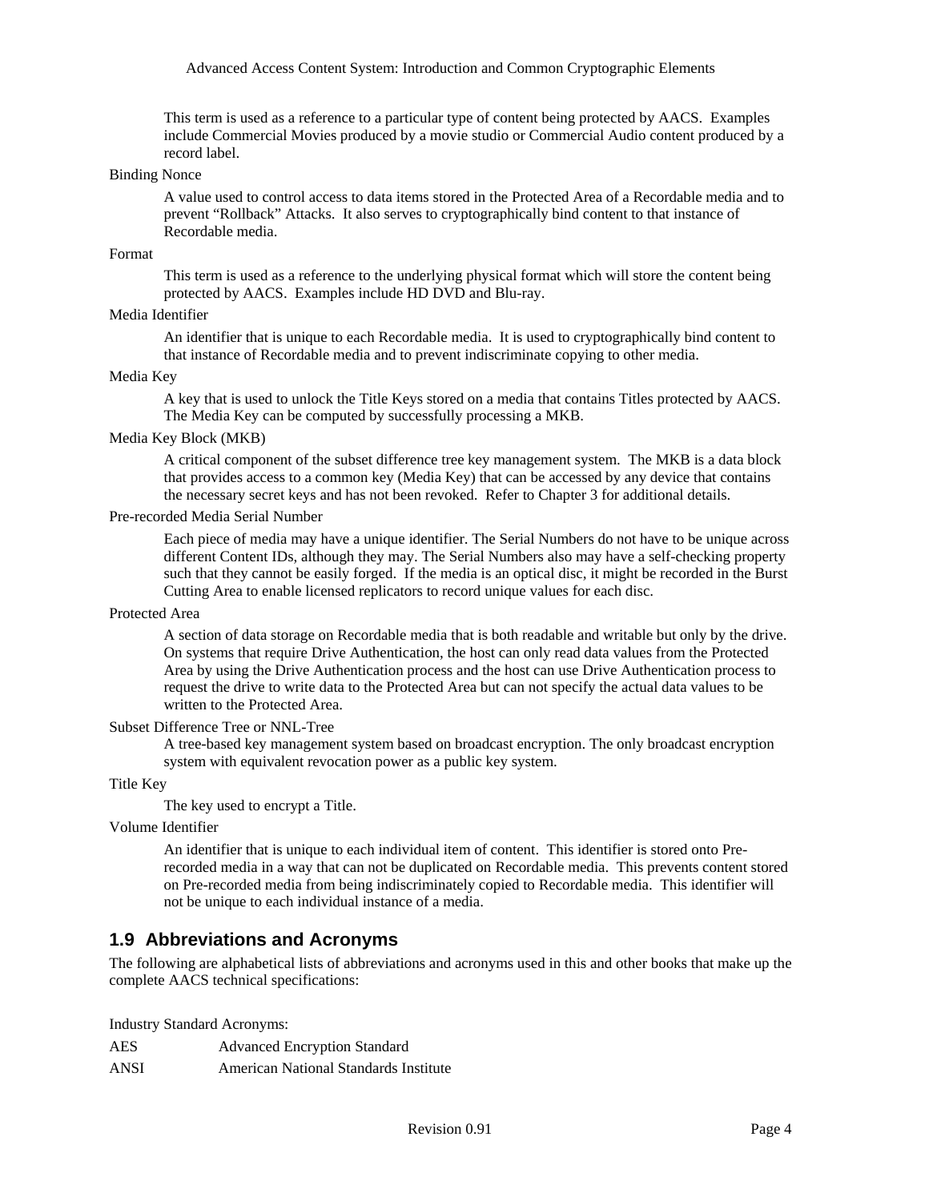This term is used as a reference to a particular type of content being protected by AACS. Examples include Commercial Movies produced by a movie studio or Commercial Audio content produced by a record label.

Binding Nonce

A value used to control access to data items stored in the Protected Area of a Recordable media and to prevent "Rollback" Attacks. It also serves to cryptographically bind content to that instance of Recordable media.

Format

This term is used as a reference to the underlying physical format which will store the content being protected by AACS. Examples include HD DVD and Blu-ray.

Media Identifier

An identifier that is unique to each Recordable media. It is used to cryptographically bind content to that instance of Recordable media and to prevent indiscriminate copying to other media.

Media Key

A key that is used to unlock the Title Keys stored on a media that contains Titles protected by AACS. The Media Key can be computed by successfully processing a MKB.

Media Key Block (MKB)

A critical component of the subset difference tree key management system. The MKB is a data block that provides access to a common key (Media Key) that can be accessed by any device that contains the necessary secret keys and has not been revoked. Refer to Chapter 3 for additional details.

Pre-recorded Media Serial Number

Each piece of media may have a unique identifier. The Serial Numbers do not have to be unique across different Content IDs, although they may. The Serial Numbers also may have a self-checking property such that they cannot be easily forged. If the media is an optical disc, it might be recorded in the Burst Cutting Area to enable licensed replicators to record unique values for each disc.

Protected Area

A section of data storage on Recordable media that is both readable and writable but only by the drive. On systems that require Drive Authentication, the host can only read data values from the Protected Area by using the Drive Authentication process and the host can use Drive Authentication process to request the drive to write data to the Protected Area but can not specify the actual data values to be written to the Protected Area.

Subset Difference Tree or NNL-Tree

A tree-based key management system based on broadcast encryption. The only broadcast encryption system with equivalent revocation power as a public key system.

Title Key

The key used to encrypt a Title.

Volume Identifier

An identifier that is unique to each individual item of content. This identifier is stored onto Pre-recorded media in a way that can not be duplicated on Recordable media. This prevents content stored on Pre-recorded media from being indiscriminately copied to Recordable media. This identifier will not be unique to each individual instance of a media.

## 1.9 Abbreviations and Acronyms

The following are alphabetical lists of abbreviations and acronyms used in this and other books that make up the complete AACS technical specifications:

Industry Standard Acronyms:

| | |
|---|---|
| AES | Advanced Encryption Standard |
| ANSI | American National Standards Institute |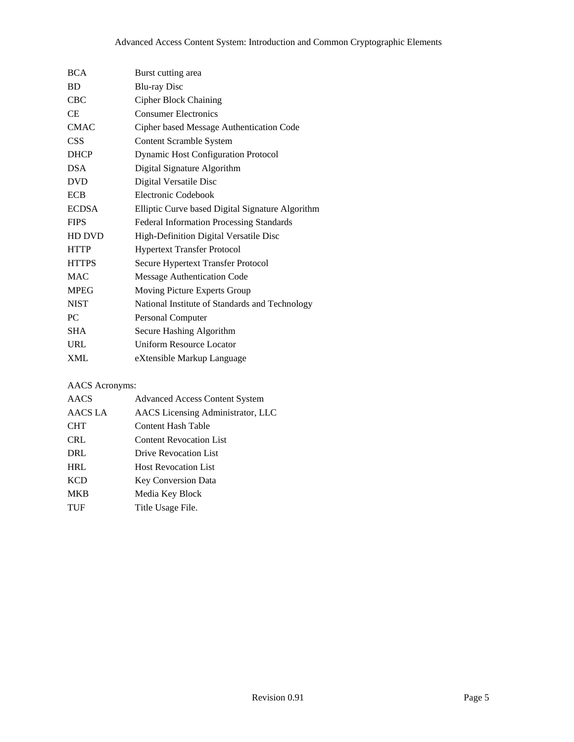| | |
|---|---|
| BCA | Burst cutting area |
| BD | Blu-ray Disc |
| CBC | Cipher Block Chaining |
| CE | Consumer Electronics |
| CMAC | Cipher based Message Authentication Code |
| CSS | Content Scramble System |
| DHCP | Dynamic Host Configuration Protocol |
| DSA | Digital Signature Algorithm |
| DVD | Digital Versatile Disc |
| ECB | Electronic Codebook |
| ECDSA | Elliptic Curve based Digital Signature Algorithm |
| FIPS | Federal Information Processing Standards |
| HD DVD | High-Definition Digital Versatile Disc |
| HTTP | Hypertext Transfer Protocol |
| HTTPS | Secure Hypertext Transfer Protocol |
| MAC | Message Authentication Code |
| MPEG | Moving Picture Experts Group |
| NIST | National Institute of Standards and Technology |
| PC | Personal Computer |
| SHA | Secure Hashing Algorithm |
| URL | Uniform Resource Locator |
| XML | eXtensible Markup Language |

AACS Acronyms:

| | |
|---|---|
| AACS | Advanced Access Content System |
| AACS LA | AACS Licensing Administrator, LLC |
| CHT | Content Hash Table |
| CRL | Content Revocation List |
| DRL | Drive Revocation List |
| HRL | Host Revocation List |
| KCD | Key Conversion Data |
| MKB | Media Key Block |
| TUF | Title Usage File. |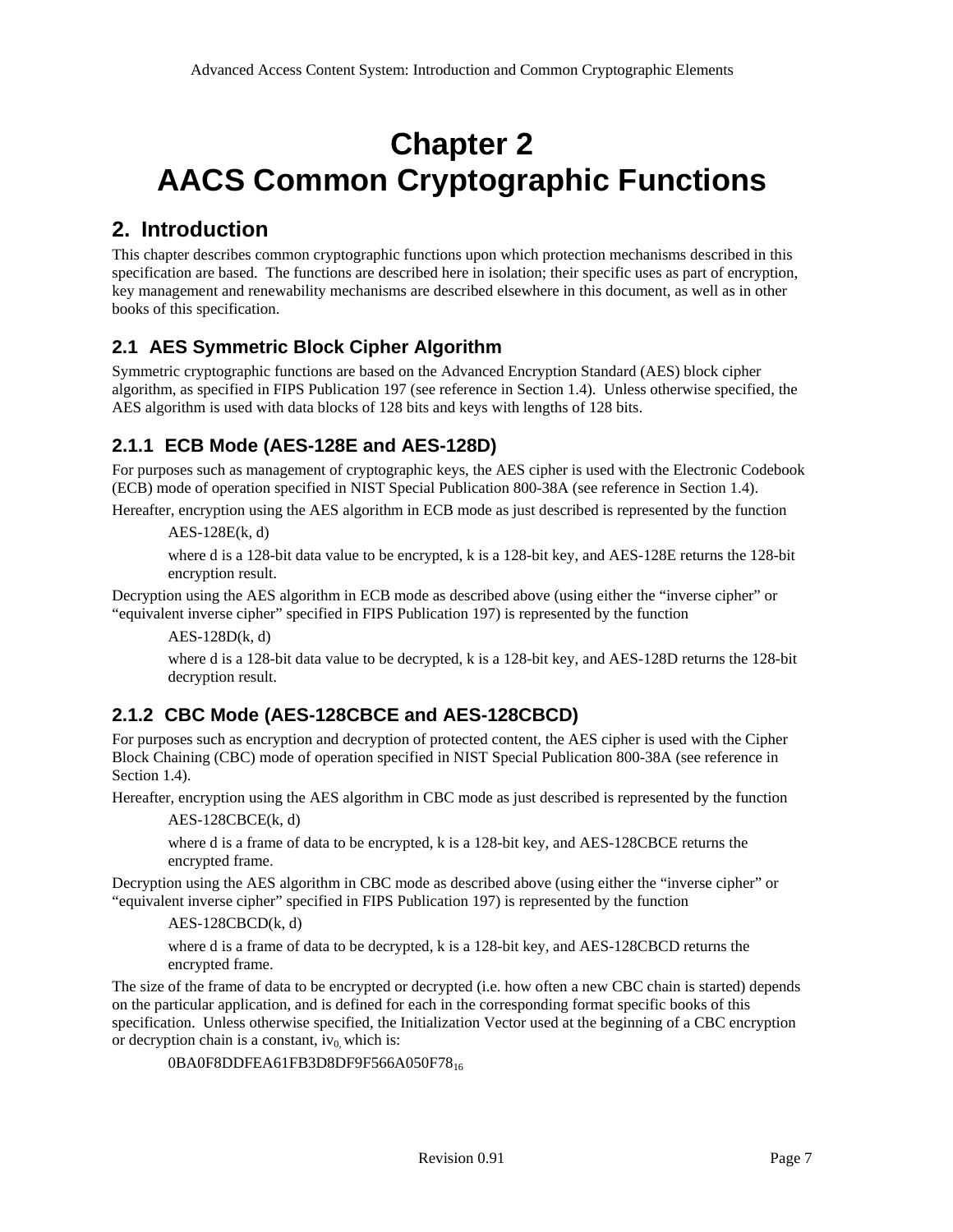# Chapter 2
# AACS Common Cryptographic Functions

## 2. Introduction

This chapter describes common cryptographic functions upon which protection mechanisms described in this specification are based. The functions are described here in isolation; their specific uses as part of encryption, key management and renewability mechanisms are described elsewhere in this document, as well as in other books of this specification.

### 2.1 AES Symmetric Block Cipher Algorithm

Symmetric cryptographic functions are based on the Advanced Encryption Standard (AES) block cipher algorithm, as specified in FIPS Publication 197 (see reference in Section 1.4). Unless otherwise specified, the AES algorithm is used with data blocks of 128 bits and keys with lengths of 128 bits.

#### 2.1.1 ECB Mode (AES-128E and AES-128D)

For purposes such as management of cryptographic keys, the AES cipher is used with the Electronic Codebook (ECB) mode of operation specified in NIST Special Publication 800-38A (see reference in Section 1.4).

Hereafter, encryption using the AES algorithm in ECB mode as just described is represented by the function

> AES-128E(k, d)
>
> where d is a 128-bit data value to be encrypted, k is a 128-bit key, and AES-128E returns the 128-bit encryption result.

Decryption using the AES algorithm in ECB mode as described above (using either the "inverse cipher" or "equivalent inverse cipher" specified in FIPS Publication 197) is represented by the function

> AES-128D(k, d)
>
> where d is a 128-bit data value to be decrypted, k is a 128-bit key, and AES-128D returns the 128-bit decryption result.

#### 2.1.2 CBC Mode (AES-128CBCE and AES-128CBCD)

For purposes such as encryption and decryption of protected content, the AES cipher is used with the Cipher Block Chaining (CBC) mode of operation specified in NIST Special Publication 800-38A (see reference in Section 1.4).

Hereafter, encryption using the AES algorithm in CBC mode as just described is represented by the function

> AES-128CBCE(k, d)
>
> where d is a frame of data to be encrypted, k is a 128-bit key, and AES-128CBCE returns the encrypted frame.

Decryption using the AES algorithm in CBC mode as described above (using either the "inverse cipher" or "equivalent inverse cipher" specified in FIPS Publication 197) is represented by the function

> AES-128CBCD(k, d)
>
> where d is a frame of data to be decrypted, k is a 128-bit key, and AES-128CBCD returns the encrypted frame.

The size of the frame of data to be encrypted or decrypted (i.e. how often a new CBC chain is started) depends on the particular application, and is defined for each in the corresponding format specific books of this specification. Unless otherwise specified, the Initialization Vector used at the beginning of a CBC encryption or decryption chain is a constant, $iv_0$, which is:

> $0BA0F8DDFEA61FB3D8DF9F566A050F78_{16}$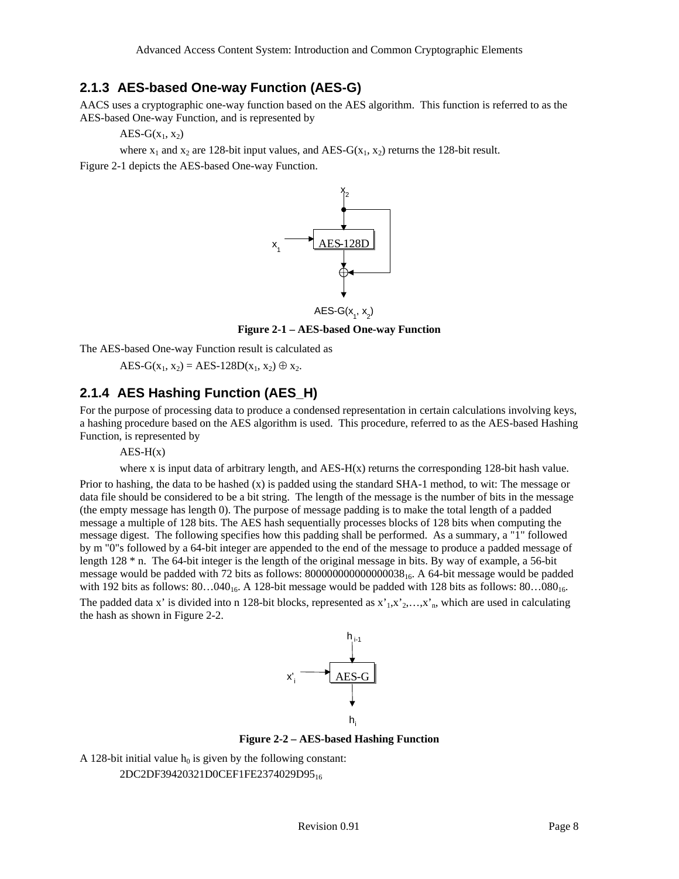### 2.1.3 AES-based One-way Function (AES-G)

AACS uses a cryptographic one-way function based on the AES algorithm. This function is referred to as the AES-based One-way Function, and is represented by

AES-G($x_1$, $x_2$)

where $x_1$ and $x_2$ are 128-bit input values, and AES-G($x_1$, $x_2$) returns the 128-bit result.

Figure 2-1 depicts the AES-based One-way Function.

**Figure 2-1 – AES-based One-way Function**

The AES-based One-way Function result is calculated as

AES-G($x_1$, $x_2$) = AES-128D($x_1$, $x_2$) $\oplus$ $x_2$.

### 2.1.4 AES Hashing Function (AES_H)

For the purpose of processing data to produce a condensed representation in certain calculations involving keys, a hashing procedure based on the AES algorithm is used. This procedure, referred to as the AES-based Hashing Function, is represented by

AES-H(x)

where x is input data of arbitrary length, and AES-H(x) returns the corresponding 128-bit hash value.

Prior to hashing, the data to be hashed (x) is padded using the standard SHA-1 method, to wit: The message or data file should be considered to be a bit string. The length of the message is the number of bits in the message (the empty message has length 0). The purpose of message padding is to make the total length of a padded message a multiple of 128 bits. The AES hash sequentially processes blocks of 128 bits when computing the message digest. The following specifies how this padding shall be performed. As a summary, a "1" followed by m "0"s followed by a 64-bit integer are appended to the end of the message to produce a padded message of length 128 * n. The 64-bit integer is the length of the original message in bits. By way of example, a 56-bit message would be padded with 72 bits as follows: $800000000000000038_{16}$. A 64-bit message would be padded with 192 bits as follows: $80\ldots040_{16}$. A 128-bit message would be padded with 128 bits as follows: $80\ldots080_{16}$.

The padded data x' is divided into n 128-bit blocks, represented as $x'_1, x'_2, \ldots, x'_n$, which are used in calculating the hash as shown in Figure 2-2.

**Figure 2-2 – AES-based Hashing Function**

A 128-bit initial value $h_0$ is given by the following constant:

$2DC2DF39420321D0CEF1FE2374029D95_{16}$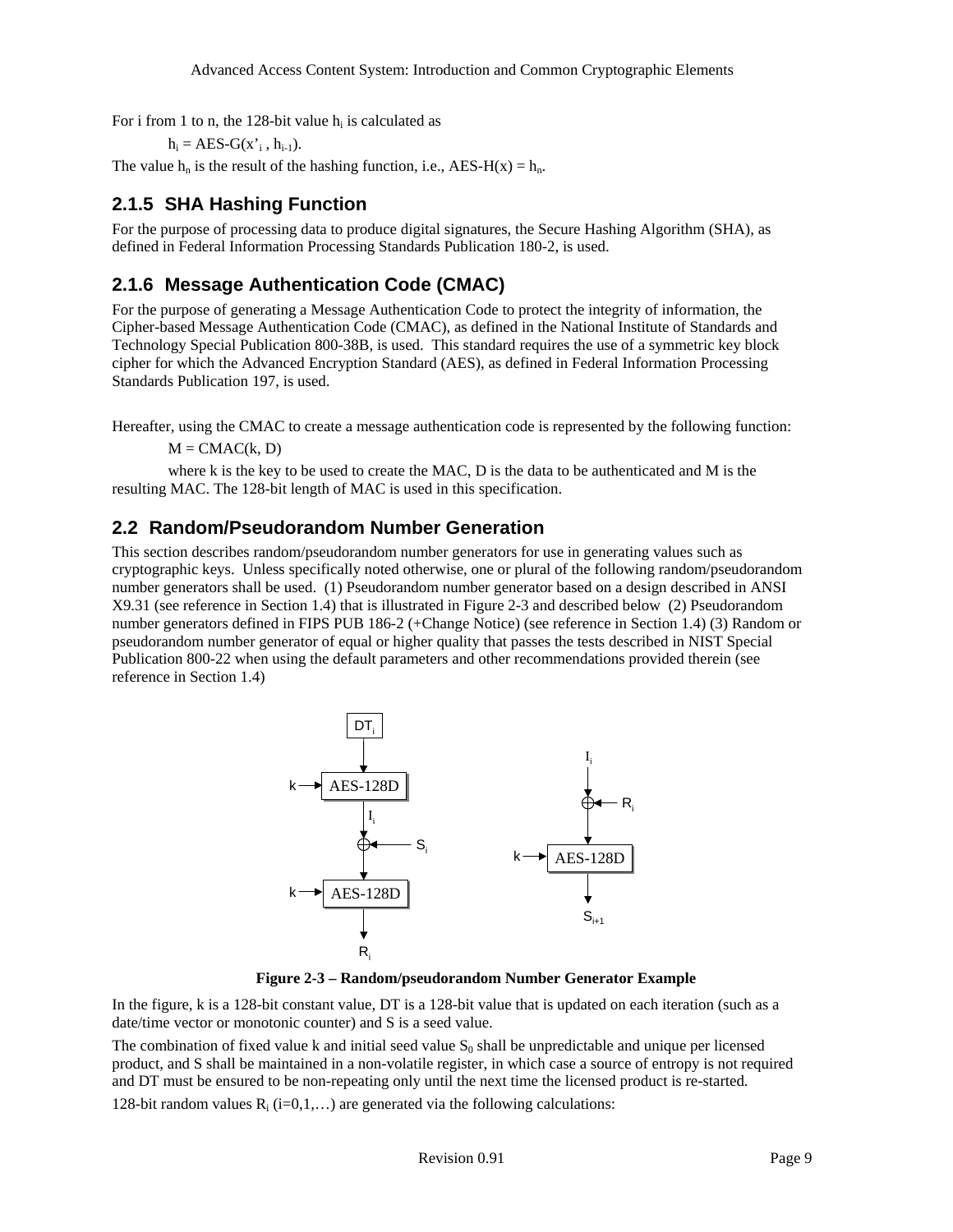For i from 1 to n, the 128-bit value $h_i$ is calculated as

$h_i$ = AES-G($x'_i$ , $h_{i-1}$).

The value $h_n$ is the result of the hashing function, i.e., AES-H(x) = $h_n$.

### 2.1.5 SHA Hashing Function

For the purpose of processing data to produce digital signatures, the Secure Hashing Algorithm (SHA), as defined in Federal Information Processing Standards Publication 180-2, is used.

### 2.1.6 Message Authentication Code (CMAC)

For the purpose of generating a Message Authentication Code to protect the integrity of information, the Cipher-based Message Authentication Code (CMAC), as defined in the National Institute of Standards and Technology Special Publication 800-38B, is used. This standard requires the use of a symmetric key block cipher for which the Advanced Encryption Standard (AES), as defined in Federal Information Processing Standards Publication 197, is used.

Hereafter, using the CMAC to create a message authentication code is represented by the following function:

M = CMAC(k, D)

where k is the key to be used to create the MAC, D is the data to be authenticated and M is the resulting MAC. The 128-bit length of MAC is used in this specification.

## 2.2 Random/Pseudorandom Number Generation

This section describes random/pseudorandom number generators for use in generating values such as cryptographic keys. Unless specifically noted otherwise, one or plural of the following random/pseudorandom number generators shall be used. (1) Pseudorandom number generator based on a design described in ANSI X9.31 (see reference in Section 1.4) that is illustrated in Figure 2-3 and described below (2) Pseudorandom number generators defined in FIPS PUB 186-2 (+Change Notice) (see reference in Section 1.4) (3) Random or pseudorandom number generator of equal or higher quality that passes the tests described in NIST Special Publication 800-22 when using the default parameters and other recommendations provided therein (see reference in Section 1.4)

**Figure 2-3 – Random/pseudorandom Number Generator Example**

In the figure, k is a 128-bit constant value, DT is a 128-bit value that is updated on each iteration (such as a date/time vector or monotonic counter) and S is a seed value.

The combination of fixed value k and initial seed value $S_0$ shall be unpredictable and unique per licensed product, and S shall be maintained in a non-volatile register, in which case a source of entropy is not required and DT must be ensured to be non-repeating only until the next time the licensed product is re-started.

128-bit random values $R_i$ (i=0,1,…) are generated via the following calculations: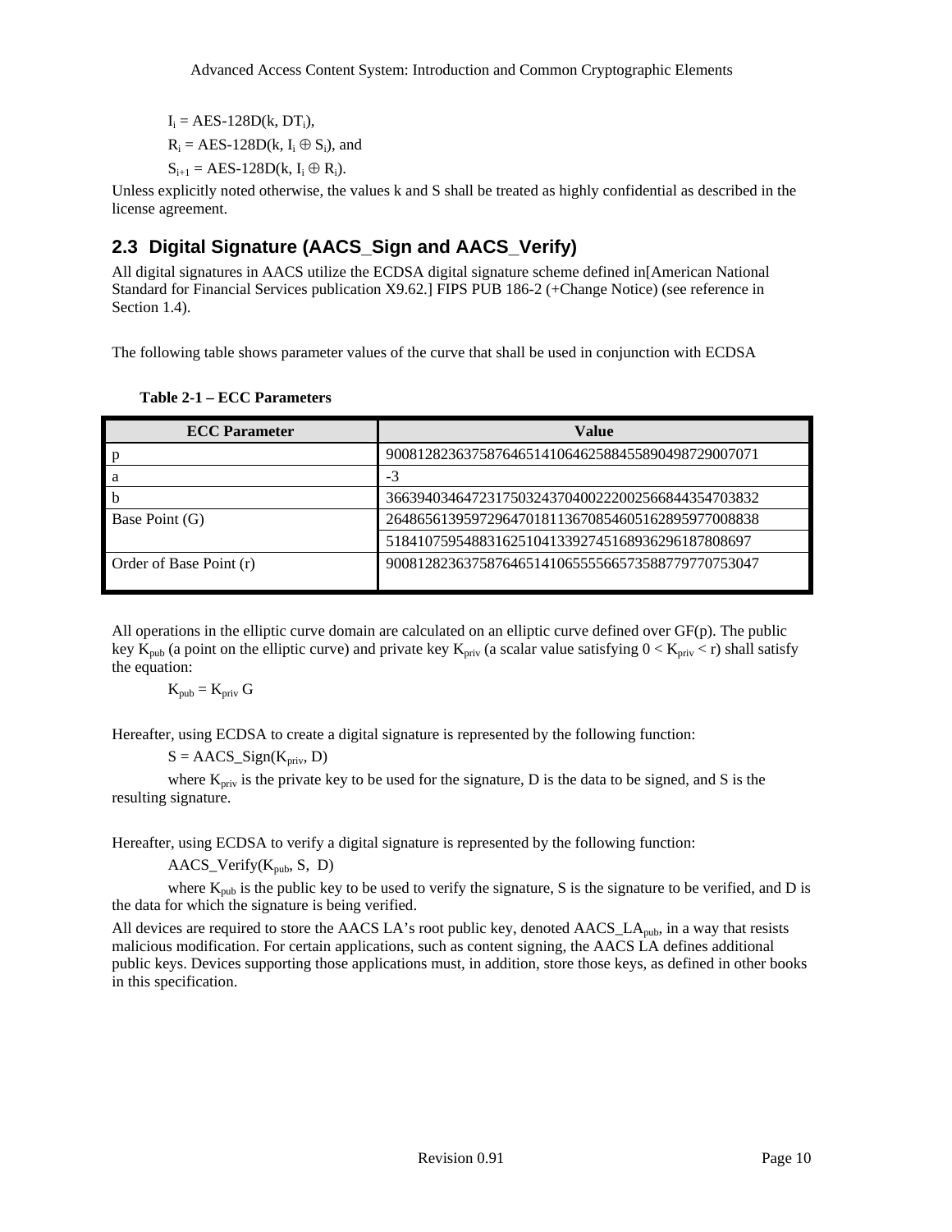$I_i = \text{AES-128D}(k, DT_i)$,

$R_i = \text{AES-128D}(k, I_i \oplus S_i)$, and

$S_{i+1} = \text{AES-128D}(k, I_i \oplus R_i)$.

Unless explicitly noted otherwise, the values k and S shall be treated as highly confidential as described in the license agreement.

## 2.3 Digital Signature (AACS_Sign and AACS_Verify)

All digital signatures in AACS utilize the ECDSA digital signature scheme defined in[American National Standard for Financial Services publication X9.62.] FIPS PUB 186-2 (+Change Notice) (see reference in Section 1.4).

The following table shows parameter values of the curve that shall be used in conjunction with ECDSA

**Table 2-1 – ECC Parameters**

| ECC Parameter | Value |
|---|---|
| p | 900812823637587646514106462588455890498729007071 |
| a | -3 |
| b | 366394034647231750324370400222002566844354703832 |
| Base Point (G) | 264865613959729647018113670854605162895977008838 |
| | 51841075954883162510413392745168936296187808697 |
| Order of Base Point (r) | 900812823637587646514106555566573588779770753047 |

All operations in the elliptic curve domain are calculated on an elliptic curve defined over GF(p). The public key $K_{pub}$ (a point on the elliptic curve) and private key $K_{priv}$ (a scalar value satisfying $0 < K_{priv} < r$) shall satisfy the equation:

$$K_{pub} = K_{priv}\, G$$

Hereafter, using ECDSA to create a digital signature is represented by the following function:

$S = \text{AACS\_Sign}(K_{priv}, D)$

where $K_{priv}$ is the private key to be used for the signature, D is the data to be signed, and S is the resulting signature.

Hereafter, using ECDSA to verify a digital signature is represented by the following function:

$\text{AACS\_Verify}(K_{pub}, S, D)$

where $K_{pub}$ is the public key to be used to verify the signature, S is the signature to be verified, and D is the data for which the signature is being verified.

All devices are required to store the AACS LA's root public key, denoted $\text{AACS\_LA}_{pub}$, in a way that resists malicious modification. For certain applications, such as content signing, the AACS LA defines additional public keys. Devices supporting those applications must, in addition, store those keys, as defined in other books in this specification.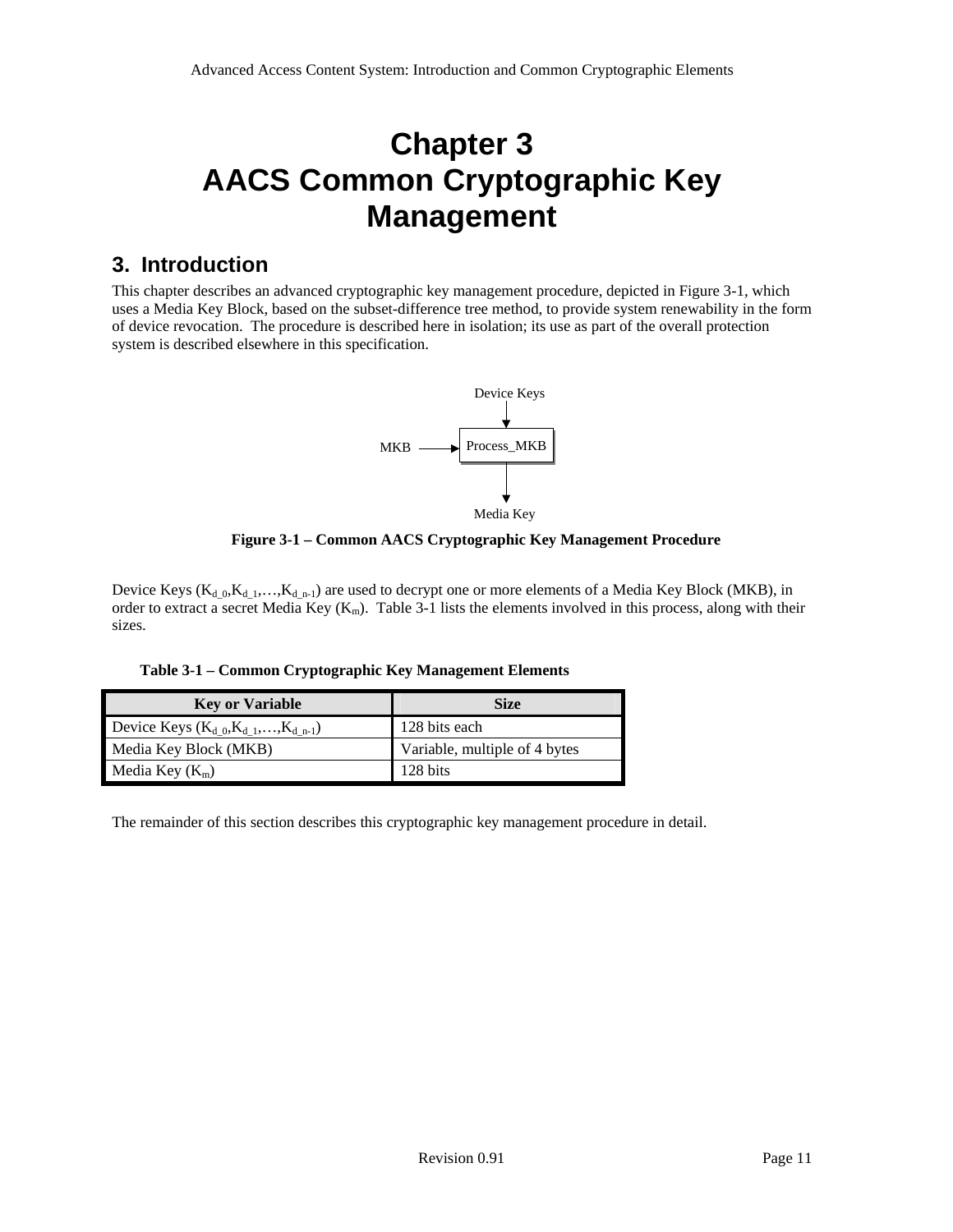# Chapter 3
# AACS Common Cryptographic Key Management

## 3. Introduction

This chapter describes an advanced cryptographic key management procedure, depicted in Figure 3-1, which uses a Media Key Block, based on the subset-difference tree method, to provide system renewability in the form of device revocation. The procedure is described here in isolation; its use as part of the overall protection system is described elsewhere in this specification.

Device Keys

MKB → Process_MKB

Media Key

**Figure 3-1 – Common AACS Cryptographic Key Management Procedure**

Device Keys ($K_{d\_0}$,$K_{d\_1}$,…,$K_{d\_n-1}$) are used to decrypt one or more elements of a Media Key Block (MKB), in order to extract a secret Media Key ($K_m$). Table 3-1 lists the elements involved in this process, along with their sizes.

**Table 3-1 – Common Cryptographic Key Management Elements**

| Key or Variable | Size |
|---|---|
| Device Keys ($K_{d\_0}$,$K_{d\_1}$,…,$K_{d\_n-1}$) | 128 bits each |
| Media Key Block (MKB) | Variable, multiple of 4 bytes |
| Media Key ($K_m$) | 128 bits |

The remainder of this section describes this cryptographic key management procedure in detail.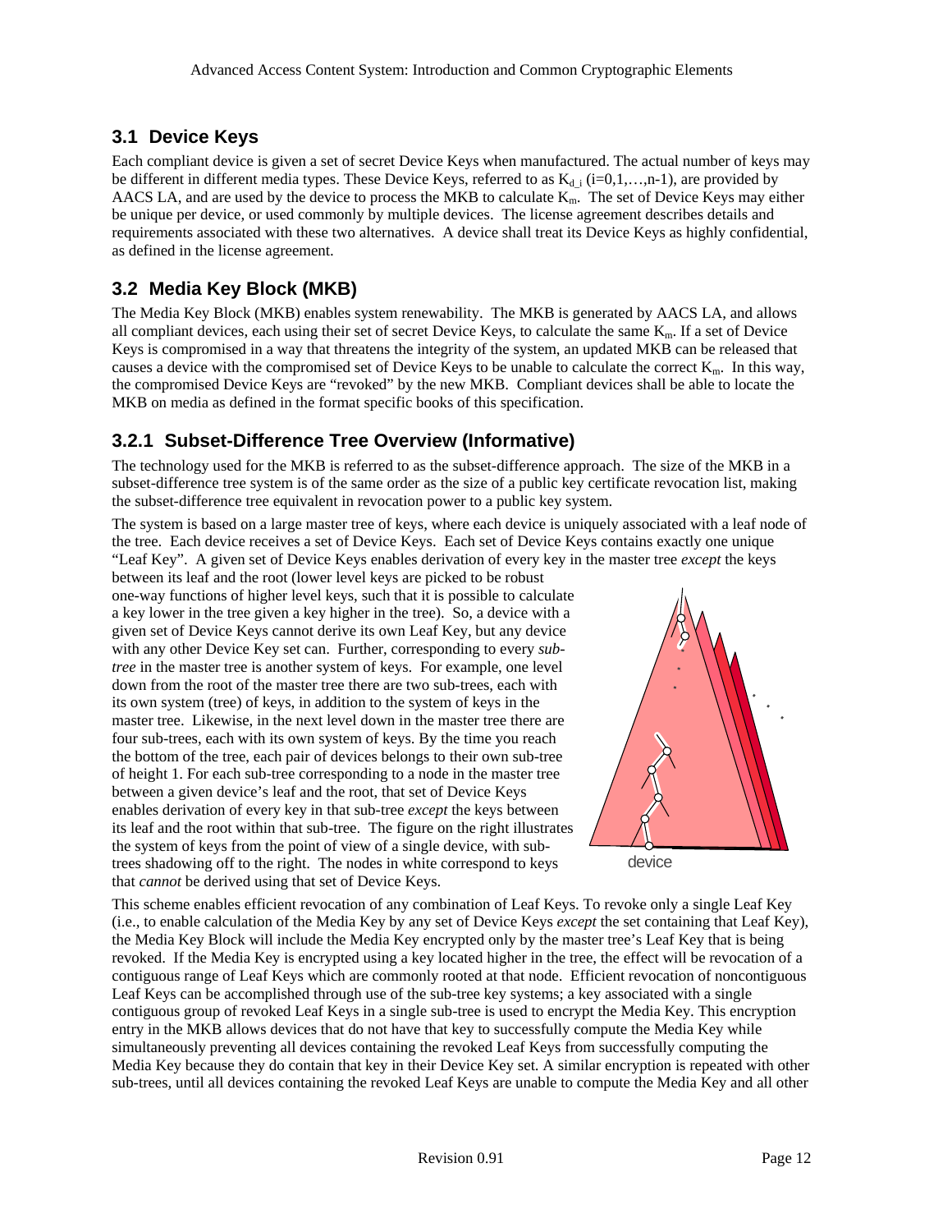## 3.1 Device Keys

Each compliant device is given a set of secret Device Keys when manufactured. The actual number of keys may be different in different media types. These Device Keys, referred to as $K_{d\_i}$ (i=0,1,…,n-1), are provided by AACS LA, and are used by the device to process the MKB to calculate $K_m$. The set of Device Keys may either be unique per device, or used commonly by multiple devices. The license agreement describes details and requirements associated with these two alternatives. A device shall treat its Device Keys as highly confidential, as defined in the license agreement.

## 3.2 Media Key Block (MKB)

The Media Key Block (MKB) enables system renewability. The MKB is generated by AACS LA, and allows all compliant devices, each using their set of secret Device Keys, to calculate the same $K_m$. If a set of Device Keys is compromised in a way that threatens the integrity of the system, an updated MKB can be released that causes a device with the compromised set of Device Keys to be unable to calculate the correct $K_m$. In this way, the compromised Device Keys are "revoked" by the new MKB. Compliant devices shall be able to locate the MKB on media as defined in the format specific books of this specification.

### 3.2.1 Subset-Difference Tree Overview (Informative)

The technology used for the MKB is referred to as the subset-difference approach. The size of the MKB in a subset-difference tree system is of the same order as the size of a public key certificate revocation list, making the subset-difference tree equivalent in revocation power to a public key system.

The system is based on a large master tree of keys, where each device is uniquely associated with a leaf node of the tree. Each device receives a set of Device Keys. Each set of Device Keys contains exactly one unique "Leaf Key". A given set of Device Keys enables derivation of every key in the master tree *except* the keys between its leaf and the root (lower level keys are picked to be robust one-way functions of higher level keys, such that it is possible to calculate a key lower in the tree given a key higher in the tree). So, a device with a given set of Device Keys cannot derive its own Leaf Key, but any device with any other Device Key set can. Further, corresponding to every *sub-tree* in the master tree is another system of keys. For example, one level down from the root of the master tree there are two sub-trees, each with its own system (tree) of keys, in addition to the system of keys in the master tree. Likewise, in the next level down in the master tree there are four sub-trees, each with its own system of keys. By the time you reach the bottom of the tree, each pair of devices belongs to their own sub-tree of height 1. For each sub-tree corresponding to a node in the master tree between a given device's leaf and the root, that set of Device Keys enables derivation of every key in that sub-tree *except* the keys between its leaf and the root within that sub-tree. The figure on the right illustrates the system of keys from the point of view of a single device, with sub-trees shadowing off to the right. The nodes in white correspond to keys that *cannot* be derived using that set of Device Keys.

device

This scheme enables efficient revocation of any combination of Leaf Keys. To revoke only a single Leaf Key (i.e., to enable calculation of the Media Key by any set of Device Keys *except* the set containing that Leaf Key), the Media Key Block will include the Media Key encrypted only by the master tree's Leaf Key that is being revoked. If the Media Key is encrypted using a key located higher in the tree, the effect will be revocation of a contiguous range of Leaf Keys which are commonly rooted at that node. Efficient revocation of noncontiguous Leaf Keys can be accomplished through use of the sub-tree key systems; a key associated with a single contiguous group of revoked Leaf Keys in a single sub-tree is used to encrypt the Media Key. This encryption entry in the MKB allows devices that do not have that key to successfully compute the Media Key while simultaneously preventing all devices containing the revoked Leaf Keys from successfully computing the Media Key because they do contain that key in their Device Key set. A similar encryption is repeated with other sub-trees, until all devices containing the revoked Leaf Keys are unable to compute the Media Key and all other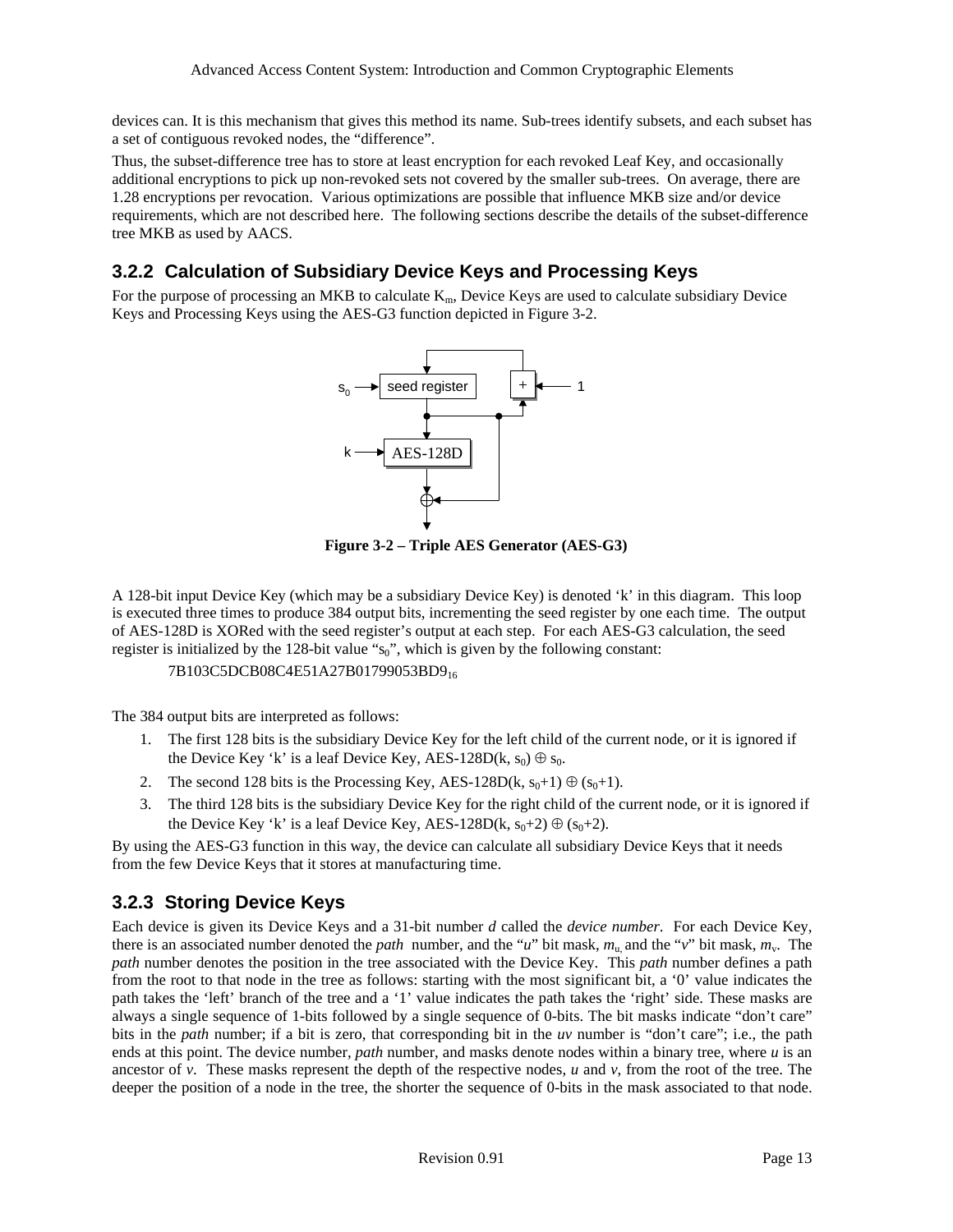devices can. It is this mechanism that gives this method its name. Sub-trees identify subsets, and each subset has a set of contiguous revoked nodes, the "difference".

Thus, the subset-difference tree has to store at least encryption for each revoked Leaf Key, and occasionally additional encryptions to pick up non-revoked sets not covered by the smaller sub-trees. On average, there are 1.28 encryptions per revocation. Various optimizations are possible that influence MKB size and/or device requirements, which are not described here. The following sections describe the details of the subset-difference tree MKB as used by AACS.

### 3.2.2 Calculation of Subsidiary Device Keys and Processing Keys

For the purpose of processing an MKB to calculate $K_m$, Device Keys are used to calculate subsidiary Device Keys and Processing Keys using the AES-G3 function depicted in Figure 3-2.

**Figure 3-2 – Triple AES Generator (AES-G3)**

A 128-bit input Device Key (which may be a subsidiary Device Key) is denoted 'k' in this diagram. This loop is executed three times to produce 384 output bits, incrementing the seed register by one each time. The output of AES-128D is XORed with the seed register's output at each step. For each AES-G3 calculation, the seed register is initialized by the 128-bit value "$s_0$", which is given by the following constant:

$7B103C5DCB08C4E51A27B01799053BD9_{16}$

The 384 output bits are interpreted as follows:

1. The first 128 bits is the subsidiary Device Key for the left child of the current node, or it is ignored if the Device Key 'k' is a leaf Device Key, AES-128D(k, $s_0$) $\oplus$ $s_0$.
2. The second 128 bits is the Processing Key, AES-128D(k, $s_0$+1) $\oplus$ ($s_0$+1).
3. The third 128 bits is the subsidiary Device Key for the right child of the current node, or it is ignored if the Device Key 'k' is a leaf Device Key, AES-128D(k, $s_0$+2) $\oplus$ ($s_0$+2).

By using the AES-G3 function in this way, the device can calculate all subsidiary Device Keys that it needs from the few Device Keys that it stores at manufacturing time.

### 3.2.3 Storing Device Keys

Each device is given its Device Keys and a 31-bit number *d* called the *device number*. For each Device Key, there is an associated number denoted the *path* number, and the "*u*" bit mask, $m_u$, and the "*v*" bit mask, $m_v$. The *path* number denotes the position in the tree associated with the Device Key. This *path* number defines a path from the root to that node in the tree as follows: starting with the most significant bit, a '0' value indicates the path takes the 'left' branch of the tree and a '1' value indicates the path takes the 'right' side. These masks are always a single sequence of 1-bits followed by a single sequence of 0-bits. The bit masks indicate "don't care" bits in the *path* number; if a bit is zero, that corresponding bit in the *uv* number is "don't care"; i.e., the path ends at this point. The device number, *path* number, and masks denote nodes within a binary tree, where *u* is an ancestor of *v*. These masks represent the depth of the respective nodes, *u* and *v*, from the root of the tree. The deeper the position of a node in the tree, the shorter the sequence of 0-bits in the mask associated to that node.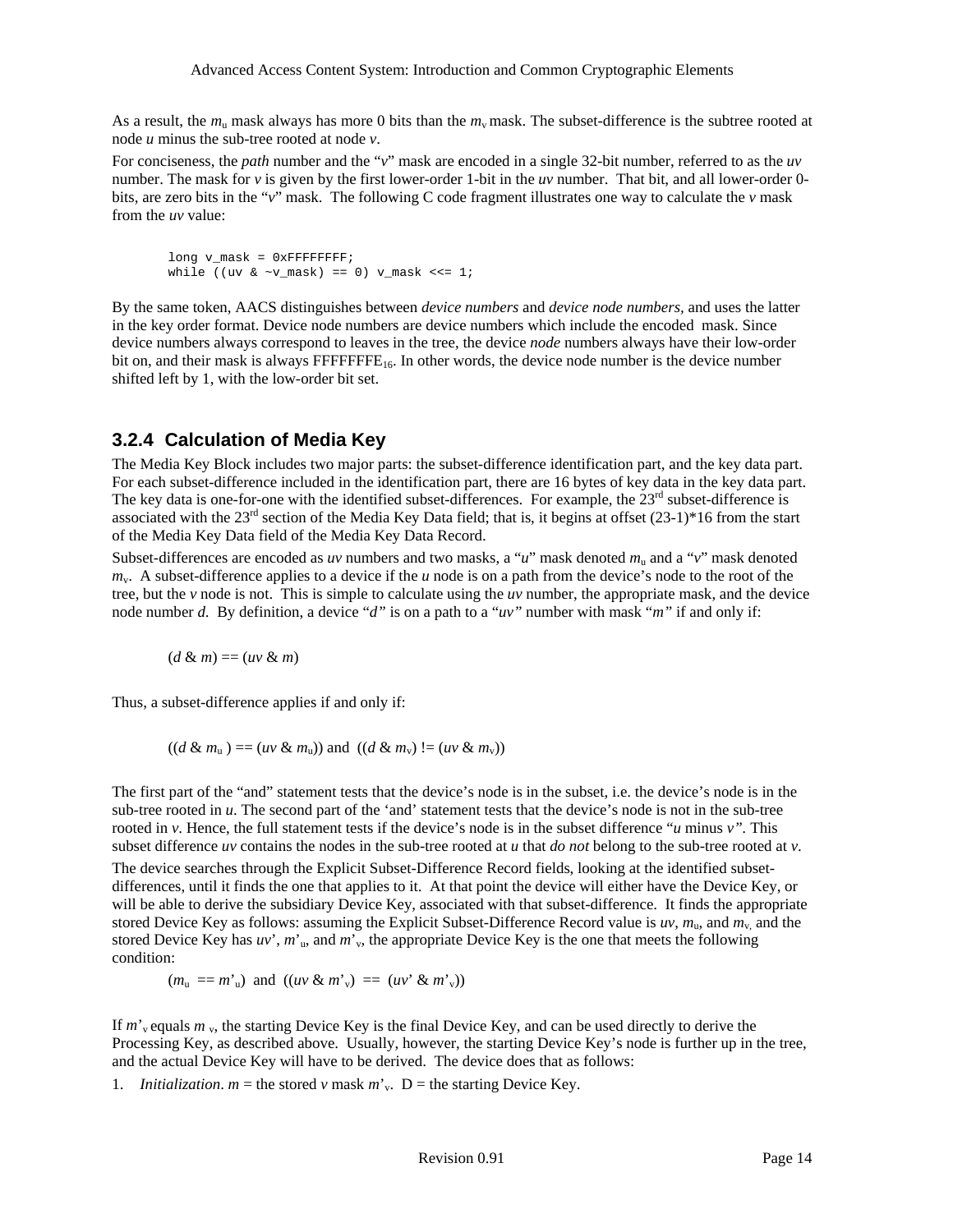As a result, the $m_u$ mask always has more 0 bits than the $m_v$ mask. The subset-difference is the subtree rooted at node *u* minus the sub-tree rooted at node *v*.

For conciseness, the *path* number and the "*v*" mask are encoded in a single 32-bit number, referred to as the *uv* number. The mask for *v* is given by the first lower-order 1-bit in the *uv* number. That bit, and all lower-order 0-bits, are zero bits in the "*v*" mask. The following C code fragment illustrates one way to calculate the *v* mask from the *uv* value:

```
long v_mask = 0xFFFFFFFF;
while ((uv & ~v_mask) == 0) v_mask <<= 1;
```

By the same token, AACS distinguishes between *device numbers* and *device node numbers,* and uses the latter in the key order format. Device node numbers are device numbers which include the encoded mask. Since device numbers always correspond to leaves in the tree, the device *node* numbers always have their low-order bit on, and their mask is always $FFFFFFFE_{16}$. In other words, the device node number is the device number shifted left by 1, with the low-order bit set.

### 3.2.4 Calculation of Media Key

The Media Key Block includes two major parts: the subset-difference identification part, and the key data part. For each subset-difference included in the identification part, there are 16 bytes of key data in the key data part. The key data is one-for-one with the identified subset-differences. For example, the 23rd subset-difference is associated with the 23rd section of the Media Key Data field; that is, it begins at offset (23-1)*16 from the start of the Media Key Data field of the Media Key Data Record.

Subset-differences are encoded as *uv* numbers and two masks, a "*u*" mask denoted $m_u$ and a "*v*" mask denoted $m_v$. A subset-difference applies to a device if the *u* node is on a path from the device's node to the root of the tree, but the *v* node is not. This is simple to calculate using the *uv* number, the appropriate mask, and the device node number *d*. By definition, a device "*d"* is on a path to a "*uv"* number with mask "*m"* if and only if:

$$(d \ \& \ m) == (uv \ \& \ m)$$

Thus, a subset-difference applies if and only if:

$$((d \ \& \ m_u) == (uv \ \& \ m_u)) \text{ and } ((d \ \& \ m_v) \ != (uv \ \& \ m_v))$$

The first part of the "and" statement tests that the device's node is in the subset, i.e. the device's node is in the sub-tree rooted in *u*. The second part of the 'and' statement tests that the device's node is not in the sub-tree rooted in *v*. Hence, the full statement tests if the device's node is in the subset difference "*u* minus *v"*. This subset difference *uv* contains the nodes in the sub-tree rooted at *u* that *do not* belong to the sub-tree rooted at *v*.

The device searches through the Explicit Subset-Difference Record fields, looking at the identified subset-differences, until it finds the one that applies to it. At that point the device will either have the Device Key, or will be able to derive the subsidiary Device Key, associated with that subset-difference. It finds the appropriate stored Device Key as follows: assuming the Explicit Subset-Difference Record value is *uv*, $m_u$, and $m_v$, and the stored Device Key has *uv'*, $m'_u$, and $m'_v$, the appropriate Device Key is the one that meets the following condition:

$$(m_u == m'_u) \text{ and } ((uv \ \& \ m'_v) == (uv' \ \& \ m'_v))$$

If $m'_v$ equals $m_v$, the starting Device Key is the final Device Key, and can be used directly to derive the Processing Key, as described above. Usually, however, the starting Device Key's node is further up in the tree, and the actual Device Key will have to be derived. The device does that as follows:

1. *Initialization*. *m* = the stored *v* mask $m'_v$. D = the starting Device Key.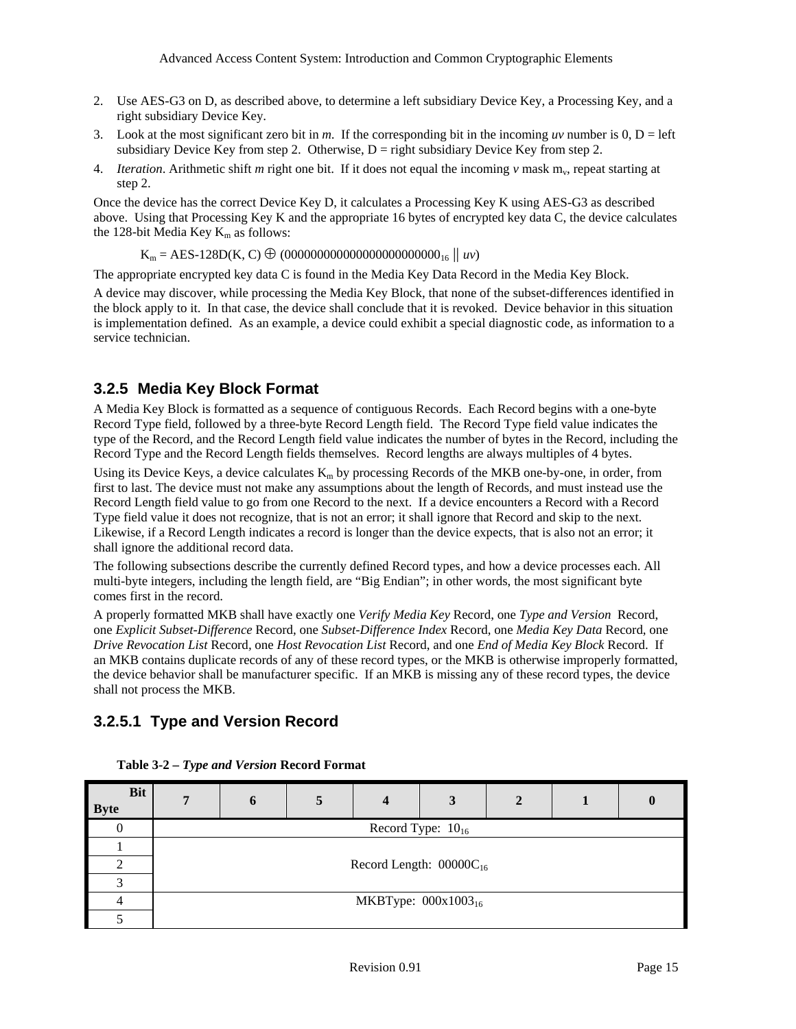2. Use AES-G3 on D, as described above, to determine a left subsidiary Device Key, a Processing Key, and a right subsidiary Device Key.
3. Look at the most significant zero bit in *m*. If the corresponding bit in the incoming *uv* number is 0, D = left subsidiary Device Key from step 2. Otherwise, D = right subsidiary Device Key from step 2.
4. *Iteration*. Arithmetic shift *m* right one bit. If it does not equal the incoming *v* mask $m_v$, repeat starting at step 2.

Once the device has the correct Device Key D, it calculates a Processing Key K using AES-G3 as described above. Using that Processing Key K and the appropriate 16 bytes of encrypted key data C, the device calculates the 128-bit Media Key $K_m$ as follows:

$$K_m = \text{AES-128D}(K, C) \oplus (000000000000000000000000_{16} \,||\, uv)$$

The appropriate encrypted key data C is found in the Media Key Data Record in the Media Key Block.

A device may discover, while processing the Media Key Block, that none of the subset-differences identified in the block apply to it. In that case, the device shall conclude that it is revoked. Device behavior in this situation is implementation defined. As an example, a device could exhibit a special diagnostic code, as information to a service technician.

### 3.2.5 Media Key Block Format

A Media Key Block is formatted as a sequence of contiguous Records. Each Record begins with a one-byte Record Type field, followed by a three-byte Record Length field. The Record Type field value indicates the type of the Record, and the Record Length field value indicates the number of bytes in the Record, including the Record Type and the Record Length fields themselves. Record lengths are always multiples of 4 bytes.

Using its Device Keys, a device calculates $K_m$ by processing Records of the MKB one-by-one, in order, from first to last. The device must not make any assumptions about the length of Records, and must instead use the Record Length field value to go from one Record to the next. If a device encounters a Record with a Record Type field value it does not recognize, that is not an error; it shall ignore that Record and skip to the next. Likewise, if a Record Length indicates a record is longer than the device expects, that is also not an error; it shall ignore the additional record data.

The following subsections describe the currently defined Record types, and how a device processes each. All multi-byte integers, including the length field, are "Big Endian"; in other words, the most significant byte comes first in the record.

A properly formatted MKB shall have exactly one *Verify Media Key* Record, one *Type and Version* Record, one *Explicit Subset-Difference* Record, one *Subset-Difference Index* Record, one *Media Key Data* Record, one *Drive Revocation List* Record, one *Host Revocation List* Record, and one *End of Media Key Block* Record. If an MKB contains duplicate records of any of these record types, or the MKB is otherwise improperly formatted, the device behavior shall be manufacturer specific. If an MKB is missing any of these record types, the device shall not process the MKB.

#### 3.2.5.1 Type and Version Record

**Table 3-2 – *Type and Version* Record Format**

| Byte \ Bit | 7 | 6 | 5 | 4 | 3 | 2 | 1 | 0 |
|---|---|---|---|---|---|---|---|---|
| 0 | Record Type: $10_{16}$ | | | | | | | |
| 1 | Record Length: $00000C_{16}$ | | | | | | | |
| 2 | | | | | | | | |
| 3 | | | | | | | | |
| 4 | MKBType: $000x1003_{16}$ | | | | | | | |
| 5 | | | | | | | | |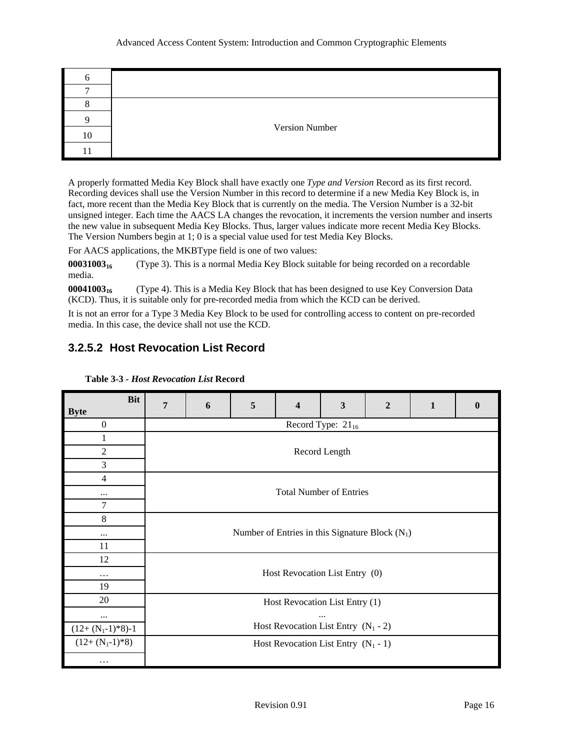| Byte | |
|---|---|
| 6 | |
| 7 | |
| 8 | Version Number |
| 9 | |
| 10 | |
| 11 | |

A properly formatted Media Key Block shall have exactly one *Type and Version* Record as its first record. Recording devices shall use the Version Number in this record to determine if a new Media Key Block is, in fact, more recent than the Media Key Block that is currently on the media. The Version Number is a 32-bit unsigned integer. Each time the AACS LA changes the revocation, it increments the version number and inserts the new value in subsequent Media Key Blocks. Thus, larger values indicate more recent Media Key Blocks. The Version Numbers begin at 1; 0 is a special value used for test Media Key Blocks.

For AACS applications, the MKBType field is one of two values:

**$00031003_{16}$** (Type 3). This is a normal Media Key Block suitable for being recorded on a recordable media.

**$00041003_{16}$** (Type 4). This is a Media Key Block that has been designed to use Key Conversion Data (KCD). Thus, it is suitable only for pre-recorded media from which the KCD can be derived.

It is not an error for a Type 3 Media Key Block to be used for controlling access to content on pre-recorded media. In this case, the device shall not use the KCD.

### 3.2.5.2 Host Revocation List Record

**Table 3-3 - *Host Revocation List* Record**

| Byte \ Bit | 7 | 6 | 5 | 4 | 3 | 2 | 1 | 0 |
|---|---|---|---|---|---|---|---|---|
| 0 | Record Type: $21_{16}$ | | | | | | | |
| 1 | Record Length | | | | | | | |
| 2 | | | | | | | | |
| 3 | | | | | | | | |
| 4 | Total Number of Entries | | | | | | | |
| ... | | | | | | | | |
| 7 | | | | | | | | |
| 8 | Number of Entries in this Signature Block ($N_1$) | | | | | | | |
| ... | | | | | | | | |
| 11 | | | | | | | | |
| 12 | Host Revocation List Entry (0) | | | | | | | |
| … | | | | | | | | |
| 19 | | | | | | | | |
| 20 | Host Revocation List Entry (1) | | | | | | | |
| ... | ... | | | | | | | |
| $(12+(N_1-1)*8)-1$ | Host Revocation List Entry ($N_1$ - 2) | | | | | | | |
| $(12+(N_1-1)*8)$ | Host Revocation List Entry ($N_1$ - 1) | | | | | | | |
| … | | | | | | | | |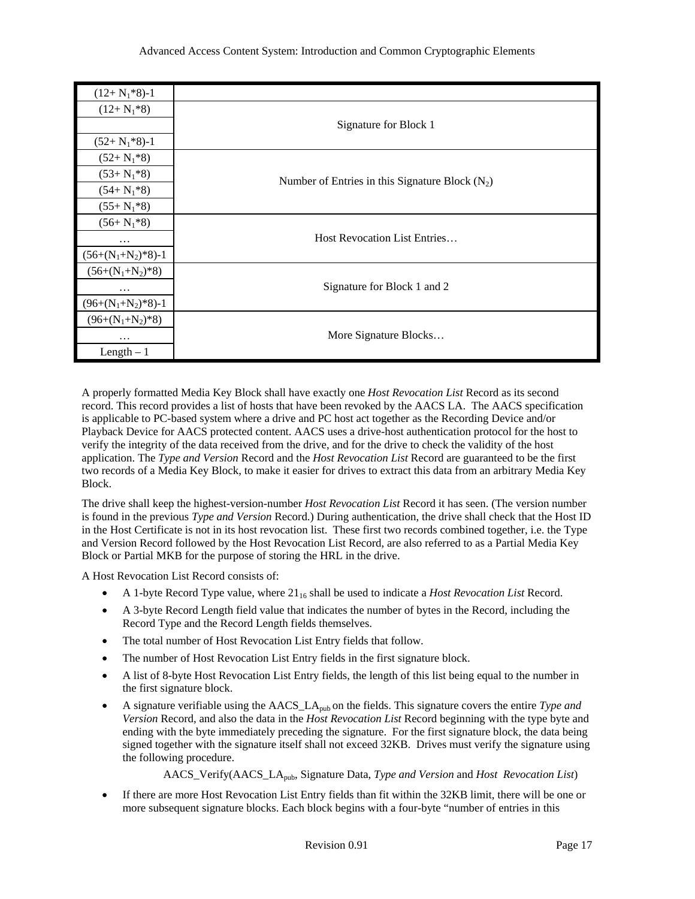| | |
|---|---|
| $(12+N_1*8)-1$ | |
| $(12+N_1*8)$ | Signature for Block 1 |
| | |
| $(52+N_1*8)-1$ | |
| $(52+N_1*8)$ | Number of Entries in this Signature Block ($N_2$) |
| $(53+N_1*8)$ | |
| $(54+N_1*8)$ | |
| $(55+N_1*8)$ | |
| $(56+N_1*8)$ | Host Revocation List Entries… |
| … | |
| $(56+(N_1+N_2)*8)-1$ | |
| $(56+(N_1+N_2)*8)$ | Signature for Block 1 and 2 |
| … | |
| $(96+(N_1+N_2)*8)-1$ | |
| $(96+(N_1+N_2)*8)$ | More Signature Blocks… |
| … | |
| Length – 1 | |

A properly formatted Media Key Block shall have exactly one *Host Revocation List* Record as its second record. This record provides a list of hosts that have been revoked by the AACS LA. The AACS specification is applicable to PC-based system where a drive and PC host act together as the Recording Device and/or Playback Device for AACS protected content. AACS uses a drive-host authentication protocol for the host to verify the integrity of the data received from the drive, and for the drive to check the validity of the host application. The *Type and Version* Record and the *Host Revocation List* Record are guaranteed to be the first two records of a Media Key Block, to make it easier for drives to extract this data from an arbitrary Media Key Block.

The drive shall keep the highest-version-number *Host Revocation List* Record it has seen. (The version number is found in the previous *Type and Version* Record.) During authentication, the drive shall check that the Host ID in the Host Certificate is not in its host revocation list. These first two records combined together, i.e. the Type and Version Record followed by the Host Revocation List Record, are also referred to as a Partial Media Key Block or Partial MKB for the purpose of storing the HRL in the drive.

A Host Revocation List Record consists of:

- A 1-byte Record Type value, where $21_{16}$ shall be used to indicate a *Host Revocation List* Record.
- A 3-byte Record Length field value that indicates the number of bytes in the Record, including the Record Type and the Record Length fields themselves.
- The total number of Host Revocation List Entry fields that follow.
- The number of Host Revocation List Entry fields in the first signature block.
- A list of 8-byte Host Revocation List Entry fields, the length of this list being equal to the number in the first signature block.
- A signature verifiable using the $AACS\_LA_{pub}$ on the fields. This signature covers the entire *Type and Version* Record, and also the data in the *Host Revocation List* Record beginning with the type byte and ending with the byte immediately preceding the signature. For the first signature block, the data being signed together with the signature itself shall not exceed 32KB. Drives must verify the signature using the following procedure.

  AACS_Verify($AACS\_LA_{pub}$, Signature Data, *Type and Version* and *Host Revocation List*)

- If there are more Host Revocation List Entry fields than fit within the 32KB limit, there will be one or more subsequent signature blocks. Each block begins with a four-byte "number of entries in this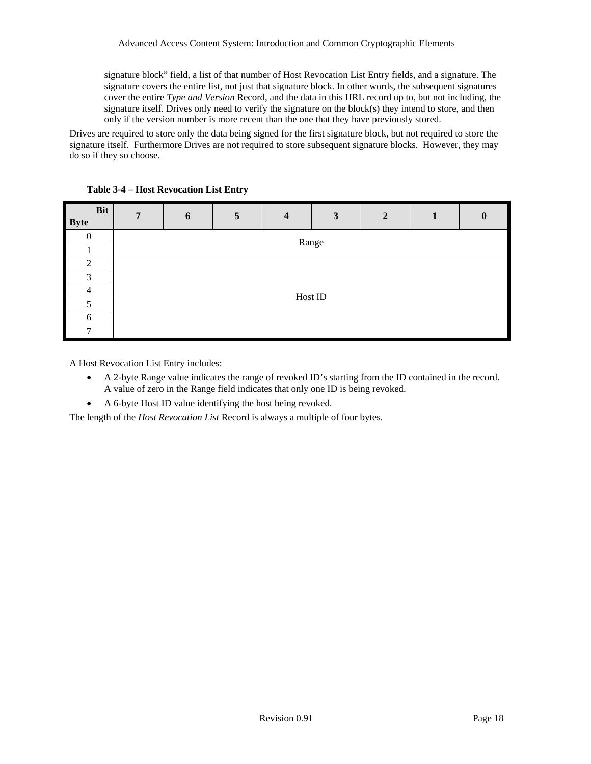signature block" field, a list of that number of Host Revocation List Entry fields, and a signature. The signature covers the entire list, not just that signature block. In other words, the subsequent signatures cover the entire *Type and Version* Record, and the data in this HRL record up to, but not including, the signature itself. Drives only need to verify the signature on the block(s) they intend to store, and then only if the version number is more recent than the one that they have previously stored.

Drives are required to store only the data being signed for the first signature block, but not required to store the signature itself. Furthermore Drives are not required to store subsequent signature blocks. However, they may do so if they so choose.

**Table 3-4 – Host Revocation List Entry**

| Byte \ Bit | 7 | 6 | 5 | 4 | 3 | 2 | 1 | 0 |
|---|---|---|---|---|---|---|---|---|
| 0 | Range | | | | | | | |
| 1 | | | | | | | | |
| 2 | Host ID | | | | | | | |
| 3 | | | | | | | | |
| 4 | | | | | | | | |
| 5 | | | | | | | | |
| 6 | | | | | | | | |
| 7 | | | | | | | | |

A Host Revocation List Entry includes:

- A 2-byte Range value indicates the range of revoked ID's starting from the ID contained in the record. A value of zero in the Range field indicates that only one ID is being revoked.
- A 6-byte Host ID value identifying the host being revoked.

The length of the *Host Revocation List* Record is always a multiple of four bytes.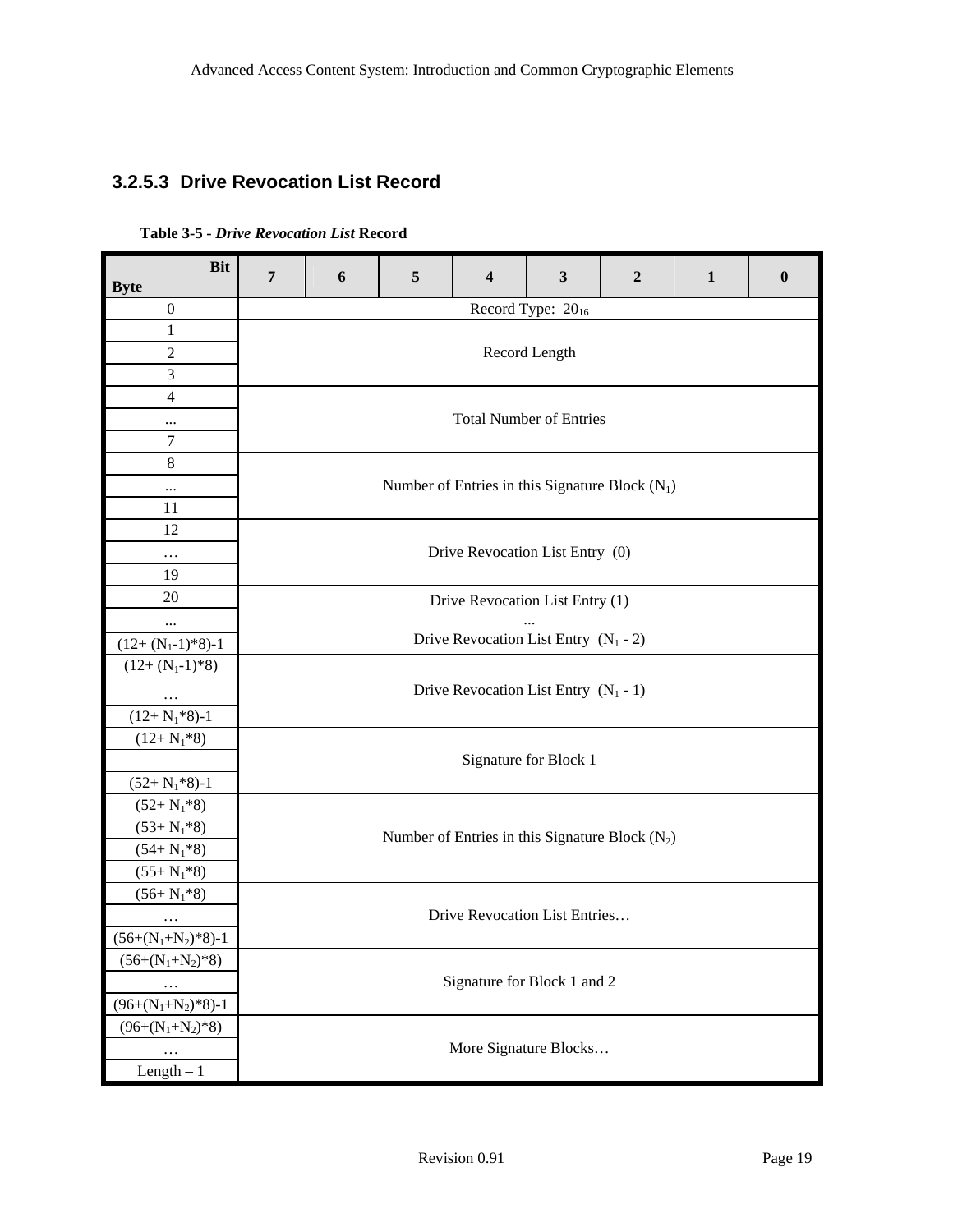### 3.2.5.3 Drive Revocation List Record

**Table 3-5 - *Drive Revocation List* Record**

| Byte \ Bit | 7 | 6 | 5 | 4 | 3 | 2 | 1 | 0 |
|---|---|---|---|---|---|---|---|---|
| 0 | Record Type: $20_{16}$ | | | | | | | |
| 1 | Record Length | | | | | | | |
| 2 | | | | | | | | |
| 3 | | | | | | | | |
| 4 | Total Number of Entries | | | | | | | |
| ... | | | | | | | | |
| 7 | | | | | | | | |
| 8 | Number of Entries in this Signature Block ($N_1$) | | | | | | | |
| ... | | | | | | | | |
| 11 | | | | | | | | |
| 12 | Drive Revocation List Entry (0) | | | | | | | |
| … | | | | | | | | |
| 19 | | | | | | | | |
| 20 | Drive Revocation List Entry (1) ... Drive Revocation List Entry ($N_1$ - 2) | | | | | | | |
| ... | | | | | | | | |
| $(12+ (N_1-1)*8)-1$ | | | | | | | | |
| $(12+ (N_1-1)*8)$ | Drive Revocation List Entry ($N_1$ - 1) | | | | | | | |
| … | | | | | | | | |
| $(12+ N_1*8)-1$ | | | | | | | | |
| $(12+ N_1*8)$ | Signature for Block 1 | | | | | | | |
| | | | | | | | | |
| $(52+ N_1*8)-1$ | | | | | | | | |
| $(52+ N_1*8)$ | Number of Entries in this Signature Block ($N_2$) | | | | | | | |
| $(53+ N_1*8)$ | | | | | | | | |
| $(54+ N_1*8)$ | | | | | | | | |
| $(55+ N_1*8)$ | | | | | | | | |
| $(56+ N_1*8)$ | Drive Revocation List Entries… | | | | | | | |
| … | | | | | | | | |
| $(56+(N_1+N_2)*8)-1$ | | | | | | | | |
| $(56+(N_1+N_2)*8)$ | Signature for Block 1 and 2 | | | | | | | |
| … | | | | | | | | |
| $(96+(N_1+N_2)*8)-1$ | | | | | | | | |
| $(96+(N_1+N_2)*8)$ | More Signature Blocks… | | | | | | | |
| … | | | | | | | | |
| Length – 1 | | | | | | | | |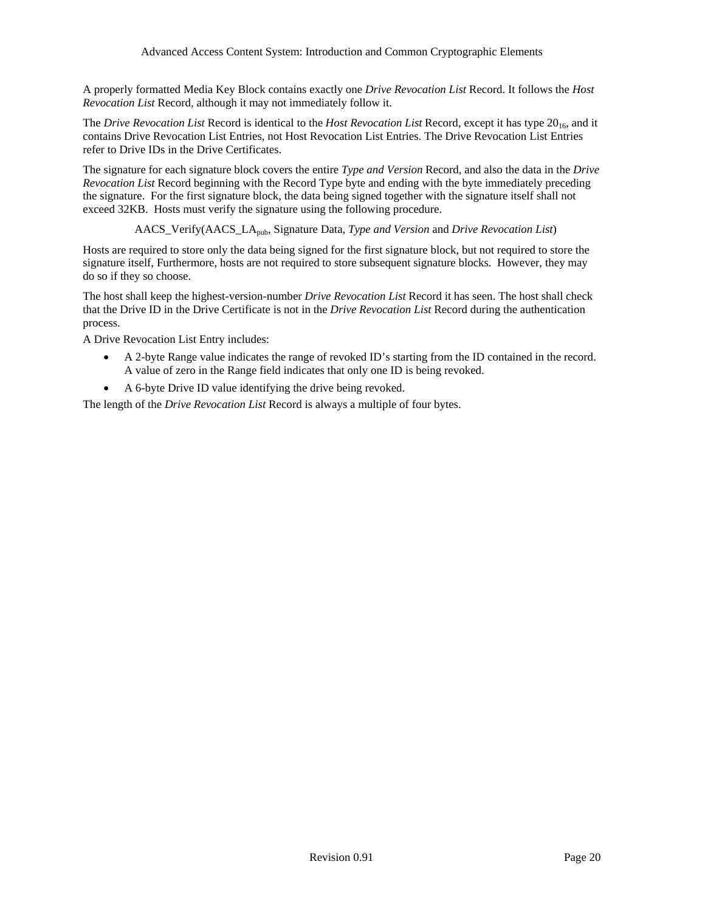A properly formatted Media Key Block contains exactly one *Drive Revocation List* Record. It follows the *Host Revocation List* Record, although it may not immediately follow it.

The *Drive Revocation List* Record is identical to the *Host Revocation List* Record, except it has type $20_{16}$, and it contains Drive Revocation List Entries, not Host Revocation List Entries. The Drive Revocation List Entries refer to Drive IDs in the Drive Certificates.

The signature for each signature block covers the entire *Type and Version* Record, and also the data in the *Drive Revocation List* Record beginning with the Record Type byte and ending with the byte immediately preceding the signature. For the first signature block, the data being signed together with the signature itself shall not exceed 32KB. Hosts must verify the signature using the following procedure.

AACS_Verify($AACS\_LA_{pub}$, Signature Data, *Type and Version* and *Drive Revocation List*)

Hosts are required to store only the data being signed for the first signature block, but not required to store the signature itself, Furthermore, hosts are not required to store subsequent signature blocks. However, they may do so if they so choose.

The host shall keep the highest-version-number *Drive Revocation List* Record it has seen. The host shall check that the Drive ID in the Drive Certificate is not in the *Drive Revocation List* Record during the authentication process.

A Drive Revocation List Entry includes:

- A 2-byte Range value indicates the range of revoked ID's starting from the ID contained in the record. A value of zero in the Range field indicates that only one ID is being revoked.
- A 6-byte Drive ID value identifying the drive being revoked.

The length of the *Drive Revocation List* Record is always a multiple of four bytes.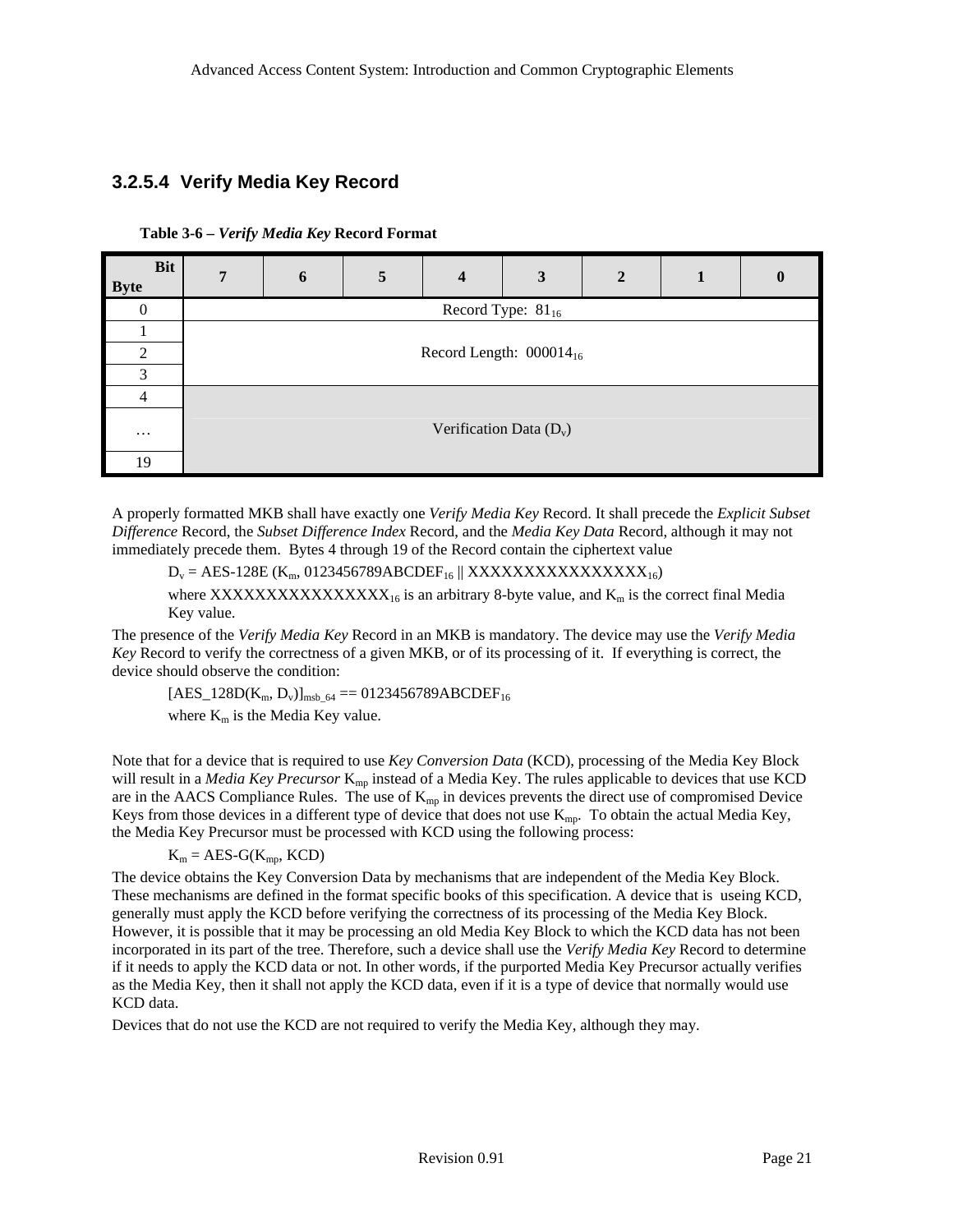### 3.2.5.4 Verify Media Key Record

**Table 3-6 – *Verify Media Key* Record Format**

| Bit / Byte | 7 | 6 | 5 | 4 | 3 | 2 | 1 | 0 |
|---|---|---|---|---|---|---|---|---|
| 0 | Record Type: $81_{16}$ | | | | | | | |
| 1 | Record Length: $000014_{16}$ | | | | | | | |
| 2 | | | | | | | | |
| 3 | | | | | | | | |
| 4 | Verification Data ($D_v$) | | | | | | | |
| … | | | | | | | | |
| 19 | | | | | | | | |

A properly formatted MKB shall have exactly one *Verify Media Key* Record. It shall precede the *Explicit Subset Difference* Record, the *Subset Difference Index* Record, and the *Media Key Data* Record, although it may not immediately precede them. Bytes 4 through 19 of the Record contain the ciphertext value

$D_v$ = AES-128E ($K_m$, $0123456789ABCDEF_{16}$ || $XXXXXXXXXXXXXXXX_{16}$)

where $XXXXXXXXXXXXXXXX_{16}$ is an arbitrary 8-byte value, and $K_m$ is the correct final Media Key value.

The presence of the *Verify Media Key* Record in an MKB is mandatory. The device may use the *Verify Media Key* Record to verify the correctness of a given MKB, or of its processing of it. If everything is correct, the device should observe the condition:

$[AES\_128D(K_m, D_v)]_{msb\_64}$ == $0123456789ABCDEF_{16}$

where $K_m$ is the Media Key value.

Note that for a device that is required to use *Key Conversion Data* (KCD), processing of the Media Key Block will result in a *Media Key Precursor* $K_{mp}$ instead of a Media Key. The rules applicable to devices that use KCD are in the AACS Compliance Rules. The use of $K_{mp}$ in devices prevents the direct use of compromised Device Keys from those devices in a different type of device that does not use $K_{mp}$. To obtain the actual Media Key, the Media Key Precursor must be processed with KCD using the following process:

$K_m$ = AES-G($K_{mp}$, KCD)

The device obtains the Key Conversion Data by mechanisms that are independent of the Media Key Block. These mechanisms are defined in the format specific books of this specification. A device that is useing KCD, generally must apply the KCD before verifying the correctness of its processing of the Media Key Block. However, it is possible that it may be processing an old Media Key Block to which the KCD data has not been incorporated in its part of the tree. Therefore, such a device shall use the *Verify Media Key* Record to determine if it needs to apply the KCD data or not. In other words, if the purported Media Key Precursor actually verifies as the Media Key, then it shall not apply the KCD data, even if it is a type of device that normally would use KCD data.

Devices that do not use the KCD are not required to verify the Media Key, although they may.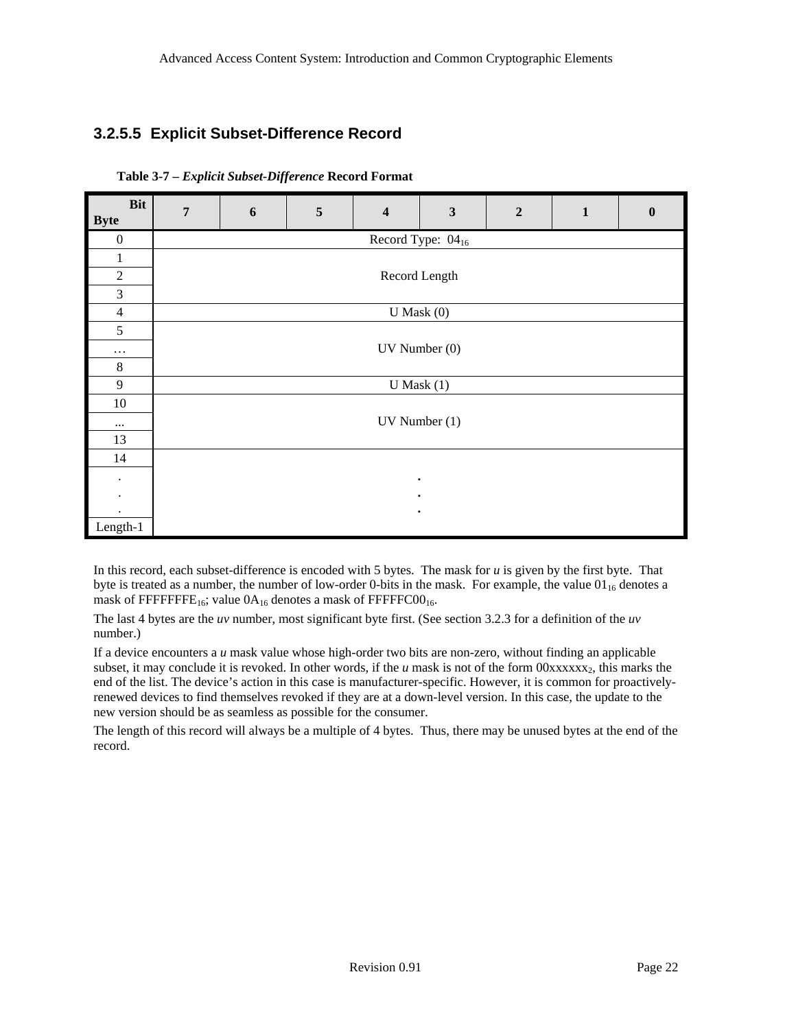### 3.2.5.5 Explicit Subset-Difference Record

**Table 3-7 – *Explicit Subset-Difference* Record Format**

| Byte \ Bit | 7 | 6 | 5 | 4 | 3 | 2 | 1 | 0 |
|---|---|---|---|---|---|---|---|---|
| 0 | Record Type: $04_{16}$ | | | | | | | |
| 1 | Record Length | | | | | | | |
| 2 | | | | | | | | |
| 3 | | | | | | | | |
| 4 | U Mask (0) | | | | | | | |
| 5 | UV Number (0) | | | | | | | |
| … | | | | | | | | |
| 8 | | | | | | | | |
| 9 | U Mask (1) | | | | | | | |
| 10 | UV Number (1) | | | | | | | |
| ... | | | | | | | | |
| 13 | | | | | | | | |
| 14 | . . . | | | | | | | |
| . | | | | | | | | |
| . | | | | | | | | |
| . | | | | | | | | |
| Length-1 | | | | | | | | |

In this record, each subset-difference is encoded with 5 bytes. The mask for *u* is given by the first byte. That byte is treated as a number, the number of low-order 0-bits in the mask. For example, the value $01_{16}$ denotes a mask of $FFFFFFFE_{16}$; value $0A_{16}$ denotes a mask of $FFFFFC00_{16}$.

The last 4 bytes are the *uv* number, most significant byte first. (See section 3.2.3 for a definition of the *uv* number.)

If a device encounters a *u* mask value whose high-order two bits are non-zero, without finding an applicable subset, it may conclude it is revoked. In other words, if the *u* mask is not of the form $00xxxxxx_2$, this marks the end of the list. The device's action in this case is manufacturer-specific. However, it is common for proactively-renewed devices to find themselves revoked if they are at a down-level version. In this case, the update to the new version should be as seamless as possible for the consumer.

The length of this record will always be a multiple of 4 bytes. Thus, there may be unused bytes at the end of the record.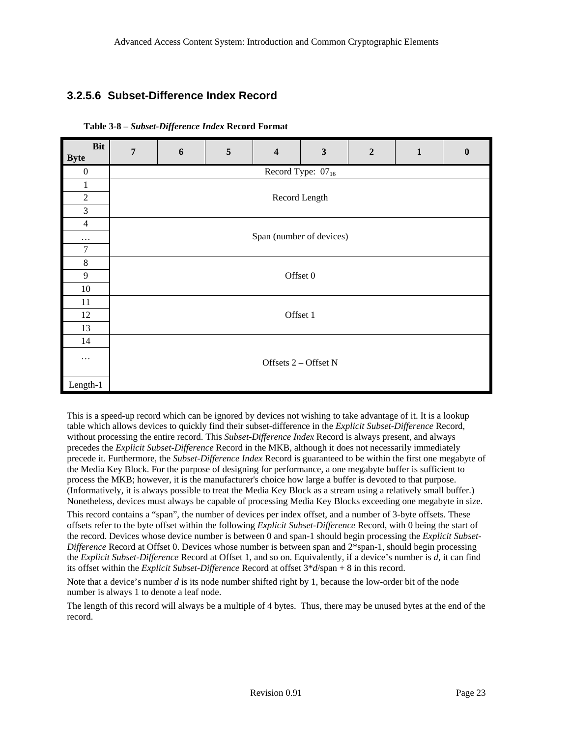### 3.2.5.6 Subset-Difference Index Record

**Table 3-8 – *Subset-Difference Index* Record Format**

| Byte \ Bit | 7 | 6 | 5 | 4 | 3 | 2 | 1 | 0 |
|---|---|---|---|---|---|---|---|---|
| 0 | Record Type: $07_{16}$ | | | | | | | |
| 1 | Record Length | | | | | | | |
| 2 | | | | | | | | |
| 3 | | | | | | | | |
| 4 | Span (number of devices) | | | | | | | |
| … | | | | | | | | |
| 7 | | | | | | | | |
| 8 | Offset 0 | | | | | | | |
| 9 | | | | | | | | |
| 10 | | | | | | | | |
| 11 | Offset 1 | | | | | | | |
| 12 | | | | | | | | |
| 13 | | | | | | | | |
| 14 | Offsets 2 – Offset N | | | | | | | |
| … | | | | | | | | |
| Length-1 | | | | | | | | |

This is a speed-up record which can be ignored by devices not wishing to take advantage of it. It is a lookup table which allows devices to quickly find their subset-difference in the *Explicit Subset-Difference* Record, without processing the entire record. This *Subset-Difference Index* Record is always present, and always precedes the *Explicit Subset-Difference* Record in the MKB, although it does not necessarily immediately precede it. Furthermore, the *Subset-Difference Index* Record is guaranteed to be within the first one megabyte of the Media Key Block. For the purpose of designing for performance, a one megabyte buffer is sufficient to process the MKB; however, it is the manufacturer's choice how large a buffer is devoted to that purpose. (Informatively, it is always possible to treat the Media Key Block as a stream using a relatively small buffer.) Nonetheless, devices must always be capable of processing Media Key Blocks exceeding one megabyte in size.

This record contains a "span", the number of devices per index offset, and a number of 3-byte offsets. These offsets refer to the byte offset within the following *Explicit Subset-Difference* Record, with 0 being the start of the record. Devices whose device number is between 0 and span-1 should begin processing the *Explicit Subset-Difference* Record at Offset 0. Devices whose number is between span and 2*span-1, should begin processing the *Explicit Subset-Difference* Record at Offset 1, and so on. Equivalently, if a device's number is *d*, it can find its offset within the *Explicit Subset-Difference* Record at offset 3\**d*/span + 8 in this record.

Note that a device's number *d* is its node number shifted right by 1, because the low-order bit of the node number is always 1 to denote a leaf node.

The length of this record will always be a multiple of 4 bytes. Thus, there may be unused bytes at the end of the record.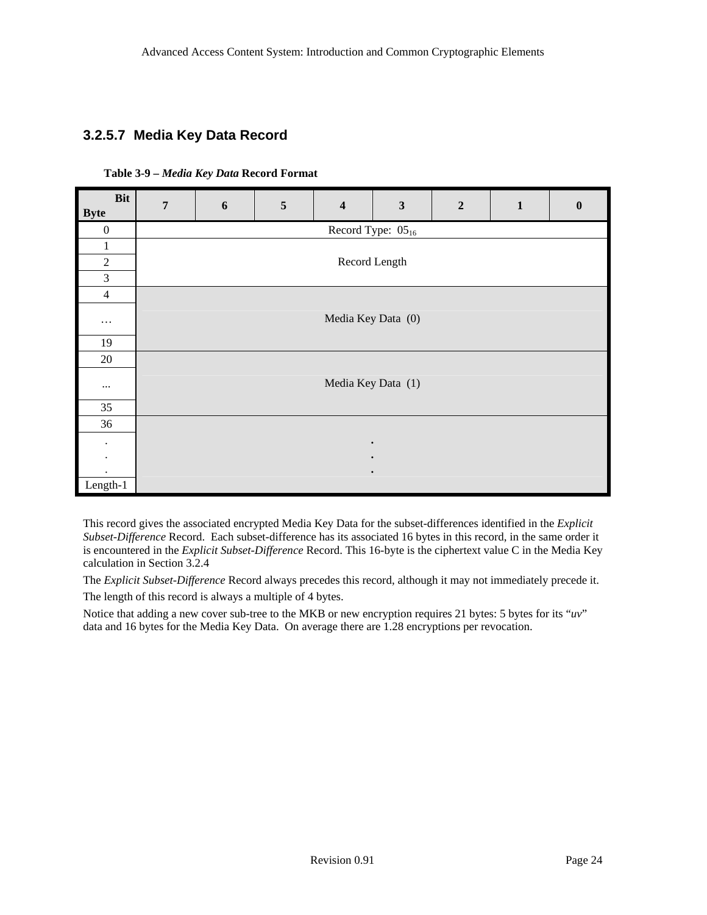### 3.2.5.7 Media Key Data Record

**Table 3-9 – *Media Key Data* Record Format**

| Byte \ Bit | 7 | 6 | 5 | 4 | 3 | 2 | 1 | 0 |
|---|---|---|---|---|---|---|---|---|
| 0 | Record Type: $05_{16}$ | | | | | | | |
| 1 | Record Length | | | | | | | |
| 2 | | | | | | | | |
| 3 | | | | | | | | |
| 4 | Media Key Data (0) | | | | | | | |
| … | | | | | | | | |
| 19 | | | | | | | | |
| 20 | Media Key Data (1) | | | | | | | |
| ... | | | | | | | | |
| 35 | | | | | | | | |
| 36 | . . . | | | | | | | |
| . . . | | | | | | | | |
| Length-1 | | | | | | | | |

This record gives the associated encrypted Media Key Data for the subset-differences identified in the *Explicit Subset-Difference* Record. Each subset-difference has its associated 16 bytes in this record, in the same order it is encountered in the *Explicit Subset-Difference* Record. This 16-byte is the ciphertext value C in the Media Key calculation in Section 3.2.4

The *Explicit Subset-Difference* Record always precedes this record, although it may not immediately precede it.

The length of this record is always a multiple of 4 bytes.

Notice that adding a new cover sub-tree to the MKB or new encryption requires 21 bytes: 5 bytes for its "*uv*" data and 16 bytes for the Media Key Data. On average there are 1.28 encryptions per revocation.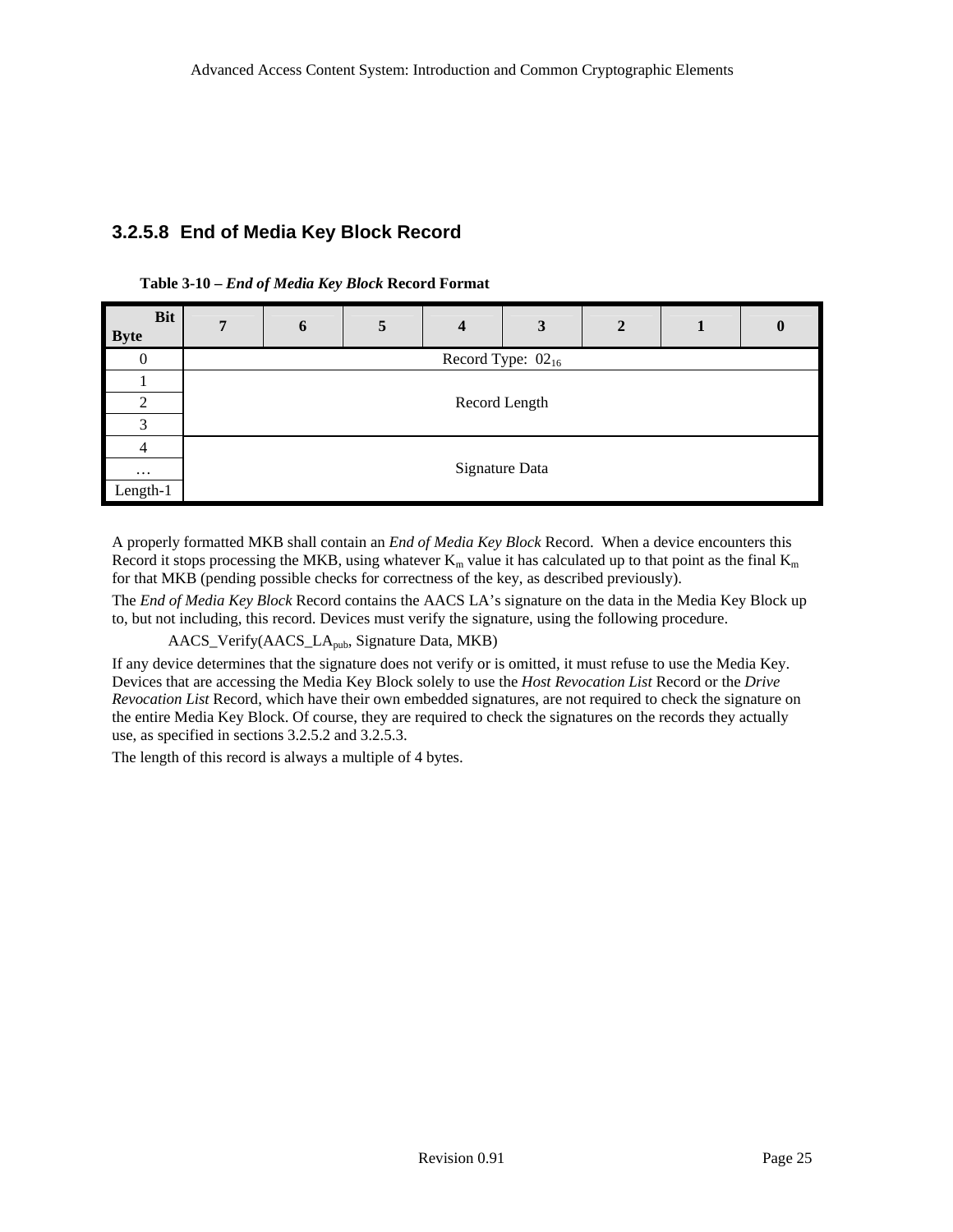### 3.2.5.8 End of Media Key Block Record

**Table 3-10 – *End of Media Key Block* Record Format**

| Bit / Byte | 7 | 6 | 5 | 4 | 3 | 2 | 1 | 0 |
|---|---|---|---|---|---|---|---|---|
| 0 | Record Type: $02_{16}$ | | | | | | | |
| 1 | Record Length | | | | | | | |
| 2 | | | | | | | | |
| 3 | | | | | | | | |
| 4 | Signature Data | | | | | | | |
| … | | | | | | | | |
| Length-1 | | | | | | | | |

A properly formatted MKB shall contain an *End of Media Key Block* Record. When a device encounters this Record it stops processing the MKB, using whatever $K_m$ value it has calculated up to that point as the final $K_m$ for that MKB (pending possible checks for correctness of the key, as described previously).

The *End of Media Key Block* Record contains the AACS LA's signature on the data in the Media Key Block up to, but not including, this record. Devices must verify the signature, using the following procedure.

AACS_Verify($AACS\_LA_{pub}$, Signature Data, MKB)

If any device determines that the signature does not verify or is omitted, it must refuse to use the Media Key. Devices that are accessing the Media Key Block solely to use the *Host Revocation List* Record or the *Drive Revocation List* Record, which have their own embedded signatures, are not required to check the signature on the entire Media Key Block. Of course, they are required to check the signatures on the records they actually use, as specified in sections 3.2.5.2 and 3.2.5.3.

The length of this record is always a multiple of 4 bytes.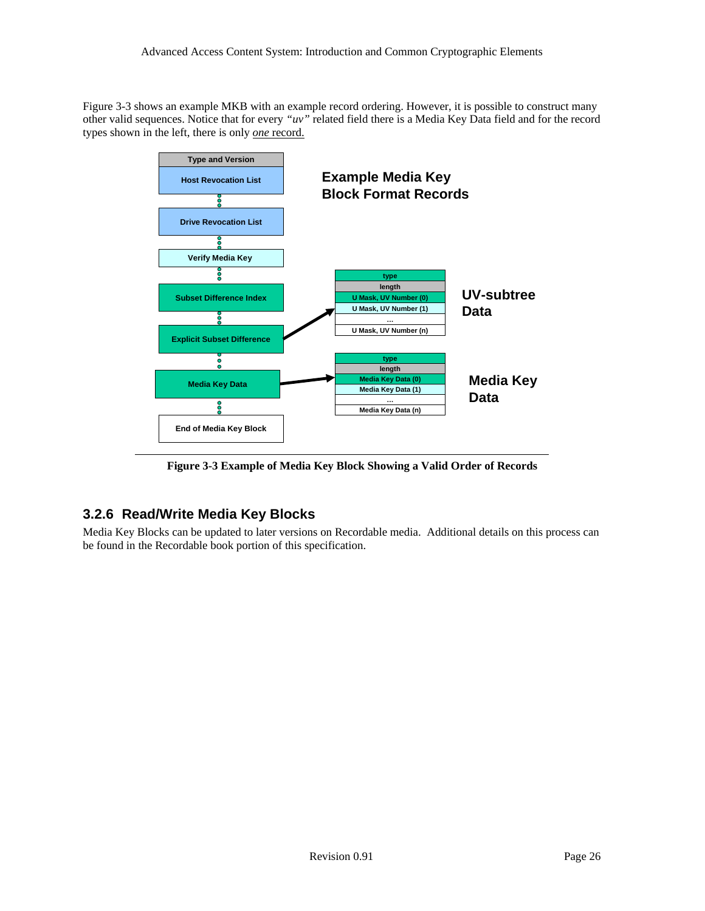Figure 3-3 shows an example MKB with an example record ordering. However, it is possible to construct many other valid sequences. Notice that for every *"uv"* related field there is a Media Key Data field and for the record types shown in the left, there is only *one* record.

**Figure 3-3 Example of Media Key Block Showing a Valid Order of Records**

### 3.2.6 Read/Write Media Key Blocks

Media Key Blocks can be updated to later versions on Recordable media. Additional details on this process can be found in the Recordable book portion of this specification.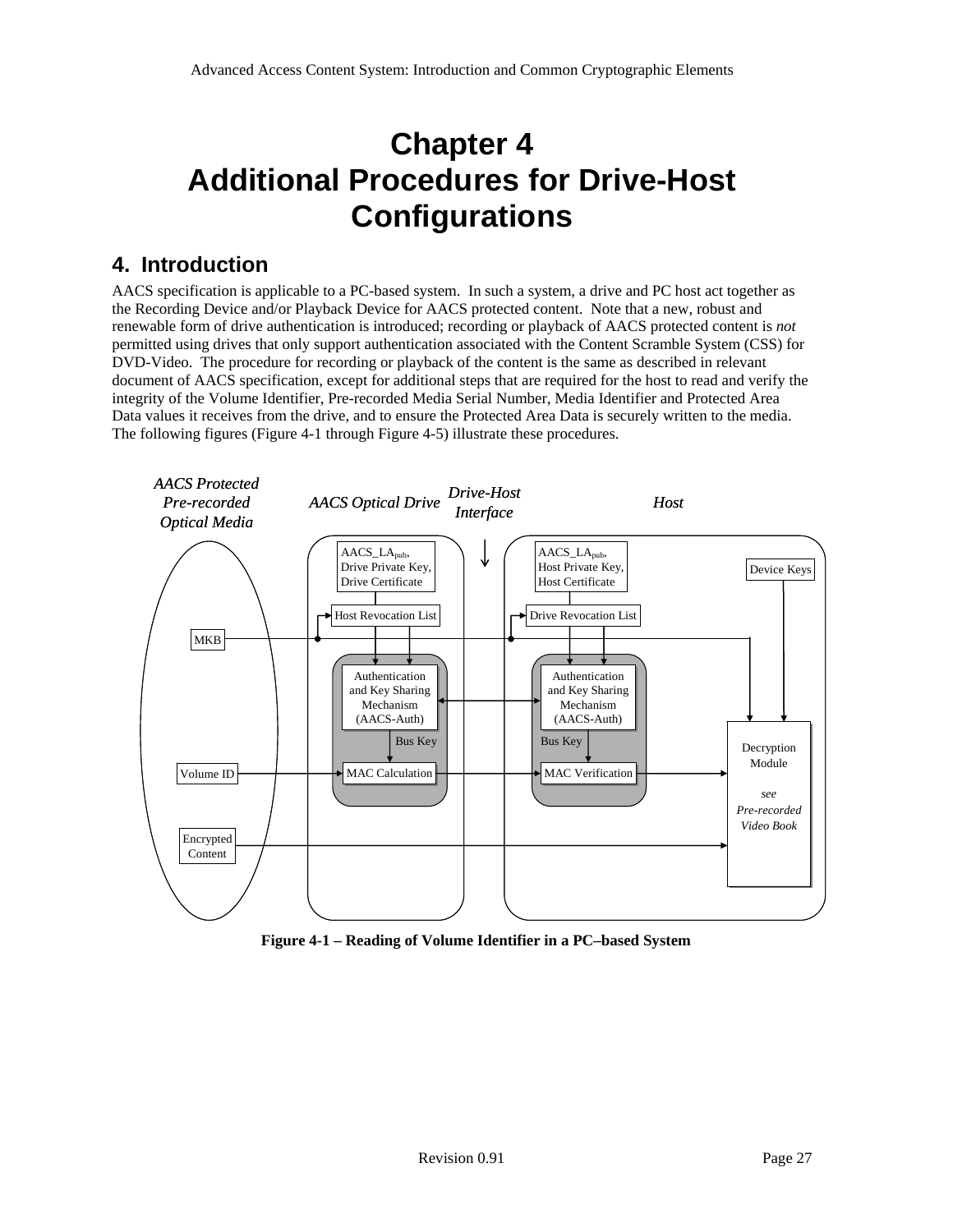# Chapter 4
# Additional Procedures for Drive-Host Configurations

## 4. Introduction

AACS specification is applicable to a PC-based system. In such a system, a drive and PC host act together as the Recording Device and/or Playback Device for AACS protected content. Note that a new, robust and renewable form of drive authentication is introduced; recording or playback of AACS protected content is *not* permitted using drives that only support authentication associated with the Content Scramble System (CSS) for DVD-Video. The procedure for recording or playback of the content is the same as described in relevant document of AACS specification, except for additional steps that are required for the host to read and verify the integrity of the Volume Identifier, Pre-recorded Media Serial Number, Media Identifier and Protected Area Data values it receives from the drive, and to ensure the Protected Area Data is securely written to the media. The following figures (Figure 4-1 through Figure 4-5) illustrate these procedures.

**Figure 4-1 – Reading of Volume Identifier in a PC–based System**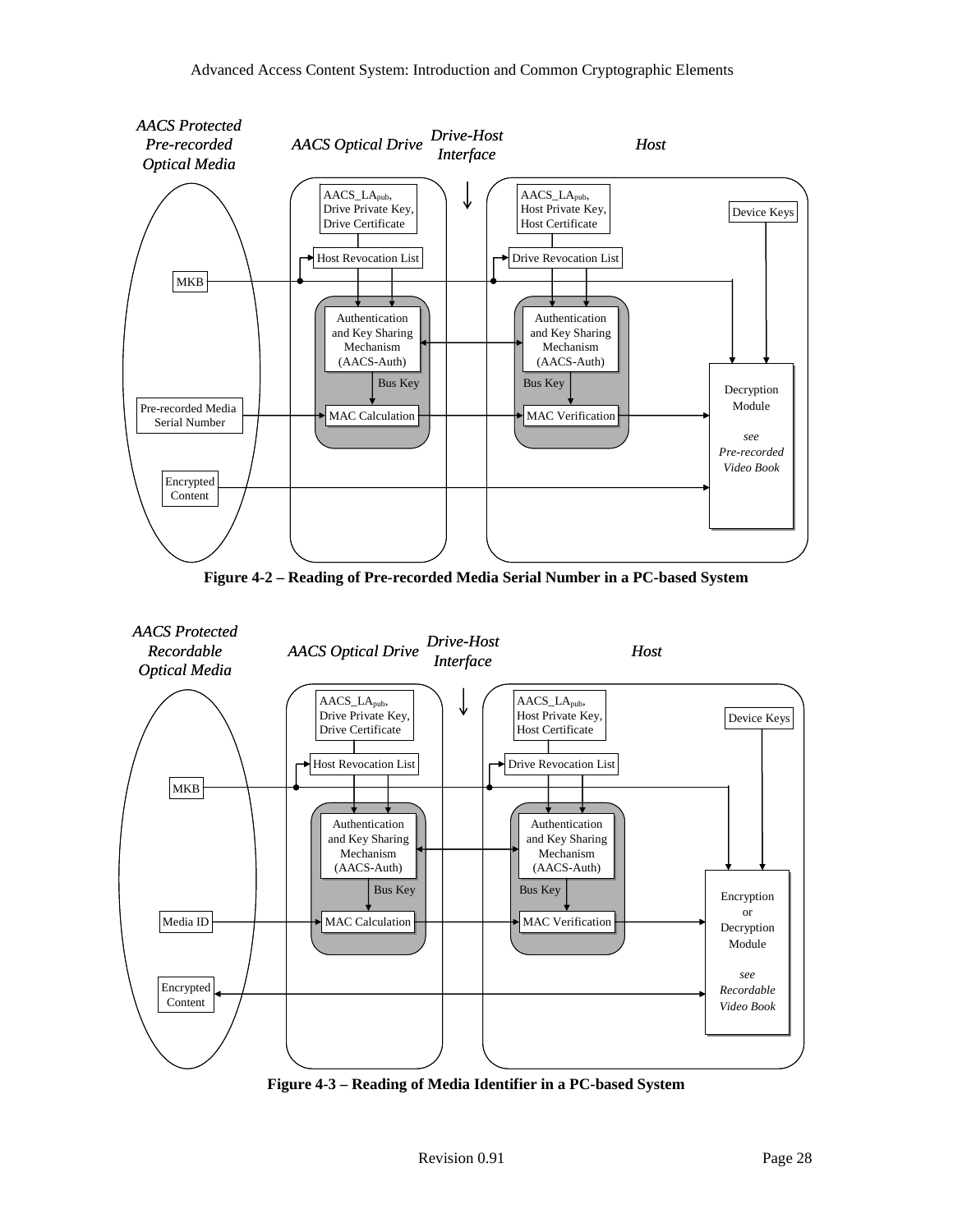Figure 4-2 – Reading of Pre-recorded Media Serial Number in a PC-based System

Figure 4-3 – Reading of Media Identifier in a PC-based System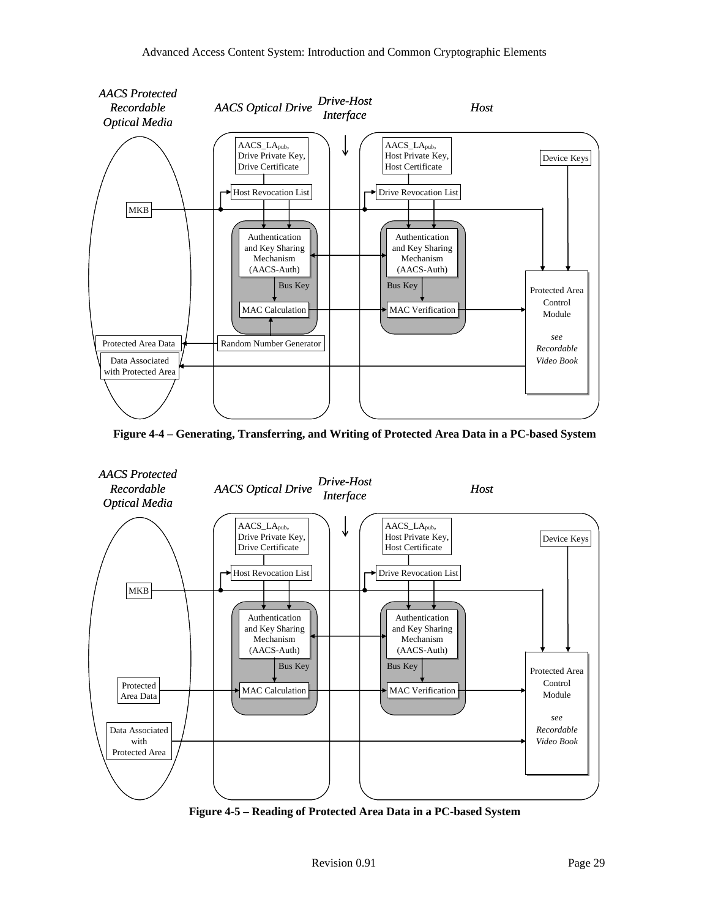Figure 4-4 – Generating, Transferring, and Writing of Protected Area Data in a PC-based System

Figure 4-5 – Reading of Protected Area Data in a PC-based System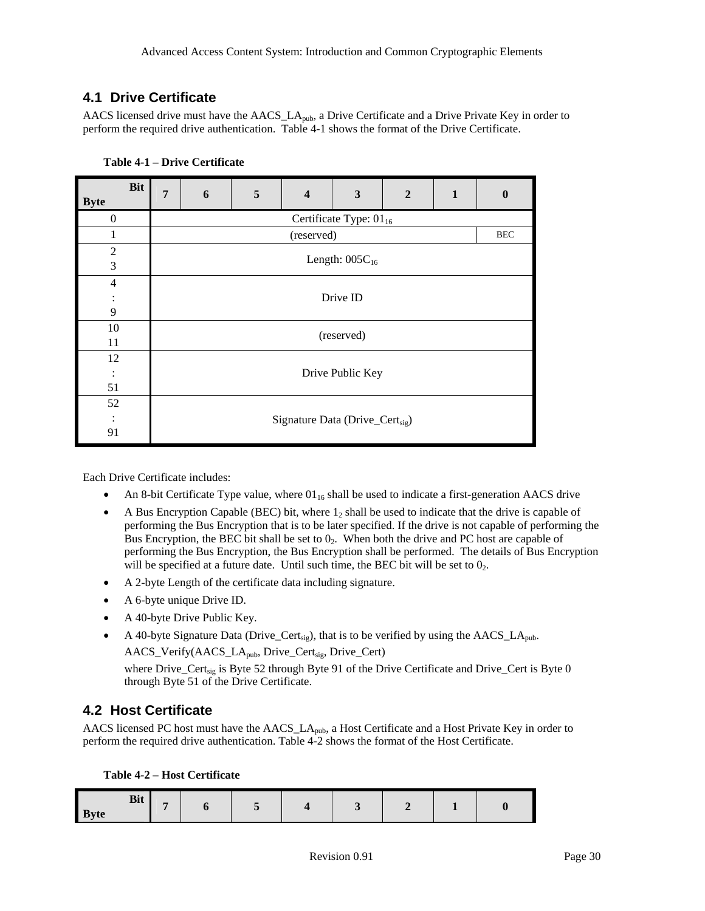## 4.1 Drive Certificate

AACS licensed drive must have the $AACS\_LA_{pub}$, a Drive Certificate and a Drive Private Key in order to perform the required drive authentication. Table 4-1 shows the format of the Drive Certificate.

**Table 4-1 – Drive Certificate**

| Byte \ Bit | 7 | 6 | 5 | 4 | 3 | 2 | 1 | 0 |
|---|---|---|---|---|---|---|---|---|
| 0 | Certificate Type: $01_{16}$ | | | | | | | |
| 1 | (reserved) | | | | | | | BEC |
| 2<br>3 | Length: $005C_{16}$ | | | | | | | |
| 4<br>:<br>9 | Drive ID | | | | | | | |
| 10<br>11 | (reserved) | | | | | | | |
| 12<br>:<br>51 | Drive Public Key | | | | | | | |
| 52<br>:<br>91 | Signature Data ($Drive\_Cert_{sig}$) | | | | | | | |

Each Drive Certificate includes:

- An 8-bit Certificate Type value, where $01_{16}$ shall be used to indicate a first-generation AACS drive
- A Bus Encryption Capable (BEC) bit, where $1_2$ shall be used to indicate that the drive is capable of performing the Bus Encryption that is to be later specified. If the drive is not capable of performing the Bus Encryption, the BEC bit shall be set to $0_2$. When both the drive and PC host are capable of performing the Bus Encryption, the Bus Encryption shall be performed. The details of Bus Encryption will be specified at a future date. Until such time, the BEC bit will be set to $0_2$.
- A 2-byte Length of the certificate data including signature.
- A 6-byte unique Drive ID.
- A 40-byte Drive Public Key.
- A 40-byte Signature Data ($Drive\_Cert_{sig}$), that is to be verified by using the $AACS\_LA_{pub}$.

  AACS_Verify($AACS\_LA_{pub}$, $Drive\_Cert_{sig}$, Drive_Cert)

  where $Drive\_Cert_{sig}$ is Byte 52 through Byte 91 of the Drive Certificate and Drive_Cert is Byte 0 through Byte 51 of the Drive Certificate.

## 4.2 Host Certificate

AACS licensed PC host must have the $AACS\_LA_{pub}$, a Host Certificate and a Host Private Key in order to perform the required drive authentication. Table 4-2 shows the format of the Host Certificate.

**Table 4-2 – Host Certificate**

| Byte \ Bit | 7 | 6 | 5 | 4 | 3 | 2 | 1 | 0 |
|---|---|---|---|---|---|---|---|---|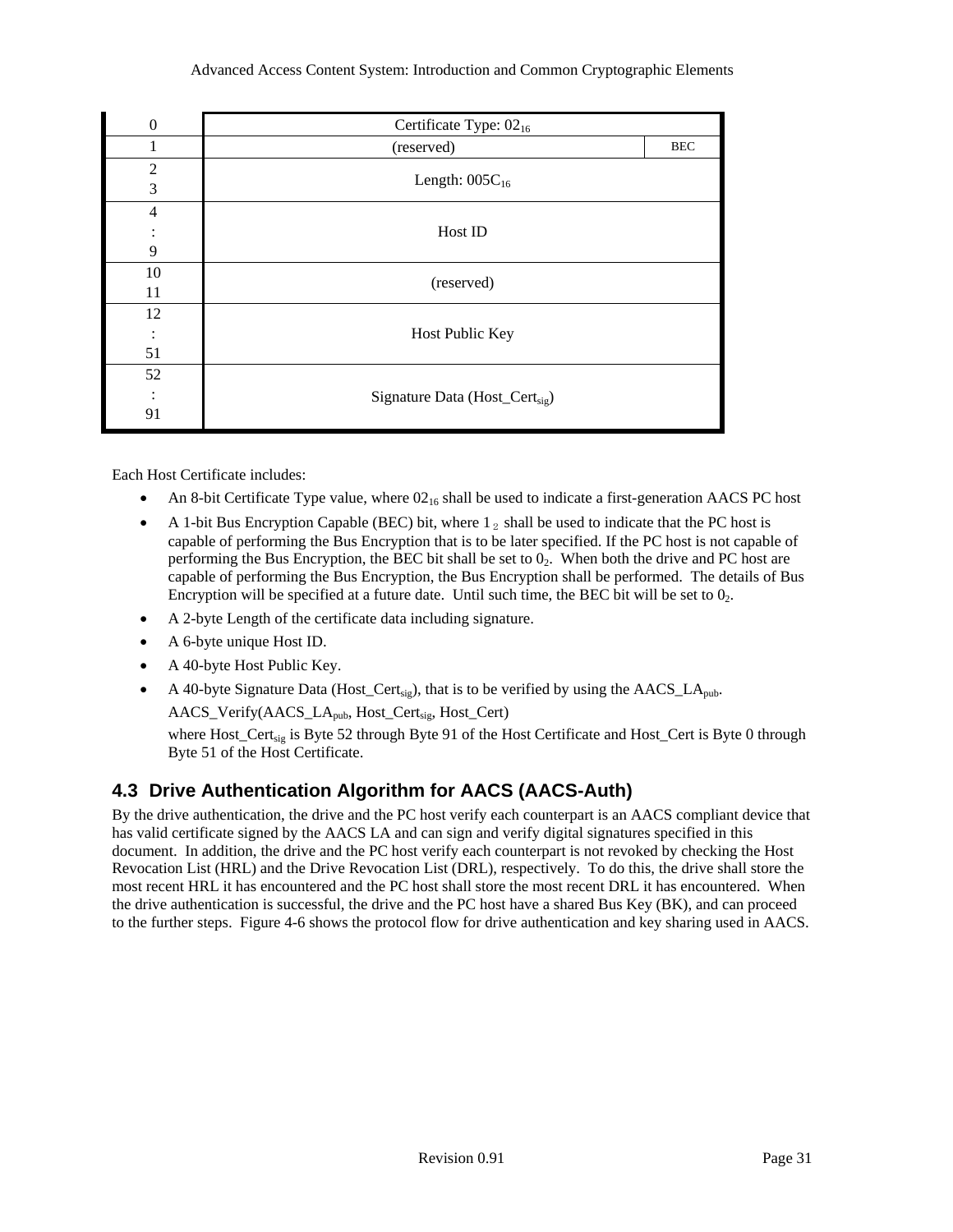| Byte | | |
|---|---|---|
| 0 | Certificate Type: $02_{16}$ | |
| 1 | (reserved) | BEC |
| 2<br>3 | Length: $005C_{16}$ | |
| 4<br>:<br>9 | Host ID | |
| 10<br>11 | (reserved) | |
| 12<br>:<br>51 | Host Public Key | |
| 52<br>:<br>91 | Signature Data ($Host\_Cert_{sig}$) | |

Each Host Certificate includes:

- An 8-bit Certificate Type value, where $02_{16}$ shall be used to indicate a first-generation AACS PC host
- A 1-bit Bus Encryption Capable (BEC) bit, where $1_2$ shall be used to indicate that the PC host is capable of performing the Bus Encryption that is to be later specified. If the PC host is not capable of performing the Bus Encryption, the BEC bit shall be set to $0_2$. When both the drive and PC host are capable of performing the Bus Encryption, the Bus Encryption shall be performed. The details of Bus Encryption will be specified at a future date. Until such time, the BEC bit will be set to $0_2$.
- A 2-byte Length of the certificate data including signature.
- A 6-byte unique Host ID.
- A 40-byte Host Public Key.
- A 40-byte Signature Data ($Host\_Cert_{sig}$), that is to be verified by using the $AACS\_LA_{pub}$.

  AACS_Verify($AACS\_LA_{pub}$, $Host\_Cert_{sig}$, Host_Cert)

  where $Host\_Cert_{sig}$ is Byte 52 through Byte 91 of the Host Certificate and Host_Cert is Byte 0 through Byte 51 of the Host Certificate.

## 4.3 Drive Authentication Algorithm for AACS (AACS-Auth)

By the drive authentication, the drive and the PC host verify each counterpart is an AACS compliant device that has valid certificate signed by the AACS LA and can sign and verify digital signatures specified in this document. In addition, the drive and the PC host verify each counterpart is not revoked by checking the Host Revocation List (HRL) and the Drive Revocation List (DRL), respectively. To do this, the drive shall store the most recent HRL it has encountered and the PC host shall store the most recent DRL it has encountered. When the drive authentication is successful, the drive and the PC host have a shared Bus Key (BK), and can proceed to the further steps. Figure 4-6 shows the protocol flow for drive authentication and key sharing used in AACS.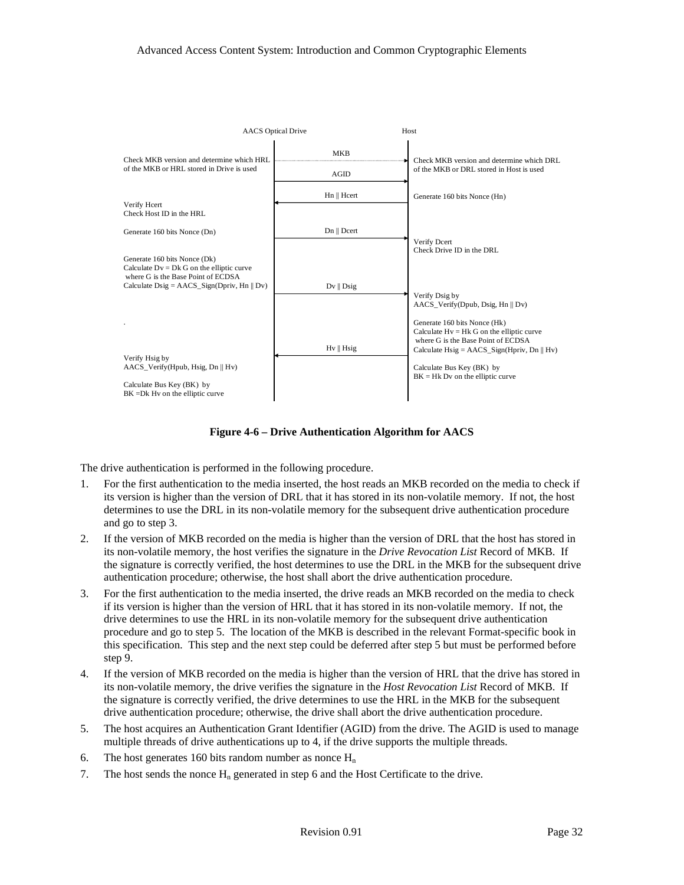| AACS Optical Drive | Message | Host |
| --- | --- | --- |
| Check MKB version and determine which HRL of the MKB or HRL stored in Drive is used | MKB → | Check MKB version and determine which DRL of the MKB or DRL stored in Host is used |
| | AGID → | |
| | ← Hn ‖ Hcert | Generate 160 bits Nonce (Hn) |
| Verify Hcert<br>Check Host ID in the HRL | | |
| Generate 160 bits Nonce (Dn) | Dn ‖ Dcert → | |
| | | Verify Dcert<br>Check Drive ID in the DRL |
| Generate 160 bits Nonce (Dk)<br>Calculate Dv = Dk G on the elliptic curve where G is the Base Point of ECDSA<br>Calculate Dsig = AACS_Sign(Dpriv, Hn ‖ Dv) | Dv ‖ Dsig → | |
| | | Verify Dsig by AACS_Verify(Dpub, Dsig, Hn ‖ Dv) |
| . | | Generate 160 bits Nonce (Hk)<br>Calculate Hv = Hk G on the elliptic curve where G is the Base Point of ECDSA<br>Calculate Hsig = AACS_Sign(Hpriv, Dn ‖ Hv) |
| | ← Hv ‖ Hsig | |
| Verify Hsig by AACS_Verify(Hpub, Hsig, Dn ‖ Hv) | | Calculate Bus Key (BK) by BK = Hk Dv on the elliptic curve |
| Calculate Bus Key (BK) by BK =Dk Hv on the elliptic curve | | |

**Figure 4-6 – Drive Authentication Algorithm for AACS**

The drive authentication is performed in the following procedure.

1. For the first authentication to the media inserted, the host reads an MKB recorded on the media to check if its version is higher than the version of DRL that it has stored in its non-volatile memory. If not, the host determines to use the DRL in its non-volatile memory for the subsequent drive authentication procedure and go to step 3.
2. If the version of MKB recorded on the media is higher than the version of DRL that the host has stored in its non-volatile memory, the host verifies the signature in the *Drive Revocation List* Record of MKB. If the signature is correctly verified, the host determines to use the DRL in the MKB for the subsequent drive authentication procedure; otherwise, the host shall abort the drive authentication procedure.
3. For the first authentication to the media inserted, the drive reads an MKB recorded on the media to check if its version is higher than the version of HRL that it has stored in its non-volatile memory. If not, the drive determines to use the HRL in its non-volatile memory for the subsequent drive authentication procedure and go to step 5. The location of the MKB is described in the relevant Format-specific book in this specification. This step and the next step could be deferred after step 5 but must be performed before step 9.
4. If the version of MKB recorded on the media is higher than the version of HRL that the drive has stored in its non-volatile memory, the drive verifies the signature in the *Host Revocation List* Record of MKB. If the signature is correctly verified, the drive determines to use the HRL in the MKB for the subsequent drive authentication procedure; otherwise, the drive shall abort the drive authentication procedure.
5. The host acquires an Authentication Grant Identifier (AGID) from the drive. The AGID is used to manage multiple threads of drive authentications up to 4, if the drive supports the multiple threads.
6. The host generates 160 bits random number as nonce $H_n$
7. The host sends the nonce $H_n$ generated in step 6 and the Host Certificate to the drive.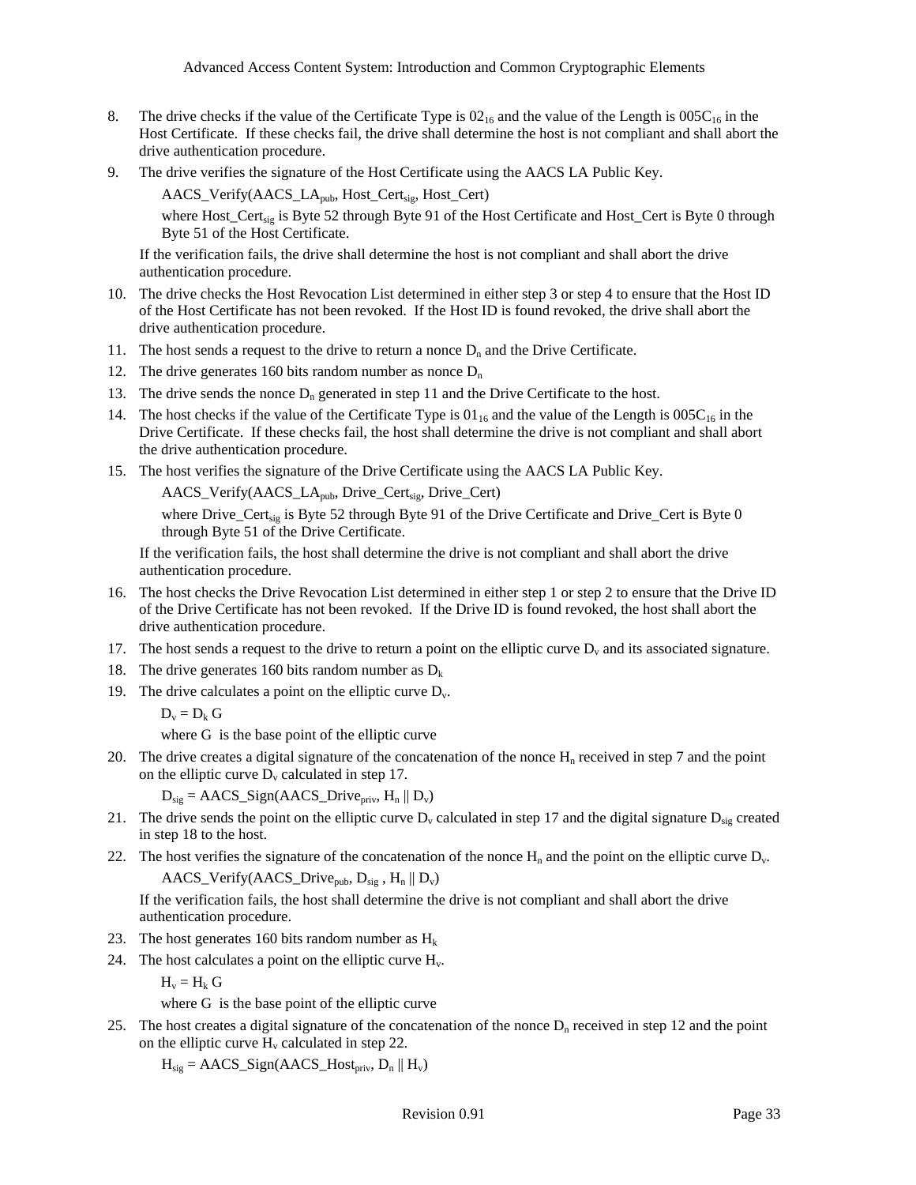8. The drive checks if the value of the Certificate Type is $02_{16}$ and the value of the Length is $005C_{16}$ in the Host Certificate. If these checks fail, the drive shall determine the host is not compliant and shall abort the drive authentication procedure.

9. The drive verifies the signature of the Host Certificate using the AACS LA Public Key.

   AACS_Verify($AACS\_LA_{pub}$, $Host\_Cert_{sig}$, Host_Cert)

   where $Host\_Cert_{sig}$ is Byte 52 through Byte 91 of the Host Certificate and Host_Cert is Byte 0 through Byte 51 of the Host Certificate.

   If the verification fails, the drive shall determine the host is not compliant and shall abort the drive authentication procedure.

10. The drive checks the Host Revocation List determined in either step 3 or step 4 to ensure that the Host ID of the Host Certificate has not been revoked. If the Host ID is found revoked, the drive shall abort the drive authentication procedure.

11. The host sends a request to the drive to return a nonce $D_n$ and the Drive Certificate.

12. The drive generates 160 bits random number as nonce $D_n$

13. The drive sends the nonce $D_n$ generated in step 11 and the Drive Certificate to the host.

14. The host checks if the value of the Certificate Type is $01_{16}$ and the value of the Length is $005C_{16}$ in the Drive Certificate. If these checks fail, the host shall determine the drive is not compliant and shall abort the drive authentication procedure.

15. The host verifies the signature of the Drive Certificate using the AACS LA Public Key.

   AACS_Verify($AACS\_LA_{pub}$, $Drive\_Cert_{sig}$, Drive_Cert)

   where $Drive\_Cert_{sig}$ is Byte 52 through Byte 91 of the Drive Certificate and Drive_Cert is Byte 0 through Byte 51 of the Drive Certificate.

   If the verification fails, the host shall determine the drive is not compliant and shall abort the drive authentication procedure.

16. The host checks the Drive Revocation List determined in either step 1 or step 2 to ensure that the Drive ID of the Drive Certificate has not been revoked. If the Drive ID is found revoked, the host shall abort the drive authentication procedure.

17. The host sends a request to the drive to return a point on the elliptic curve $D_v$ and its associated signature.

18. The drive generates 160 bits random number as $D_k$

19. The drive calculates a point on the elliptic curve $D_v$.

   $D_v = D_k G$

   where G is the base point of the elliptic curve

20. The drive creates a digital signature of the concatenation of the nonce $H_n$ received in step 7 and the point on the elliptic curve $D_v$ calculated in step 17.

   $D_{sig}$ = AACS_Sign($AACS\_Drive_{priv}$, $H_n \| D_v$)

21. The drive sends the point on the elliptic curve $D_v$ calculated in step 17 and the digital signature $D_{sig}$ created in step 18 to the host.

22. The host verifies the signature of the concatenation of the nonce $H_n$ and the point on the elliptic curve $D_v$.

   AACS_Verify($AACS\_Drive_{pub}$, $D_{sig}$ , $H_n \| D_v$)

   If the verification fails, the host shall determine the drive is not compliant and shall abort the drive authentication procedure.

23. The host generates 160 bits random number as $H_k$

24. The host calculates a point on the elliptic curve $H_v$.

   $H_v = H_k G$

   where G is the base point of the elliptic curve

25. The host creates a digital signature of the concatenation of the nonce $D_n$ received in step 12 and the point on the elliptic curve $H_v$ calculated in step 22.

   $H_{sig}$ = AACS_Sign($AACS\_Host_{priv}$, $D_n \| H_v$)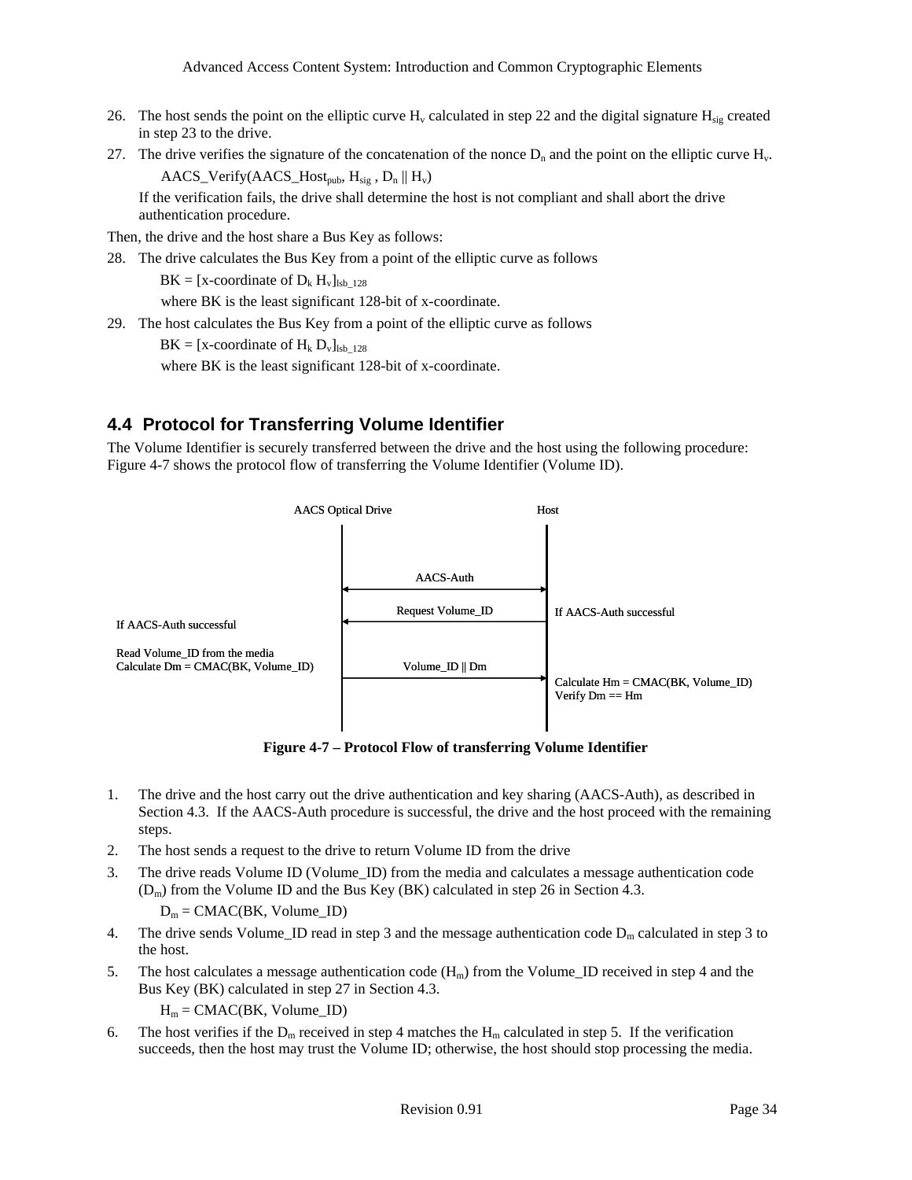26. The host sends the point on the elliptic curve $H_v$ calculated in step 22 and the digital signature $H_{sig}$ created in step 23 to the drive.
27. The drive verifies the signature of the concatenation of the nonce $D_n$ and the point on the elliptic curve $H_v$.

    AACS_Verify($AACS\_Host_{pub}$, $H_{sig}$ , $D_n$ || $H_v$)

    If the verification fails, the drive shall determine the host is not compliant and shall abort the drive authentication procedure.

Then, the drive and the host share a Bus Key as follows:

28. The drive calculates the Bus Key from a point of the elliptic curve as follows

    BK = [x-coordinate of $D_k$ $H_v$]$_{lsb\_128}$

    where BK is the least significant 128-bit of x-coordinate.
29. The host calculates the Bus Key from a point of the elliptic curve as follows

    BK = [x-coordinate of $H_k$ $D_v$]$_{lsb\_128}$

    where BK is the least significant 128-bit of x-coordinate.

## 4.4 Protocol for Transferring Volume Identifier

The Volume Identifier is securely transferred between the drive and the host using the following procedure: Figure 4-7 shows the protocol flow of transferring the Volume Identifier (Volume ID).

| | AACS Optical Drive | | Host | |
|---|---|---|---|---|
| | | AACS-Auth (↔) | | |
| If AACS-Auth successful | | Request Volume_ID (←) | | If AACS-Auth successful |
| Read Volume_ID from the media<br>Calculate Dm = CMAC(BK, Volume_ID) | | Volume_ID \|\| Dm (→) | | Calculate Hm = CMAC(BK, Volume_ID)<br>Verify Dm == Hm |

**Figure 4-7 – Protocol Flow of transferring Volume Identifier**

1. The drive and the host carry out the drive authentication and key sharing (AACS-Auth), as described in Section 4.3. If the AACS-Auth procedure is successful, the drive and the host proceed with the remaining steps.
2. The host sends a request to the drive to return Volume ID from the drive
3. The drive reads Volume ID (Volume_ID) from the media and calculates a message authentication code ($D_m$) from the Volume ID and the Bus Key (BK) calculated in step 26 in Section 4.3.

    $D_m$ = CMAC(BK, Volume_ID)
4. The drive sends Volume_ID read in step 3 and the message authentication code $D_m$ calculated in step 3 to the host.
5. The host calculates a message authentication code ($H_m$) from the Volume_ID received in step 4 and the Bus Key (BK) calculated in step 27 in Section 4.3.

    $H_m$ = CMAC(BK, Volume_ID)
6. The host verifies if the $D_m$ received in step 4 matches the $H_m$ calculated in step 5. If the verification succeeds, then the host may trust the Volume ID; otherwise, the host should stop processing the media.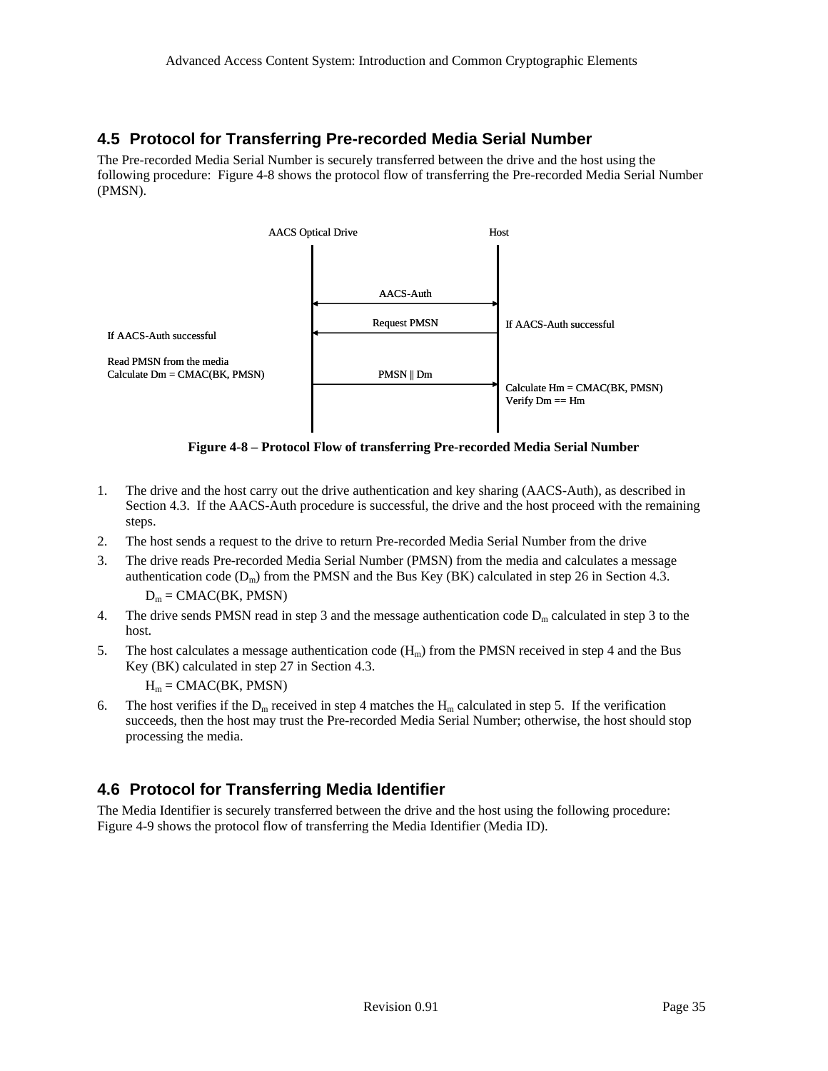## 4.5 Protocol for Transferring Pre-recorded Media Serial Number

The Pre-recorded Media Serial Number is securely transferred between the drive and the host using the following procedure: Figure 4-8 shows the protocol flow of transferring the Pre-recorded Media Serial Number (PMSN).

**Figure 4-8 – Protocol Flow of transferring Pre-recorded Media Serial Number**

1. The drive and the host carry out the drive authentication and key sharing (AACS-Auth), as described in Section 4.3. If the AACS-Auth procedure is successful, the drive and the host proceed with the remaining steps.
2. The host sends a request to the drive to return Pre-recorded Media Serial Number from the drive
3. The drive reads Pre-recorded Media Serial Number (PMSN) from the media and calculates a message authentication code ($D_m$) from the PMSN and the Bus Key (BK) calculated in step 26 in Section 4.3.

   $D_m$ = CMAC(BK, PMSN)
4. The drive sends PMSN read in step 3 and the message authentication code $D_m$ calculated in step 3 to the host.
5. The host calculates a message authentication code ($H_m$) from the PMSN received in step 4 and the Bus Key (BK) calculated in step 27 in Section 4.3.

   $H_m$ = CMAC(BK, PMSN)
6. The host verifies if the $D_m$ received in step 4 matches the $H_m$ calculated in step 5. If the verification succeeds, then the host may trust the Pre-recorded Media Serial Number; otherwise, the host should stop processing the media.

## 4.6 Protocol for Transferring Media Identifier

The Media Identifier is securely transferred between the drive and the host using the following procedure: Figure 4-9 shows the protocol flow of transferring the Media Identifier (Media ID).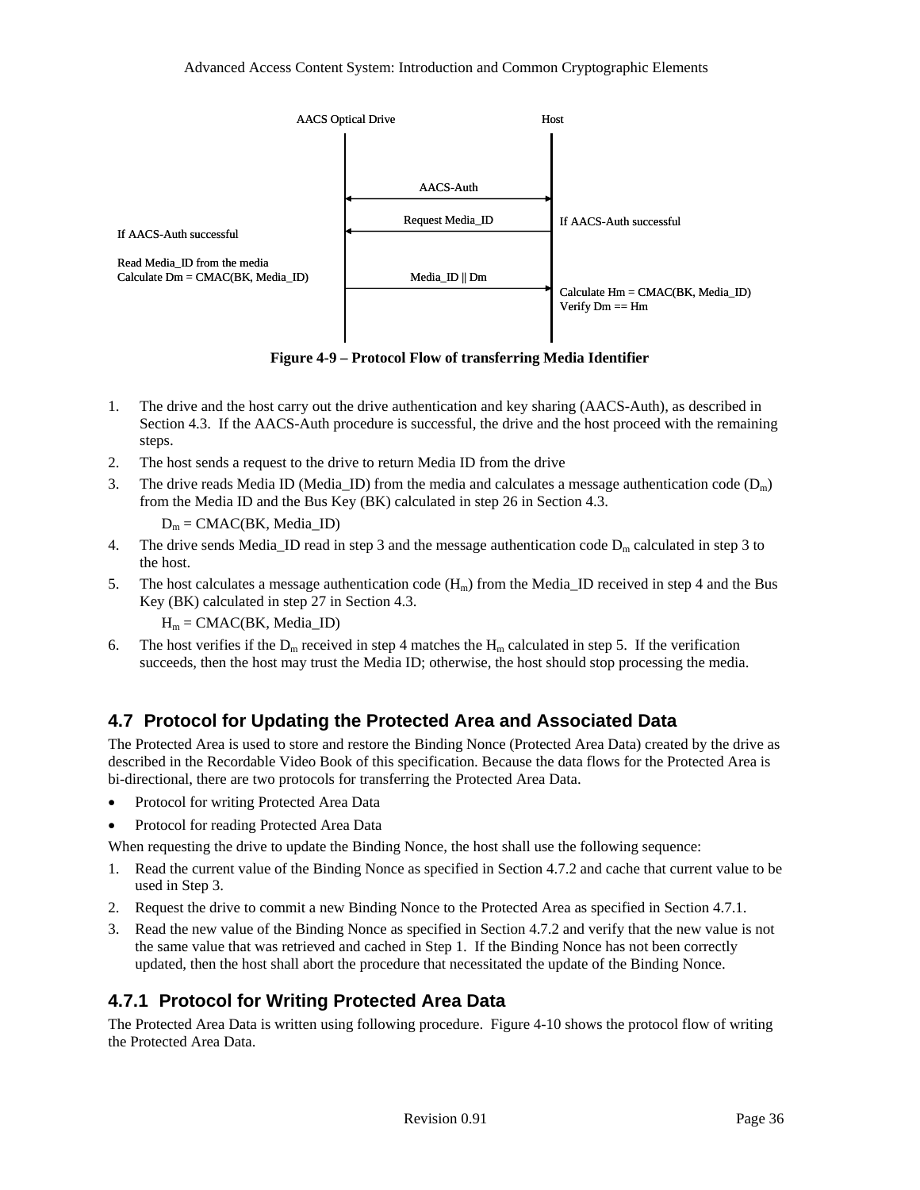AACS Optical Drive | Host

AACS-Auth

Request Media_ID

If AACS-Auth successful

If AACS-Auth successful

Read Media_ID from the media
Calculate Dm = CMAC(BK, Media_ID)

Media_ID || Dm

Calculate Hm = CMAC(BK, Media_ID)
Verify Dm == Hm

**Figure 4-9 – Protocol Flow of transferring Media Identifier**

1. The drive and the host carry out the drive authentication and key sharing (AACS-Auth), as described in Section 4.3. If the AACS-Auth procedure is successful, the drive and the host proceed with the remaining steps.
2. The host sends a request to the drive to return Media ID from the drive
3. The drive reads Media ID (Media_ID) from the media and calculates a message authentication code ($D_m$) from the Media ID and the Bus Key (BK) calculated in step 26 in Section 4.3.

   $D_m$ = CMAC(BK, Media_ID)
4. The drive sends Media_ID read in step 3 and the message authentication code $D_m$ calculated in step 3 to the host.
5. The host calculates a message authentication code ($H_m$) from the Media_ID received in step 4 and the Bus Key (BK) calculated in step 27 in Section 4.3.

   $H_m$ = CMAC(BK, Media_ID)
6. The host verifies if the $D_m$ received in step 4 matches the $H_m$ calculated in step 5. If the verification succeeds, then the host may trust the Media ID; otherwise, the host should stop processing the media.

## 4.7 Protocol for Updating the Protected Area and Associated Data

The Protected Area is used to store and restore the Binding Nonce (Protected Area Data) created by the drive as described in the Recordable Video Book of this specification. Because the data flows for the Protected Area is bi-directional, there are two protocols for transferring the Protected Area Data.

- Protocol for writing Protected Area Data
- Protocol for reading Protected Area Data

When requesting the drive to update the Binding Nonce, the host shall use the following sequence:

1. Read the current value of the Binding Nonce as specified in Section 4.7.2 and cache that current value to be used in Step 3.
2. Request the drive to commit a new Binding Nonce to the Protected Area as specified in Section 4.7.1.
3. Read the new value of the Binding Nonce as specified in Section 4.7.2 and verify that the new value is not the same value that was retrieved and cached in Step 1. If the Binding Nonce has not been correctly updated, then the host shall abort the procedure that necessitated the update of the Binding Nonce.

### 4.7.1 Protocol for Writing Protected Area Data

The Protected Area Data is written using following procedure. Figure 4-10 shows the protocol flow of writing the Protected Area Data.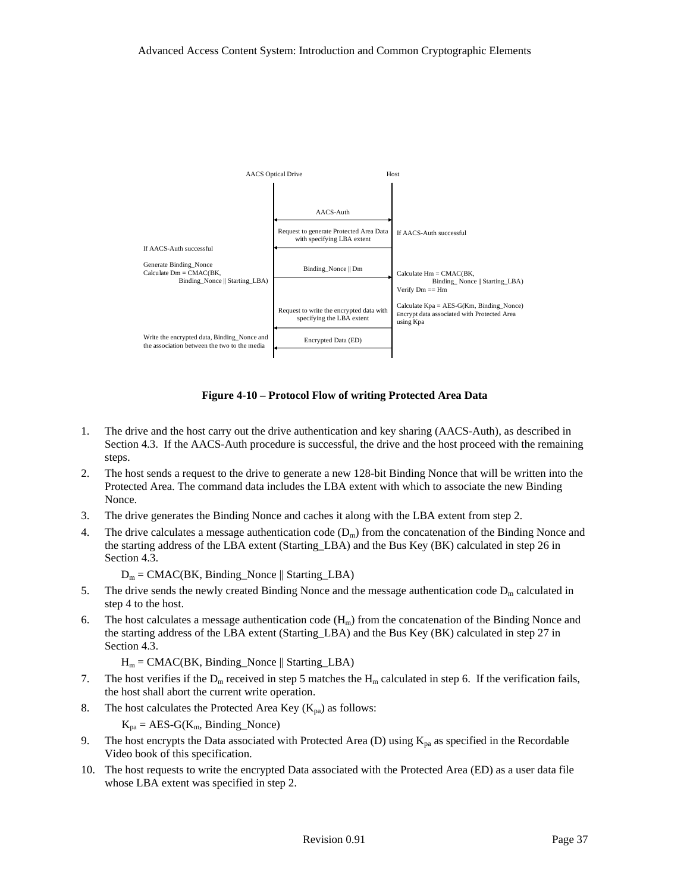AACS Optical Drive　　　　　　　　　　　　Host

| AACS Optical Drive (action) | Message | Host (action) |
|---|---|---|
| | AACS-Auth (↔) | |
| | Request to generate Protected Area Data with specifying LBA extent (←) | If AACS-Auth successful |
| If AACS-Auth successful<br><br>Generate Binding_Nonce<br>Calculate Dm = CMAC(BK, Binding_Nonce \|\| Starting_LBA) | Binding_Nonce \|\| Dm (→) | Calculate Hm = CMAC(BK, Binding_ Nonce \|\| Starting_LBA)<br>Verify Dm == Hm<br><br>Calculate Kpa = AES-G(Km, Binding_Nonce)<br>Encrypt data associated with Protected Area using Kpa |
| | Request to write the encrypted data with specifying the LBA extent (←) | |
| Write the encrypted data, Binding_Nonce and the association between the two to the media | Encrypted Data (ED) (←) | |

**Figure 4-10 – Protocol Flow of writing Protected Area Data**

1. The drive and the host carry out the drive authentication and key sharing (AACS-Auth), as described in Section 4.3. If the AACS-Auth procedure is successful, the drive and the host proceed with the remaining steps.
2. The host sends a request to the drive to generate a new 128-bit Binding Nonce that will be written into the Protected Area. The command data includes the LBA extent with which to associate the new Binding Nonce.
3. The drive generates the Binding Nonce and caches it along with the LBA extent from step 2.
4. The drive calculates a message authentication code ($D_m$) from the concatenation of the Binding Nonce and the starting address of the LBA extent (Starting_LBA) and the Bus Key (BK) calculated in step 26 in Section 4.3.

   $D_m$ = CMAC(BK, Binding_Nonce || Starting_LBA)

5. The drive sends the newly created Binding Nonce and the message authentication code $D_m$ calculated in step 4 to the host.
6. The host calculates a message authentication code ($H_m$) from the concatenation of the Binding Nonce and the starting address of the LBA extent (Starting_LBA) and the Bus Key (BK) calculated in step 27 in Section 4.3.

   $H_m$ = CMAC(BK, Binding_Nonce || Starting_LBA)

7. The host verifies if the $D_m$ received in step 5 matches the $H_m$ calculated in step 6. If the verification fails, the host shall abort the current write operation.
8. The host calculates the Protected Area Key ($K_{pa}$) as follows:

   $K_{pa}$ = AES-G($K_m$, Binding_Nonce)

9. The host encrypts the Data associated with Protected Area (D) using $K_{pa}$ as specified in the Recordable Video book of this specification.
10. The host requests to write the encrypted Data associated with the Protected Area (ED) as a user data file whose LBA extent was specified in step 2.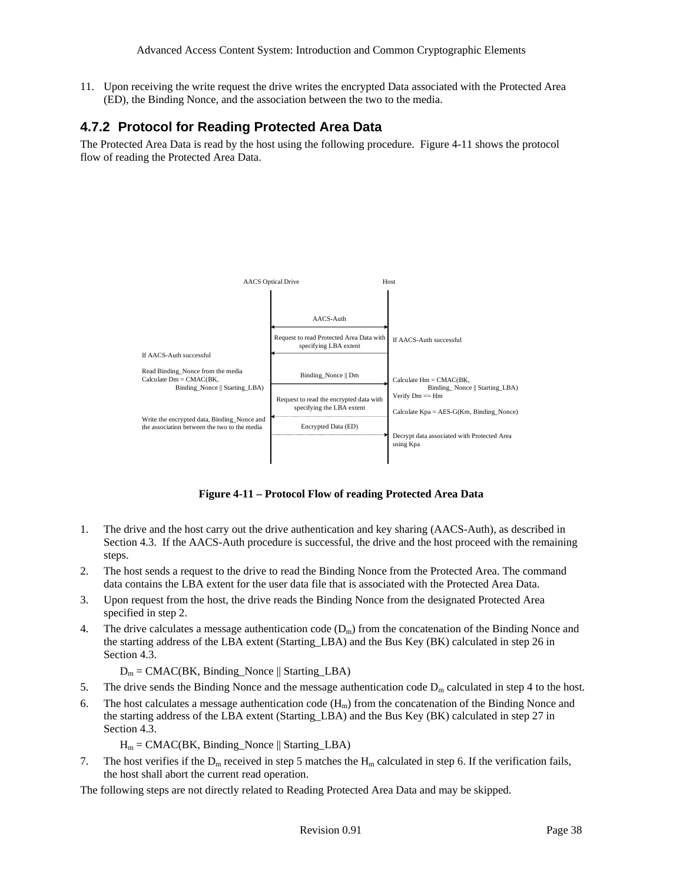11. Upon receiving the write request the drive writes the encrypted Data associated with the Protected Area (ED), the Binding Nonce, and the association between the two to the media.

### 4.7.2 Protocol for Reading Protected Area Data

The Protected Area Data is read by the host using the following procedure. Figure 4-11 shows the protocol flow of reading the Protected Area Data.

**Figure 4-11 – Protocol Flow of reading Protected Area Data**

1. The drive and the host carry out the drive authentication and key sharing (AACS-Auth), as described in Section 4.3. If the AACS-Auth procedure is successful, the drive and the host proceed with the remaining steps.
2. The host sends a request to the drive to read the Binding Nonce from the Protected Area. The command data contains the LBA extent for the user data file that is associated with the Protected Area Data.
3. Upon request from the host, the drive reads the Binding Nonce from the designated Protected Area specified in step 2.
4. The drive calculates a message authentication code ($D_m$) from the concatenation of the Binding Nonce and the starting address of the LBA extent (Starting_LBA) and the Bus Key (BK) calculated in step 26 in Section 4.3.

   $D_m$ = CMAC(BK, Binding_Nonce || Starting_LBA)
5. The drive sends the Binding Nonce and the message authentication code $D_m$ calculated in step 4 to the host.
6. The host calculates a message authentication code ($H_m$) from the concatenation of the Binding Nonce and the starting address of the LBA extent (Starting_LBA) and the Bus Key (BK) calculated in step 27 in Section 4.3.

   $H_m$ = CMAC(BK, Binding_Nonce || Starting_LBA)
7. The host verifies if the $D_m$ received in step 5 matches the $H_m$ calculated in step 6. If the verification fails, the host shall abort the current read operation.

The following steps are not directly related to Reading Protected Area Data and may be skipped.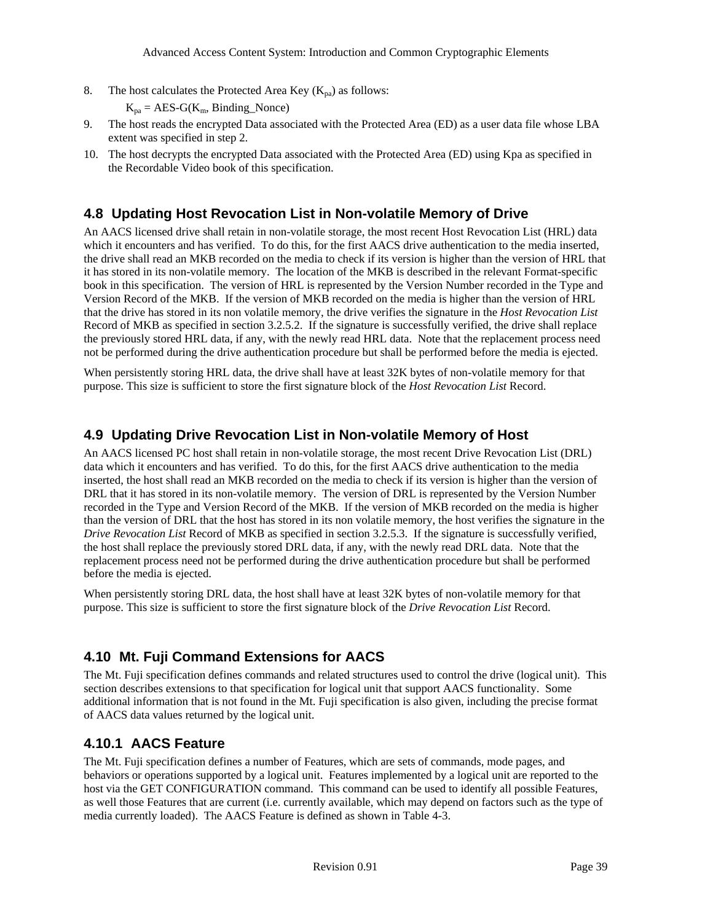8. The host calculates the Protected Area Key ($K_{pa}$) as follows:

   $K_{pa}$ = AES-G($K_m$, Binding_Nonce)

9. The host reads the encrypted Data associated with the Protected Area (ED) as a user data file whose LBA extent was specified in step 2.
10. The host decrypts the encrypted Data associated with the Protected Area (ED) using Kpa as specified in the Recordable Video book of this specification.

## 4.8 Updating Host Revocation List in Non-volatile Memory of Drive

An AACS licensed drive shall retain in non-volatile storage, the most recent Host Revocation List (HRL) data which it encounters and has verified. To do this, for the first AACS drive authentication to the media inserted, the drive shall read an MKB recorded on the media to check if its version is higher than the version of HRL that it has stored in its non-volatile memory. The location of the MKB is described in the relevant Format-specific book in this specification. The version of HRL is represented by the Version Number recorded in the Type and Version Record of the MKB. If the version of MKB recorded on the media is higher than the version of HRL that the drive has stored in its non volatile memory, the drive verifies the signature in the *Host Revocation List* Record of MKB as specified in section 3.2.5.2. If the signature is successfully verified, the drive shall replace the previously stored HRL data, if any, with the newly read HRL data. Note that the replacement process need not be performed during the drive authentication procedure but shall be performed before the media is ejected.

When persistently storing HRL data, the drive shall have at least 32K bytes of non-volatile memory for that purpose. This size is sufficient to store the first signature block of the *Host Revocation List* Record.

## 4.9 Updating Drive Revocation List in Non-volatile Memory of Host

An AACS licensed PC host shall retain in non-volatile storage, the most recent Drive Revocation List (DRL) data which it encounters and has verified. To do this, for the first AACS drive authentication to the media inserted, the host shall read an MKB recorded on the media to check if its version is higher than the version of DRL that it has stored in its non-volatile memory. The version of DRL is represented by the Version Number recorded in the Type and Version Record of the MKB. If the version of MKB recorded on the media is higher than the version of DRL that the host has stored in its non volatile memory, the host verifies the signature in the *Drive Revocation List* Record of MKB as specified in section 3.2.5.3. If the signature is successfully verified, the host shall replace the previously stored DRL data, if any, with the newly read DRL data. Note that the replacement process need not be performed during the drive authentication procedure but shall be performed before the media is ejected.

When persistently storing DRL data, the host shall have at least 32K bytes of non-volatile memory for that purpose. This size is sufficient to store the first signature block of the *Drive Revocation List* Record.

## 4.10 Mt. Fuji Command Extensions for AACS

The Mt. Fuji specification defines commands and related structures used to control the drive (logical unit). This section describes extensions to that specification for logical unit that support AACS functionality. Some additional information that is not found in the Mt. Fuji specification is also given, including the precise format of AACS data values returned by the logical unit.

### 4.10.1 AACS Feature

The Mt. Fuji specification defines a number of Features, which are sets of commands, mode pages, and behaviors or operations supported by a logical unit. Features implemented by a logical unit are reported to the host via the GET CONFIGURATION command. This command can be used to identify all possible Features, as well those Features that are current (i.e. currently available, which may depend on factors such as the type of media currently loaded). The AACS Feature is defined as shown in Table 4-3.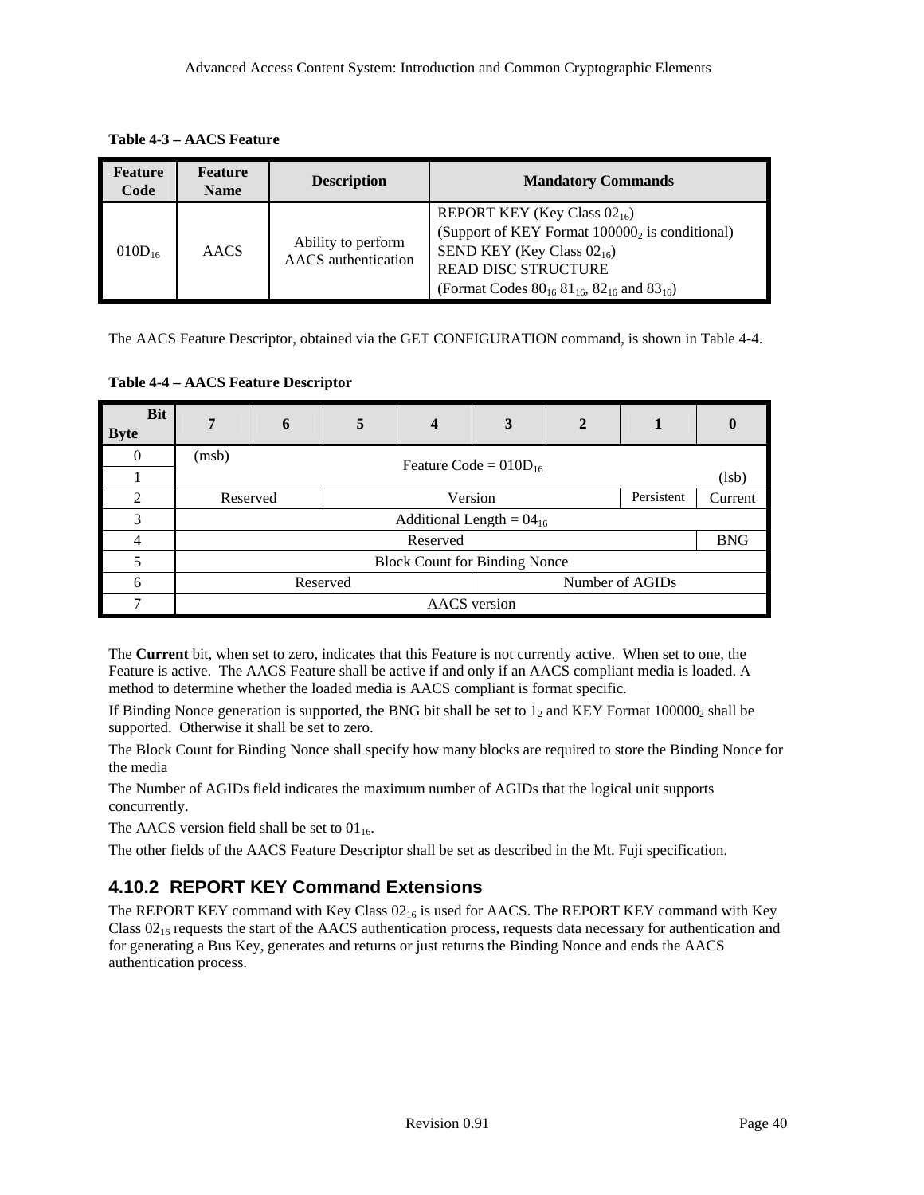**Table 4-3 – AACS Feature**

| Feature Code | Feature Name | Description | Mandatory Commands |
|---|---|---|---|
| $010D_{16}$ | AACS | Ability to perform AACS authentication | REPORT KEY (Key Class $02_{16}$)<br>(Support of KEY Format $100000_2$ is conditional)<br>SEND KEY (Key Class $02_{16}$)<br>READ DISC STRUCTURE<br>(Format Codes $80_{16}$ $81_{16}$, $82_{16}$ and $83_{16}$) |

The AACS Feature Descriptor, obtained via the GET CONFIGURATION command, is shown in Table 4-4.

**Table 4-4 – AACS Feature Descriptor**

| Byte \ Bit | 7 | 6 | 5 | 4 | 3 | 2 | 1 | 0 |
|---|---|---|---|---|---|---|---|---|
| 0 | (msb) | Feature Code = $010D_{16}$ | | | | | | |
| 1 | | | | | | | | (lsb) |
| 2 | Reserved | | Version | | | | Persistent | Current |
| 3 | Additional Length = $04_{16}$ | | | | | | | |
| 4 | Reserved | | | | | | | BNG |
| 5 | Block Count for Binding Nonce | | | | | | | |
| 6 | Reserved | | | | Number of AGIDs | | | |
| 7 | AACS version | | | | | | | |

The **Current** bit, when set to zero, indicates that this Feature is not currently active. When set to one, the Feature is active. The AACS Feature shall be active if and only if an AACS compliant media is loaded. A method to determine whether the loaded media is AACS compliant is format specific.

If Binding Nonce generation is supported, the BNG bit shall be set to $1_2$ and KEY Format $100000_2$ shall be supported. Otherwise it shall be set to zero.

The Block Count for Binding Nonce shall specify how many blocks are required to store the Binding Nonce for the media

The Number of AGIDs field indicates the maximum number of AGIDs that the logical unit supports concurrently.

The AACS version field shall be set to $01_{16}$.

The other fields of the AACS Feature Descriptor shall be set as described in the Mt. Fuji specification.

### 4.10.2 REPORT KEY Command Extensions

The REPORT KEY command with Key Class $02_{16}$ is used for AACS. The REPORT KEY command with Key Class $02_{16}$ requests the start of the AACS authentication process, requests data necessary for authentication and for generating a Bus Key, generates and returns or just returns the Binding Nonce and ends the AACS authentication process.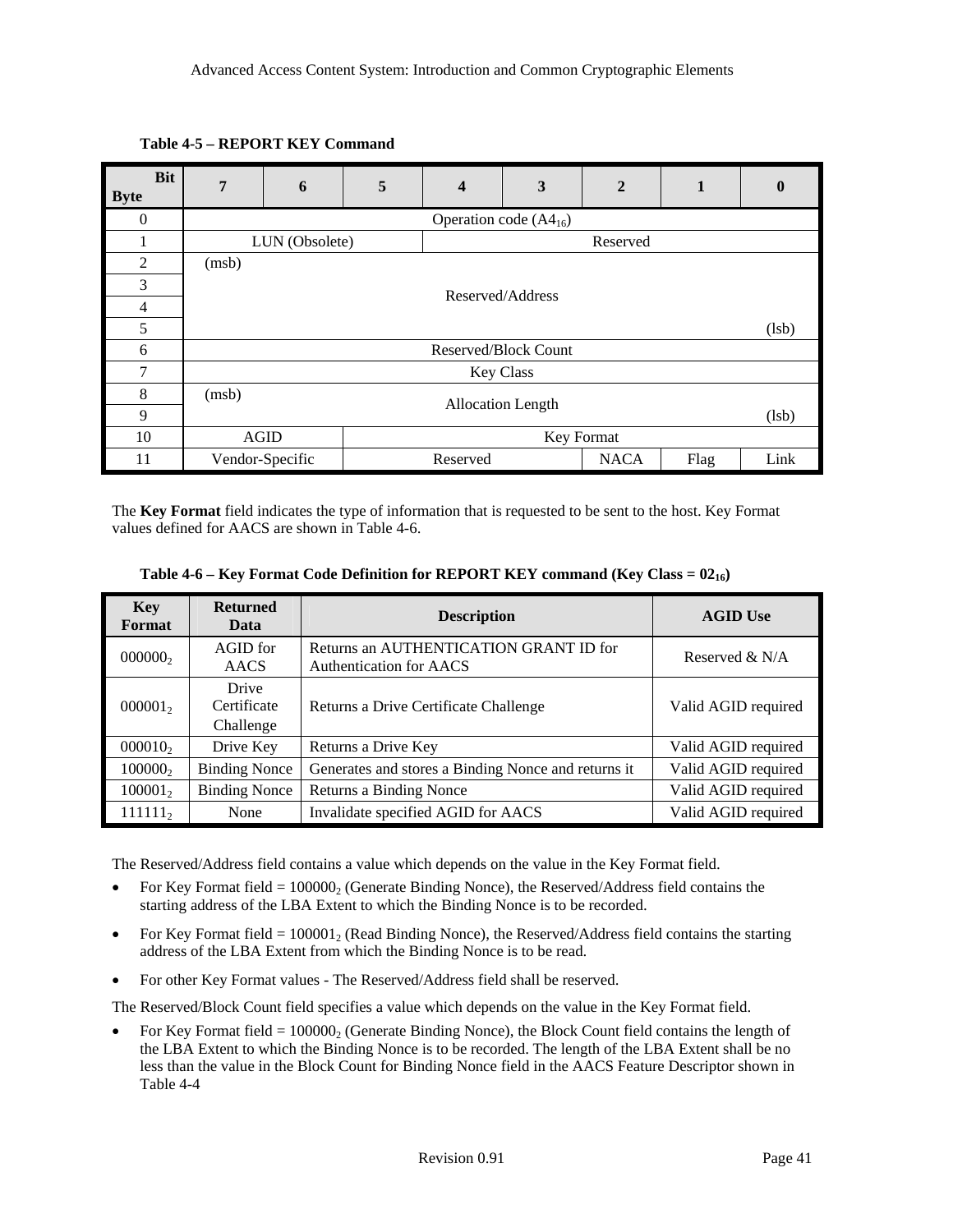**Table 4-5 – REPORT KEY Command**

| Byte \ Bit | 7 | 6 | 5 | 4 | 3 | 2 | 1 | 0 |
|---|---|---|---|---|---|---|---|---|
| 0 | Operation code ($A4_{16}$) | | | | | | | |
| 1 | LUN (Obsolete) | | | Reserved | | | | |
| 2 | (msb) | | | | | | | |
| 3 | | | | Reserved/Address | | | | |
| 4 | | | | | | | | |
| 5 | | | | | | | | (lsb) |
| 6 | Reserved/Block Count | | | | | | | |
| 7 | Key Class | | | | | | | |
| 8 | (msb) | | | Allocation Length | | | | |
| 9 | | | | | | | | (lsb) |
| 10 | AGID | | Key Format | | | | | |
| 11 | Vendor-Specific | | Reserved | | | NACA | Flag | Link |

The **Key Format** field indicates the type of information that is requested to be sent to the host. Key Format values defined for AACS are shown in Table 4-6.

**Table 4-6 – Key Format Code Definition for REPORT KEY command (Key Class = $02_{16}$)**

| Key Format | Returned Data | Description | AGID Use |
|---|---|---|---|
| $000000_2$ | AGID for AACS | Returns an AUTHENTICATION GRANT ID for Authentication for AACS | Reserved & N/A |
| $000001_2$ | Drive Certificate Challenge | Returns a Drive Certificate Challenge | Valid AGID required |
| $000010_2$ | Drive Key | Returns a Drive Key | Valid AGID required |
| $100000_2$ | Binding Nonce | Generates and stores a Binding Nonce and returns it | Valid AGID required |
| $100001_2$ | Binding Nonce | Returns a Binding Nonce | Valid AGID required |
| $111111_2$ | None | Invalidate specified AGID for AACS | Valid AGID required |

The Reserved/Address field contains a value which depends on the value in the Key Format field.

- For Key Format field = $100000_2$ (Generate Binding Nonce), the Reserved/Address field contains the starting address of the LBA Extent to which the Binding Nonce is to be recorded.
- For Key Format field = $100001_2$ (Read Binding Nonce), the Reserved/Address field contains the starting address of the LBA Extent from which the Binding Nonce is to be read.
- For other Key Format values - The Reserved/Address field shall be reserved.

The Reserved/Block Count field specifies a value which depends on the value in the Key Format field.

- For Key Format field = $100000_2$ (Generate Binding Nonce), the Block Count field contains the length of the LBA Extent to which the Binding Nonce is to be recorded. The length of the LBA Extent shall be no less than the value in the Block Count for Binding Nonce field in the AACS Feature Descriptor shown in Table 4-4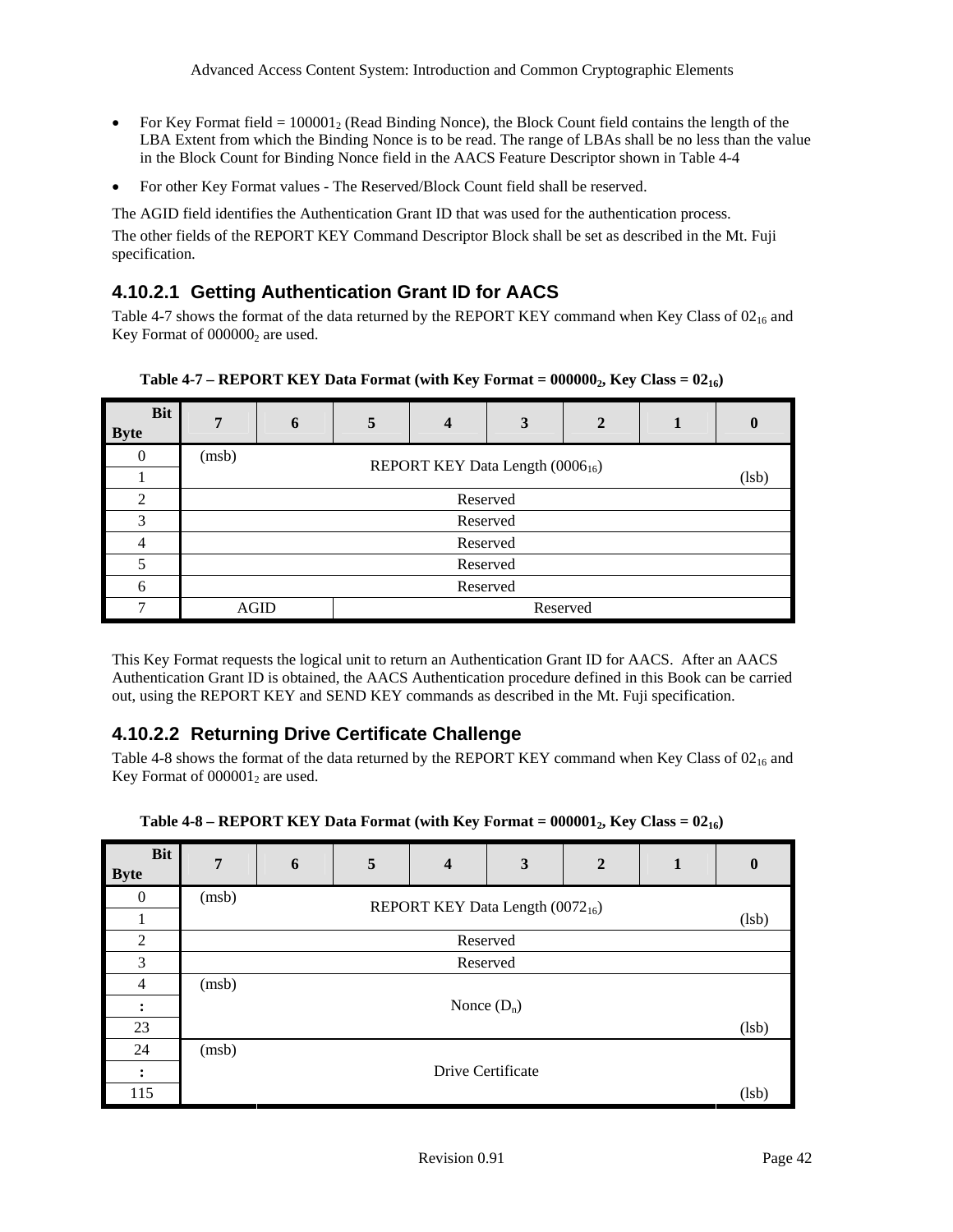- For Key Format field = $100001_2$ (Read Binding Nonce), the Block Count field contains the length of the LBA Extent from which the Binding Nonce is to be read. The range of LBAs shall be no less than the value in the Block Count for Binding Nonce field in the AACS Feature Descriptor shown in Table 4-4
- For other Key Format values - The Reserved/Block Count field shall be reserved.

The AGID field identifies the Authentication Grant ID that was used for the authentication process.

The other fields of the REPORT KEY Command Descriptor Block shall be set as described in the Mt. Fuji specification.

### 4.10.2.1 Getting Authentication Grant ID for AACS

Table 4-7 shows the format of the data returned by the REPORT KEY command when Key Class of $02_{16}$ and Key Format of $000000_2$ are used.

**Table 4-7 – REPORT KEY Data Format (with Key Format = $000000_2$, Key Class = $02_{16}$)**

| Byte \ Bit | 7 | 6 | 5 | 4 | 3 | 2 | 1 | 0 |
|---|---|---|---|---|---|---|---|---|
| 0 | (msb) | REPORT KEY Data Length ($0006_{16}$) | | | | | | |
| 1 | | | | | | | | (lsb) |
| 2 | Reserved | | | | | | | |
| 3 | Reserved | | | | | | | |
| 4 | Reserved | | | | | | | |
| 5 | Reserved | | | | | | | |
| 6 | Reserved | | | | | | | |
| 7 | AGID | | Reserved | | | | | |

This Key Format requests the logical unit to return an Authentication Grant ID for AACS. After an AACS Authentication Grant ID is obtained, the AACS Authentication procedure defined in this Book can be carried out, using the REPORT KEY and SEND KEY commands as described in the Mt. Fuji specification.

### 4.10.2.2 Returning Drive Certificate Challenge

Table 4-8 shows the format of the data returned by the REPORT KEY command when Key Class of $02_{16}$ and Key Format of $000001_2$ are used.

**Table 4-8 – REPORT KEY Data Format (with Key Format = $000001_2$, Key Class = $02_{16}$)**

| Byte \ Bit | 7 | 6 | 5 | 4 | 3 | 2 | 1 | 0 |
|---|---|---|---|---|---|---|---|---|
| 0 | (msb) | REPORT KEY Data Length ($0072_{16}$) | | | | | | |
| 1 | | | | | | | | (lsb) |
| 2 | Reserved | | | | | | | |
| 3 | Reserved | | | | | | | |
| 4 | (msb) | | | | | | | |
| : | Nonce ($D_n$) | | | | | | | |
| 23 | | | | | | | | (lsb) |
| 24 | (msb) | | | | | | | |
| : | Drive Certificate | | | | | | | |
| 115 | | | | | | | | (lsb) |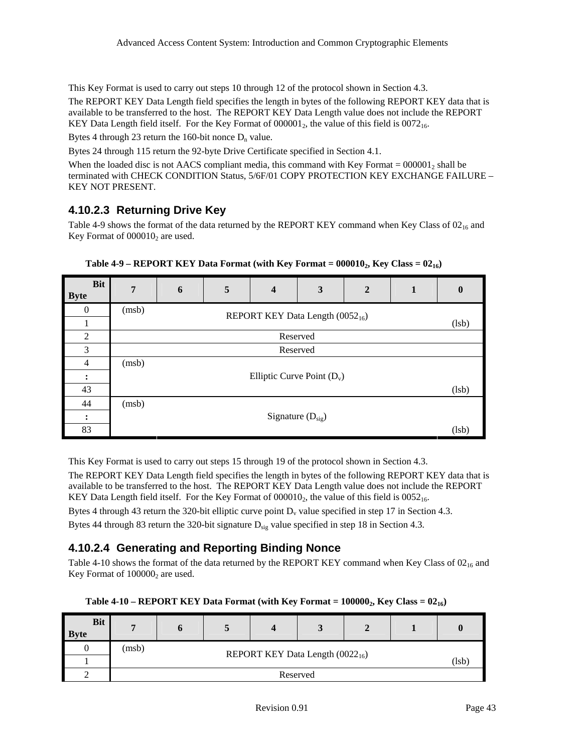This Key Format is used to carry out steps 10 through 12 of the protocol shown in Section 4.3.

The REPORT KEY Data Length field specifies the length in bytes of the following REPORT KEY data that is available to be transferred to the host. The REPORT KEY Data Length value does not include the REPORT KEY Data Length field itself. For the Key Format of $000001_2$, the value of this field is $0072_{16}$.

Bytes 4 through 23 return the 160-bit nonce $D_n$ value.

Bytes 24 through 115 return the 92-byte Drive Certificate specified in Section 4.1.

When the loaded disc is not AACS compliant media, this command with Key Format = $000001_2$ shall be terminated with CHECK CONDITION Status, 5/6F/01 COPY PROTECTION KEY EXCHANGE FAILURE – KEY NOT PRESENT.

### 4.10.2.3 Returning Drive Key

Table 4-9 shows the format of the data returned by the REPORT KEY command when Key Class of $02_{16}$ and Key Format of $000010_2$ are used.

**Table 4-9 – REPORT KEY Data Format (with Key Format = $000010_2$, Key Class = $02_{16}$)**

| Byte \ Bit | 7 | 6 | 5 | 4 | 3 | 2 | 1 | 0 |
|---|---|---|---|---|---|---|---|---|
| 0 | (msb) | | | REPORT KEY Data Length ($0052_{16}$) | | | | |
| 1 | | | | | | | | (lsb) |
| 2 | | | | Reserved | | | | |
| 3 | | | | Reserved | | | | |
| 4 | (msb) | | | | | | | |
| : | | | | Elliptic Curve Point ($D_v$) | | | | |
| 43 | | | | | | | | (lsb) |
| 44 | (msb) | | | | | | | |
| : | | | | Signature ($D_{sig}$) | | | | |
| 83 | | | | | | | | (lsb) |

This Key Format is used to carry out steps 15 through 19 of the protocol shown in Section 4.3.

The REPORT KEY Data Length field specifies the length in bytes of the following REPORT KEY data that is available to be transferred to the host. The REPORT KEY Data Length value does not include the REPORT KEY Data Length field itself. For the Key Format of $000010_2$, the value of this field is $0052_{16}$.

Bytes 4 through 43 return the 320-bit elliptic curve point $D_v$ value specified in step 17 in Section 4.3.

Bytes 44 through 83 return the 320-bit signature $D_{sig}$ value specified in step 18 in Section 4.3.

### 4.10.2.4 Generating and Reporting Binding Nonce

Table 4-10 shows the format of the data returned by the REPORT KEY command when Key Class of $02_{16}$ and Key Format of $100000_2$ are used.

**Table 4-10 – REPORT KEY Data Format (with Key Format = $100000_2$, Key Class = $02_{16}$)**

| Byte \ Bit | 7 | 6 | 5 | 4 | 3 | 2 | 1 | 0 |
|---|---|---|---|---|---|---|---|---|
| 0 | (msb) | | | REPORT KEY Data Length ($0022_{16}$) | | | | |
| 1 | | | | | | | | (lsb) |
| 2 | | | | Reserved | | | | |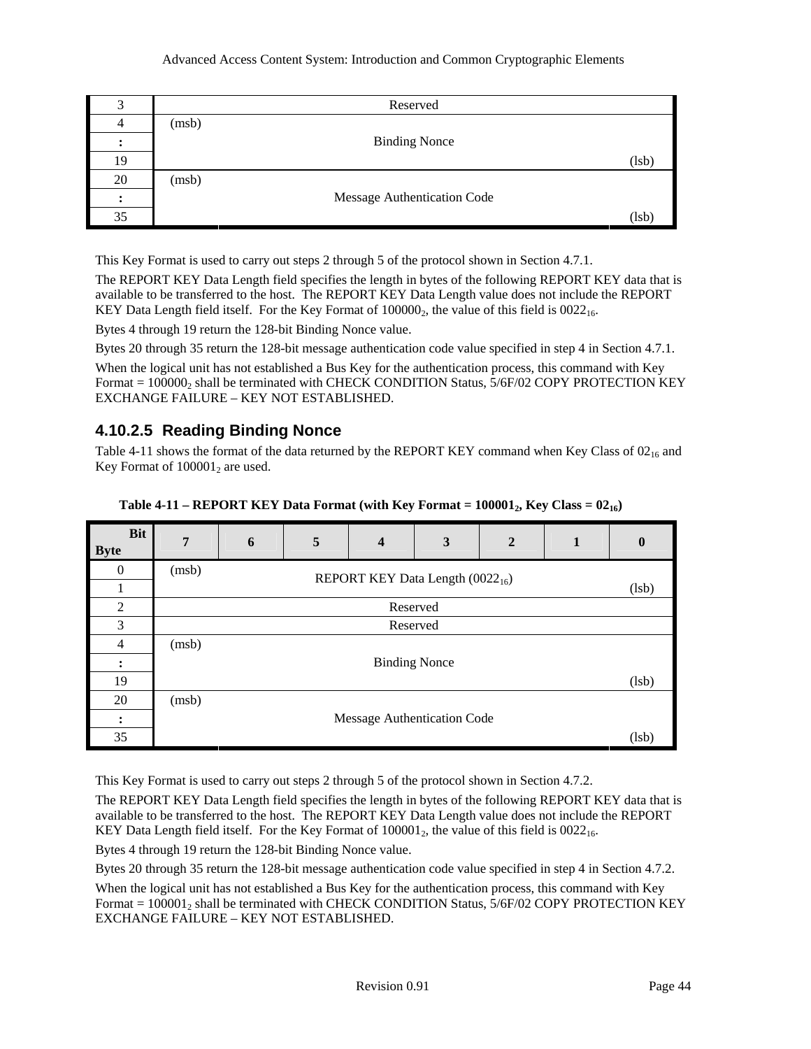| | |
|---|---|
| 3 | Reserved |
| 4 | (msb) |
| : | Binding Nonce |
| 19 | (lsb) |
| 20 | (msb) |
| : | Message Authentication Code |
| 35 | (lsb) |

This Key Format is used to carry out steps 2 through 5 of the protocol shown in Section 4.7.1.

The REPORT KEY Data Length field specifies the length in bytes of the following REPORT KEY data that is available to be transferred to the host. The REPORT KEY Data Length value does not include the REPORT KEY Data Length field itself. For the Key Format of $100000_2$, the value of this field is $0022_{16}$.

Bytes 4 through 19 return the 128-bit Binding Nonce value.

Bytes 20 through 35 return the 128-bit message authentication code value specified in step 4 in Section 4.7.1.

When the logical unit has not established a Bus Key for the authentication process, this command with Key Format = $100000_2$ shall be terminated with CHECK CONDITION Status, 5/6F/02 COPY PROTECTION KEY EXCHANGE FAILURE – KEY NOT ESTABLISHED.

### 4.10.2.5 Reading Binding Nonce

Table 4-11 shows the format of the data returned by the REPORT KEY command when Key Class of $02_{16}$ and Key Format of $100001_2$ are used.

**Table 4-11 – REPORT KEY Data Format (with Key Format = $100001_2$, Key Class = $02_{16}$)**

| Byte \ Bit | 7 | 6 | 5 | 4 | 3 | 2 | 1 | 0 |
|---|---|---|---|---|---|---|---|---|
| 0 | (msb) | | | REPORT KEY Data Length ($0022_{16}$) | | | | |
| 1 | | | | | | | | (lsb) |
| 2 | | | | Reserved | | | | |
| 3 | | | | Reserved | | | | |
| 4 | (msb) | | | | | | | |
| : | | | | Binding Nonce | | | | |
| 19 | | | | | | | | (lsb) |
| 20 | (msb) | | | | | | | |
| : | | | | Message Authentication Code | | | | |
| 35 | | | | | | | | (lsb) |

This Key Format is used to carry out steps 2 through 5 of the protocol shown in Section 4.7.2.

The REPORT KEY Data Length field specifies the length in bytes of the following REPORT KEY data that is available to be transferred to the host. The REPORT KEY Data Length value does not include the REPORT KEY Data Length field itself. For the Key Format of $100001_2$, the value of this field is $0022_{16}$.

Bytes 4 through 19 return the 128-bit Binding Nonce value.

Bytes 20 through 35 return the 128-bit message authentication code value specified in step 4 in Section 4.7.2.

When the logical unit has not established a Bus Key for the authentication process, this command with Key Format = $100001_2$ shall be terminated with CHECK CONDITION Status, 5/6F/02 COPY PROTECTION KEY EXCHANGE FAILURE – KEY NOT ESTABLISHED.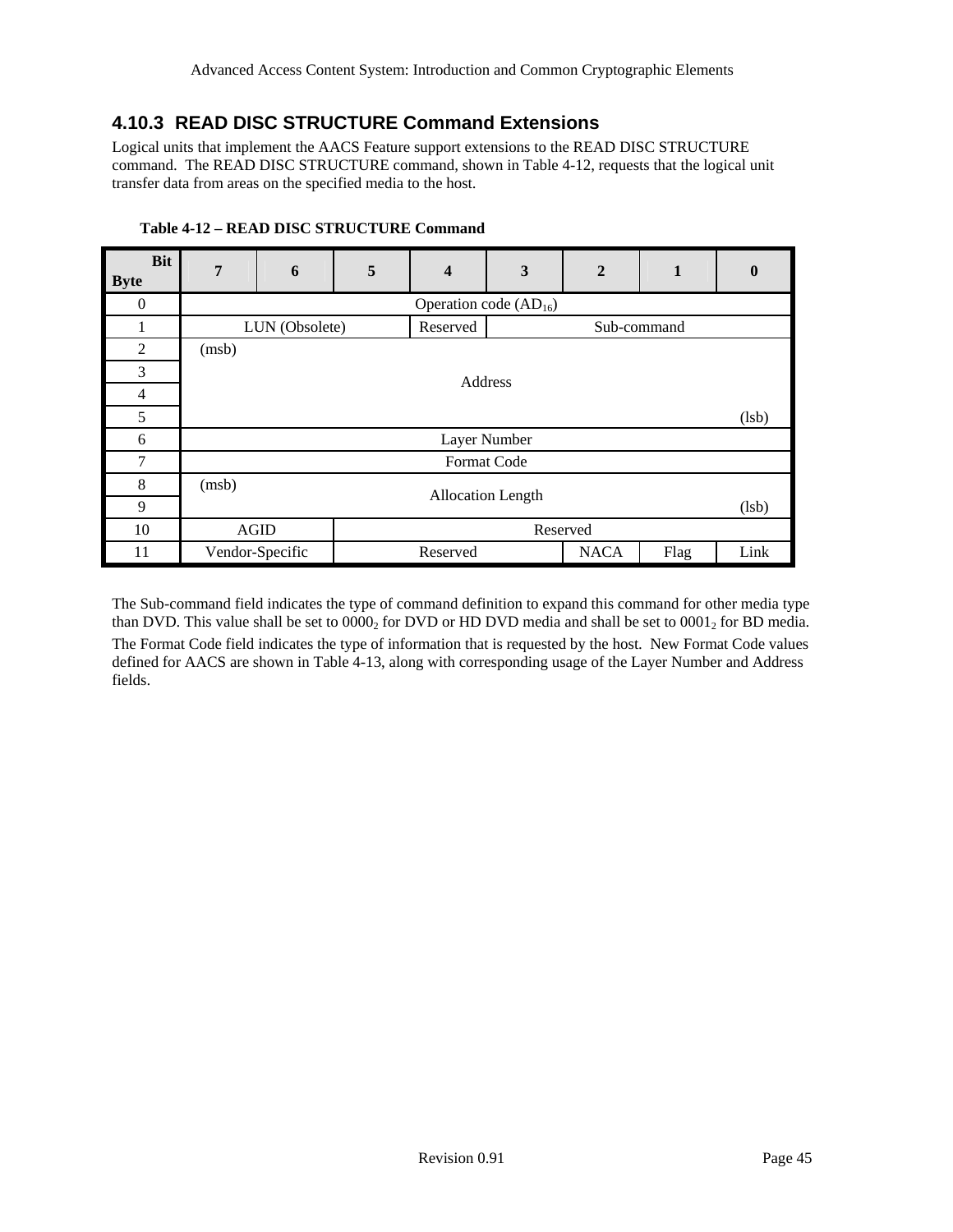### 4.10.3 READ DISC STRUCTURE Command Extensions

Logical units that implement the AACS Feature support extensions to the READ DISC STRUCTURE command. The READ DISC STRUCTURE command, shown in Table 4-12, requests that the logical unit transfer data from areas on the specified media to the host.

**Table 4-12 – READ DISC STRUCTURE Command**

| Byte \ Bit | 7 | 6 | 5 | 4 | 3 | 2 | 1 | 0 |
|---|---|---|---|---|---|---|---|---|
| 0 | Operation code ($AD_{16}$) | | | | | | | |
| 1 | LUN (Obsolete) | | | Reserved | Sub-command | | | |
| 2 | (msb) | | | | | | | |
| 3 | Address | | | | | | | |
| 4 | | | | | | | | |
| 5 | | | | | | | | (lsb) |
| 6 | Layer Number | | | | | | | |
| 7 | Format Code | | | | | | | |
| 8 | (msb) | | | | | | | |
| 9 | Allocation Length | | | | | | | (lsb) |
| 10 | AGID | | Reserved | | | | | |
| 11 | Vendor-Specific | | Reserved | | | NACA | Flag | Link |

The Sub-command field indicates the type of command definition to expand this command for other media type than DVD. This value shall be set to $0000_2$ for DVD or HD DVD media and shall be set to $0001_2$ for BD media.

The Format Code field indicates the type of information that is requested by the host. New Format Code values defined for AACS are shown in Table 4-13, along with corresponding usage of the Layer Number and Address fields.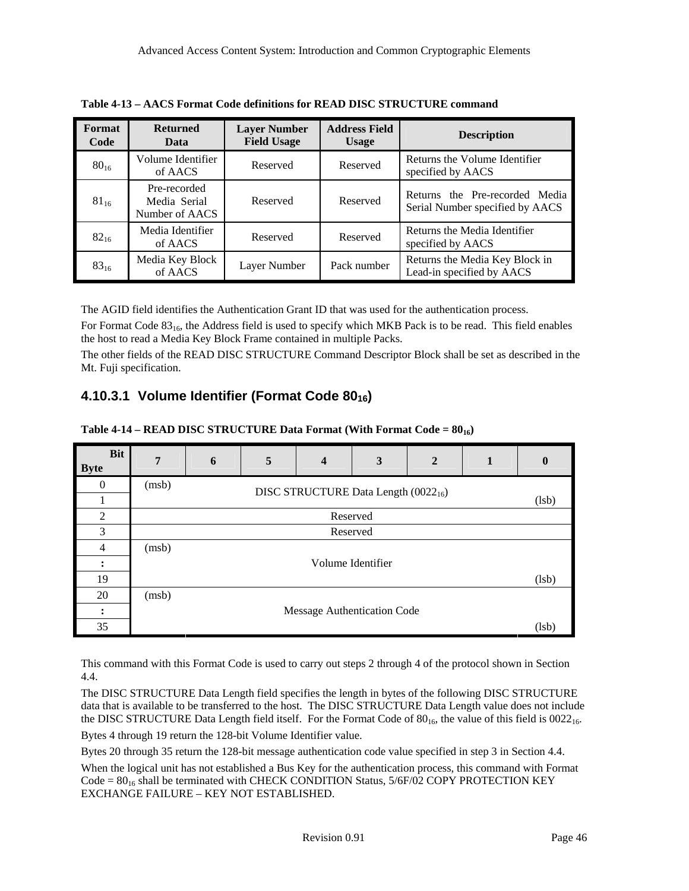**Table 4-13 – AACS Format Code definitions for READ DISC STRUCTURE command**

| Format Code | Returned Data | Layer Number Field Usage | Address Field Usage | Description |
|---|---|---|---|---|
| $80_{16}$ | Volume Identifier of AACS | Reserved | Reserved | Returns the Volume Identifier specified by AACS |
| $81_{16}$ | Pre-recorded Media Serial Number of AACS | Reserved | Reserved | Returns the Pre-recorded Media Serial Number specified by AACS |
| $82_{16}$ | Media Identifier of AACS | Reserved | Reserved | Returns the Media Identifier specified by AACS |
| $83_{16}$ | Media Key Block of AACS | Layer Number | Pack number | Returns the Media Key Block in Lead-in specified by AACS |

The AGID field identifies the Authentication Grant ID that was used for the authentication process.

For Format Code $83_{16}$, the Address field is used to specify which MKB Pack is to be read. This field enables the host to read a Media Key Block Frame contained in multiple Packs.

The other fields of the READ DISC STRUCTURE Command Descriptor Block shall be set as described in the Mt. Fuji specification.

#### 4.10.3.1 Volume Identifier (Format Code $80_{16}$)

**Table 4-14 – READ DISC STRUCTURE Data Format (With Format Code = $80_{16}$)**

| Byte \ Bit | 7 | 6 | 5 | 4 | 3 | 2 | 1 | 0 |
|---|---|---|---|---|---|---|---|---|
| 0 | (msb) | | | DISC STRUCTURE Data Length ($0022_{16}$) | | | | |
| 1 | | | | | | | | (lsb) |
| 2 | | | | Reserved | | | | |
| 3 | | | | Reserved | | | | |
| 4 | (msb) | | | | | | | |
| : | | | | Volume Identifier | | | | |
| 19 | | | | | | | | (lsb) |
| 20 | (msb) | | | | | | | |
| : | | | | Message Authentication Code | | | | |
| 35 | | | | | | | | (lsb) |

This command with this Format Code is used to carry out steps 2 through 4 of the protocol shown in Section 4.4.

The DISC STRUCTURE Data Length field specifies the length in bytes of the following DISC STRUCTURE data that is available to be transferred to the host. The DISC STRUCTURE Data Length value does not include the DISC STRUCTURE Data Length field itself. For the Format Code of $80_{16}$, the value of this field is $0022_{16}$.

Bytes 4 through 19 return the 128-bit Volume Identifier value.

Bytes 20 through 35 return the 128-bit message authentication code value specified in step 3 in Section 4.4.

When the logical unit has not established a Bus Key for the authentication process, this command with Format Code = $80_{16}$ shall be terminated with CHECK CONDITION Status, 5/6F/02 COPY PROTECTION KEY EXCHANGE FAILURE – KEY NOT ESTABLISHED.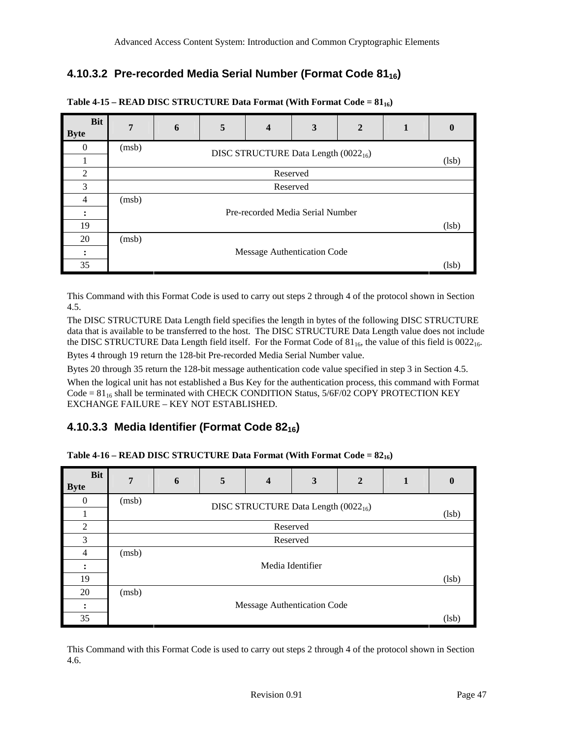### 4.10.3.2 Pre-recorded Media Serial Number (Format Code $81_{16}$)

**Table 4-15 – READ DISC STRUCTURE Data Format (With Format Code = $81_{16}$)**

| Byte \ Bit | 7 | 6 | 5 | 4 | 3 | 2 | 1 | 0 |
|---|---|---|---|---|---|---|---|---|
| 0 | (msb) | | | DISC STRUCTURE Data Length ($0022_{16}$) | | | | |
| 1 | | | | | | | | (lsb) |
| 2 | | | | Reserved | | | | |
| 3 | | | | Reserved | | | | |
| 4 | (msb) | | | | | | | |
| : | | | | Pre-recorded Media Serial Number | | | | |
| 19 | | | | | | | | (lsb) |
| 20 | (msb) | | | | | | | |
| : | | | | Message Authentication Code | | | | |
| 35 | | | | | | | | (lsb) |

This Command with this Format Code is used to carry out steps 2 through 4 of the protocol shown in Section 4.5.

The DISC STRUCTURE Data Length field specifies the length in bytes of the following DISC STRUCTURE data that is available to be transferred to the host. The DISC STRUCTURE Data Length value does not include the DISC STRUCTURE Data Length field itself. For the Format Code of $81_{16}$, the value of this field is $0022_{16}$.

Bytes 4 through 19 return the 128-bit Pre-recorded Media Serial Number value.

Bytes 20 through 35 return the 128-bit message authentication code value specified in step 3 in Section 4.5.

When the logical unit has not established a Bus Key for the authentication process, this command with Format Code = $81_{16}$ shall be terminated with CHECK CONDITION Status, 5/6F/02 COPY PROTECTION KEY EXCHANGE FAILURE – KEY NOT ESTABLISHED.

### 4.10.3.3 Media Identifier (Format Code $82_{16}$)

**Table 4-16 – READ DISC STRUCTURE Data Format (With Format Code = $82_{16}$)**

| Byte \ Bit | 7 | 6 | 5 | 4 | 3 | 2 | 1 | 0 |
|---|---|---|---|---|---|---|---|---|
| 0 | (msb) | | | DISC STRUCTURE Data Length ($0022_{16}$) | | | | |
| 1 | | | | | | | | (lsb) |
| 2 | | | | Reserved | | | | |
| 3 | | | | Reserved | | | | |
| 4 | (msb) | | | | | | | |
| : | | | | Media Identifier | | | | |
| 19 | | | | | | | | (lsb) |
| 20 | (msb) | | | | | | | |
| : | | | | Message Authentication Code | | | | |
| 35 | | | | | | | | (lsb) |

This Command with this Format Code is used to carry out steps 2 through 4 of the protocol shown in Section 4.6.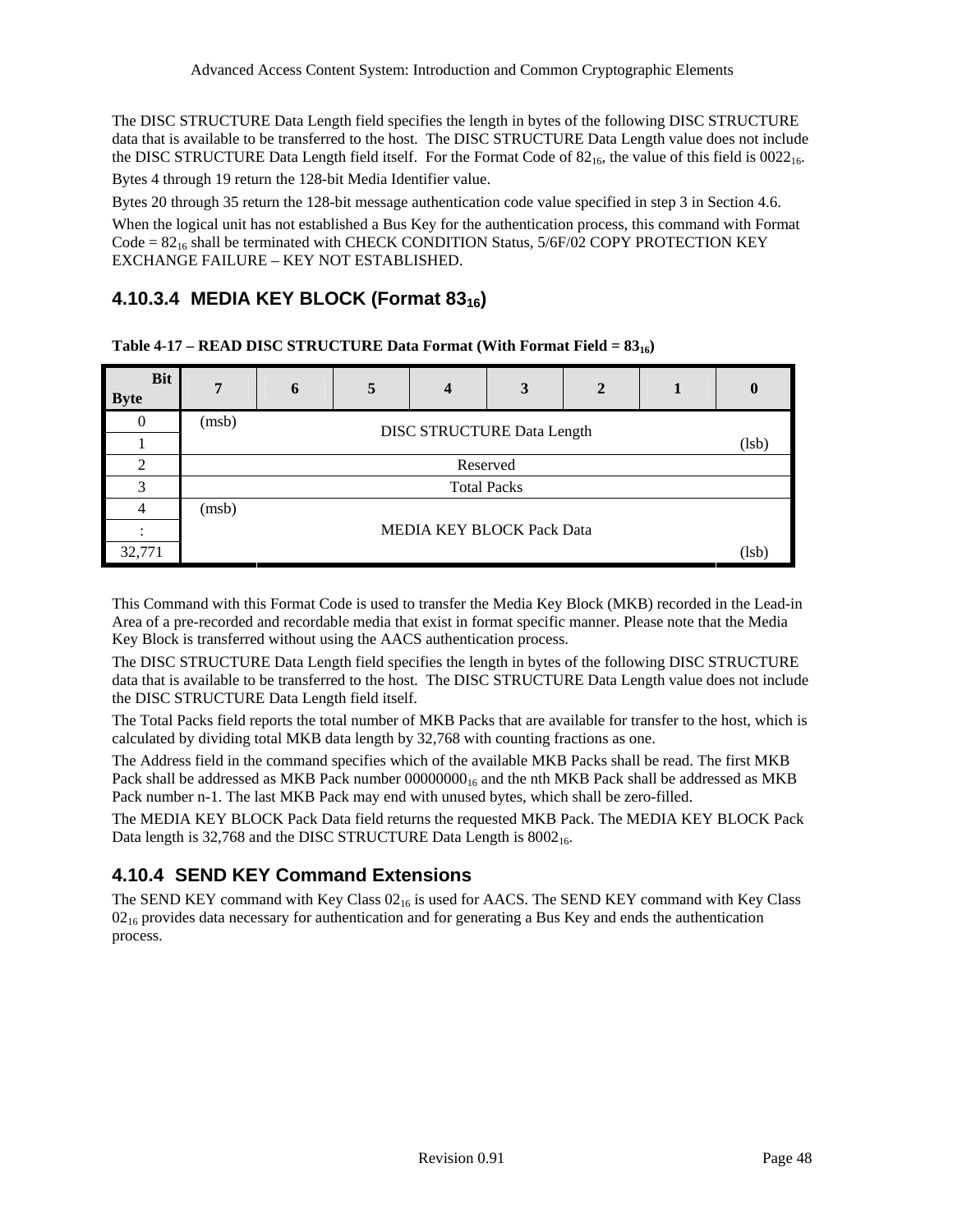The DISC STRUCTURE Data Length field specifies the length in bytes of the following DISC STRUCTURE data that is available to be transferred to the host. The DISC STRUCTURE Data Length value does not include the DISC STRUCTURE Data Length field itself. For the Format Code of $82_{16}$, the value of this field is $0022_{16}$.

Bytes 4 through 19 return the 128-bit Media Identifier value.

Bytes 20 through 35 return the 128-bit message authentication code value specified in step 3 in Section 4.6.

When the logical unit has not established a Bus Key for the authentication process, this command with Format Code = $82_{16}$ shall be terminated with CHECK CONDITION Status, 5/6F/02 COPY PROTECTION KEY EXCHANGE FAILURE – KEY NOT ESTABLISHED.

#### 4.10.3.4 MEDIA KEY BLOCK (Format $83_{16}$)

**Table 4-17 – READ DISC STRUCTURE Data Format (With Format Field = $83_{16}$)**

| Byte \ Bit | 7 | 6 | 5 | 4 | 3 | 2 | 1 | 0 |
|---|---|---|---|---|---|---|---|---|
| 0 | (msb) | DISC STRUCTURE Data Length | | | | | | |
| 1 | | | | | | | | (lsb) |
| 2 | Reserved | | | | | | | |
| 3 | Total Packs | | | | | | | |
| 4 | (msb) | MEDIA KEY BLOCK Pack Data | | | | | | |
| : | | | | | | | | |
| 32,771 | | | | | | | | (lsb) |

This Command with this Format Code is used to transfer the Media Key Block (MKB) recorded in the Lead-in Area of a pre-recorded and recordable media that exist in format specific manner. Please note that the Media Key Block is transferred without using the AACS authentication process.

The DISC STRUCTURE Data Length field specifies the length in bytes of the following DISC STRUCTURE data that is available to be transferred to the host. The DISC STRUCTURE Data Length value does not include the DISC STRUCTURE Data Length field itself.

The Total Packs field reports the total number of MKB Packs that are available for transfer to the host, which is calculated by dividing total MKB data length by 32,768 with counting fractions as one.

The Address field in the command specifies which of the available MKB Packs shall be read. The first MKB Pack shall be addressed as MKB Pack number $00000000_{16}$ and the nth MKB Pack shall be addressed as MKB Pack number n-1. The last MKB Pack may end with unused bytes, which shall be zero-filled.

The MEDIA KEY BLOCK Pack Data field returns the requested MKB Pack. The MEDIA KEY BLOCK Pack Data length is 32,768 and the DISC STRUCTURE Data Length is $8002_{16}$.

### 4.10.4 SEND KEY Command Extensions

The SEND KEY command with Key Class $02_{16}$ is used for AACS. The SEND KEY command with Key Class $02_{16}$ provides data necessary for authentication and for generating a Bus Key and ends the authentication process.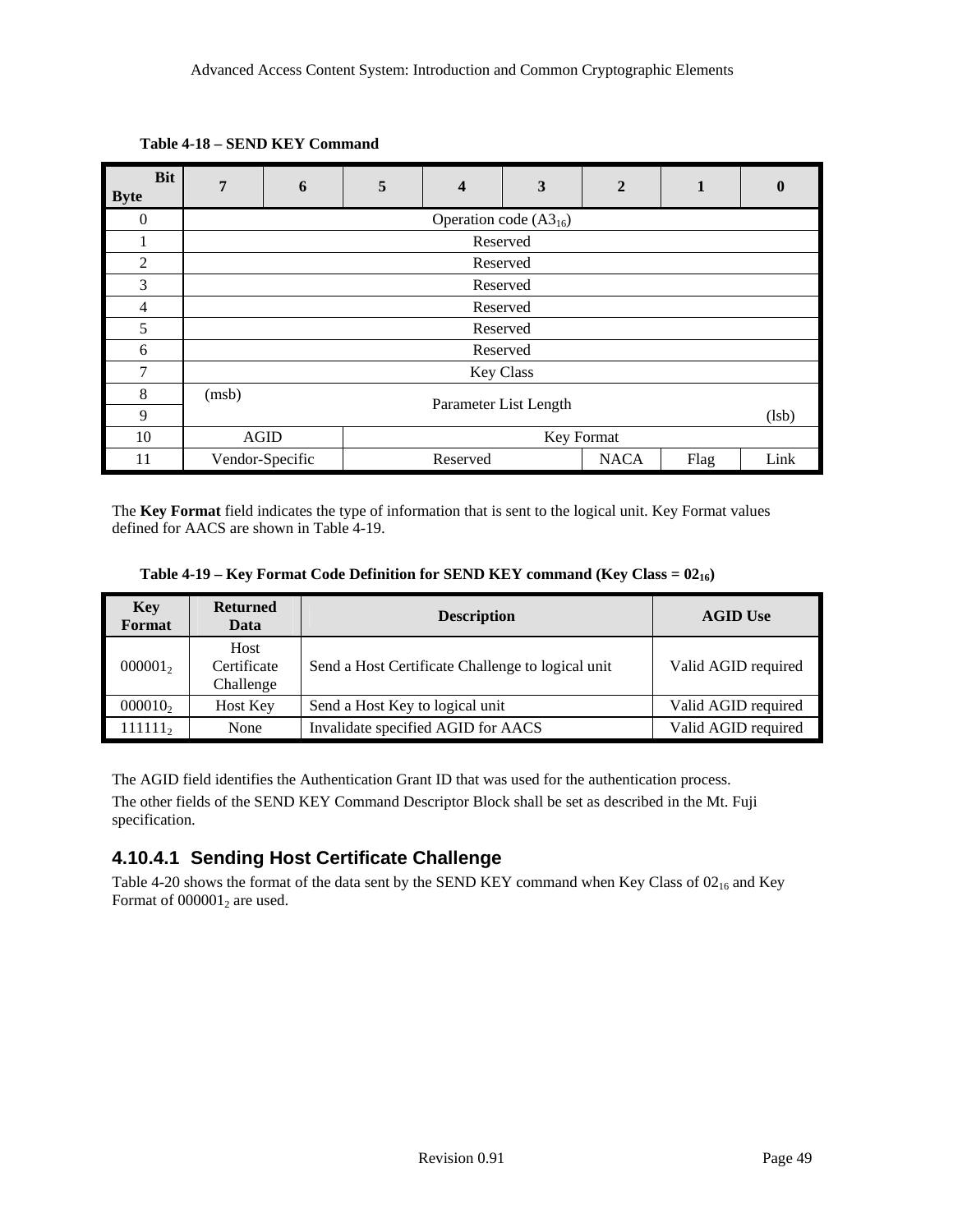**Table 4-18 – SEND KEY Command**

| Bit / Byte | 7 | 6 | 5 | 4 | 3 | 2 | 1 | 0 |
|---|---|---|---|---|---|---|---|---|
| 0 | Operation code ($A3_{16}$) | | | | | | | |
| 1 | Reserved | | | | | | | |
| 2 | Reserved | | | | | | | |
| 3 | Reserved | | | | | | | |
| 4 | Reserved | | | | | | | |
| 5 | Reserved | | | | | | | |
| 6 | Reserved | | | | | | | |
| 7 | Key Class | | | | | | | |
| 8 | (msb) Parameter List Length | | | | | | | |
| 9 | Parameter List Length (lsb) | | | | | | | |
| 10 | AGID | | Key Format | | | | | |
| 11 | Vendor-Specific | | Reserved | | | NACA | Flag | Link |

The **Key Format** field indicates the type of information that is sent to the logical unit. Key Format values defined for AACS are shown in Table 4-19.

**Table 4-19 – Key Format Code Definition for SEND KEY command (Key Class = $02_{16}$)**

| Key Format | Returned Data | Description | AGID Use |
|---|---|---|---|
| $000001_2$ | Host Certificate Challenge | Send a Host Certificate Challenge to logical unit | Valid AGID required |
| $000010_2$ | Host Key | Send a Host Key to logical unit | Valid AGID required |
| $111111_2$ | None | Invalidate specified AGID for AACS | Valid AGID required |

The AGID field identifies the Authentication Grant ID that was used for the authentication process.

The other fields of the SEND KEY Command Descriptor Block shall be set as described in the Mt. Fuji specification.

### 4.10.4.1 Sending Host Certificate Challenge

Table 4-20 shows the format of the data sent by the SEND KEY command when Key Class of $02_{16}$ and Key Format of $000001_2$ are used.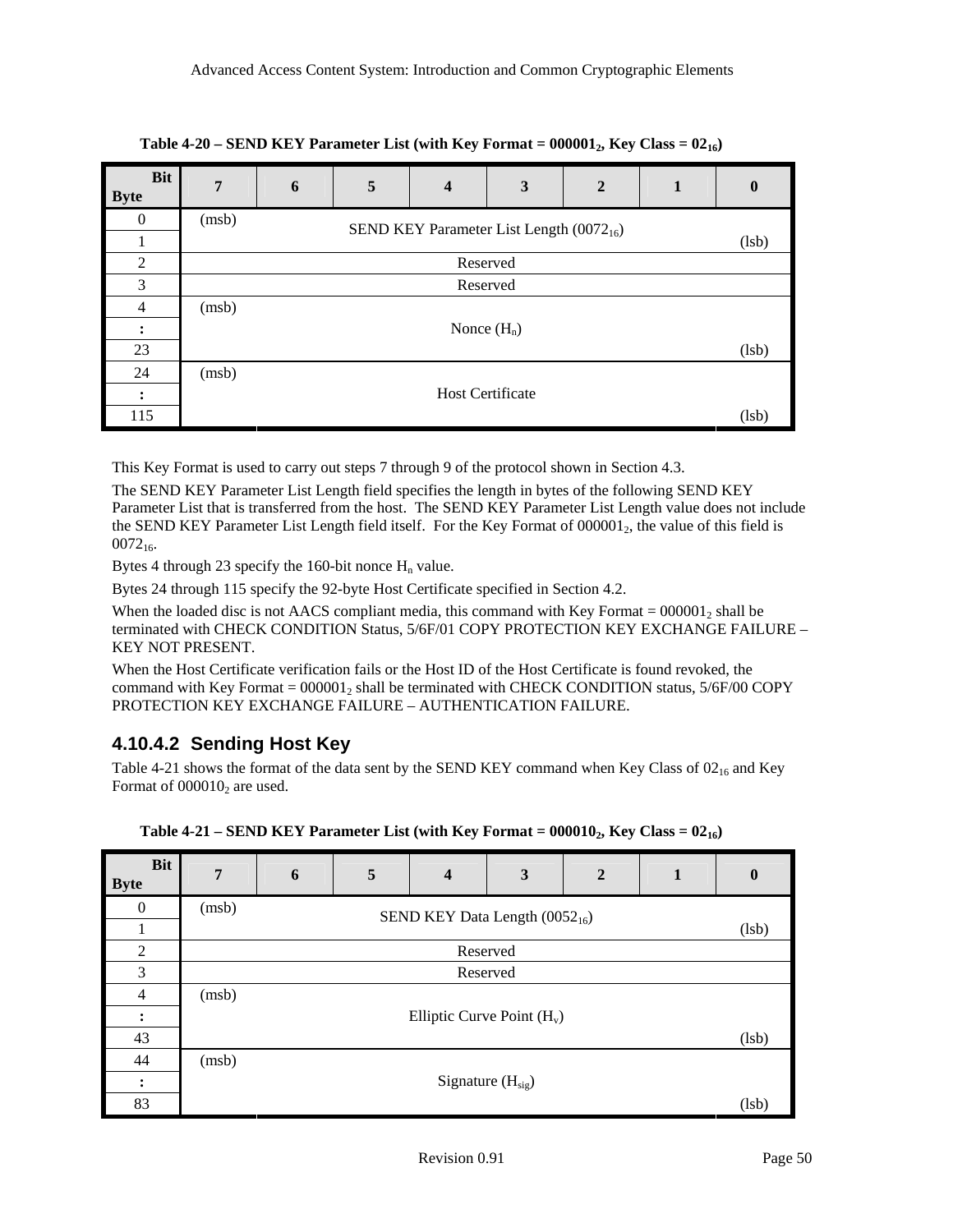**Table 4-20 – SEND KEY Parameter List (with Key Format = $000001_2$, Key Class = $02_{16}$)**

| Bit / Byte | 7 | 6 | 5 | 4 | 3 | 2 | 1 | 0 |
|---|---|---|---|---|---|---|---|---|
| 0 | (msb) | | | SEND KEY Parameter List Length ($0072_{16}$) | | | | |
| 1 | | | | | | | | (lsb) |
| 2 | | | | Reserved | | | | |
| 3 | | | | Reserved | | | | |
| 4 | (msb) | | | | | | | |
| : | | | | Nonce ($H_n$) | | | | |
| 23 | | | | | | | | (lsb) |
| 24 | (msb) | | | | | | | |
| : | | | | Host Certificate | | | | |
| 115 | | | | | | | | (lsb) |

This Key Format is used to carry out steps 7 through 9 of the protocol shown in Section 4.3.

The SEND KEY Parameter List Length field specifies the length in bytes of the following SEND KEY Parameter List that is transferred from the host. The SEND KEY Parameter List Length value does not include the SEND KEY Parameter List Length field itself. For the Key Format of $000001_2$, the value of this field is $0072_{16}$.

Bytes 4 through 23 specify the 160-bit nonce $H_n$ value.

Bytes 24 through 115 specify the 92-byte Host Certificate specified in Section 4.2.

When the loaded disc is not AACS compliant media, this command with Key Format = $000001_2$ shall be terminated with CHECK CONDITION Status, 5/6F/01 COPY PROTECTION KEY EXCHANGE FAILURE – KEY NOT PRESENT.

When the Host Certificate verification fails or the Host ID of the Host Certificate is found revoked, the command with Key Format = $000001_2$ shall be terminated with CHECK CONDITION status, 5/6F/00 COPY PROTECTION KEY EXCHANGE FAILURE – AUTHENTICATION FAILURE.

### 4.10.4.2 Sending Host Key

Table 4-21 shows the format of the data sent by the SEND KEY command when Key Class of $02_{16}$ and Key Format of $000010_2$ are used.

**Table 4-21 – SEND KEY Parameter List (with Key Format = $000010_2$, Key Class = $02_{16}$)**

| Bit / Byte | 7 | 6 | 5 | 4 | 3 | 2 | 1 | 0 |
|---|---|---|---|---|---|---|---|---|
| 0 | (msb) | | | SEND KEY Data Length ($0052_{16}$) | | | | |
| 1 | | | | | | | | (lsb) |
| 2 | | | | Reserved | | | | |
| 3 | | | | Reserved | | | | |
| 4 | (msb) | | | | | | | |
| : | | | | Elliptic Curve Point ($H_v$) | | | | |
| 43 | | | | | | | | (lsb) |
| 44 | (msb) | | | | | | | |
| : | | | | Signature ($H_{sig}$) | | | | |
| 83 | | | | | | | | (lsb) |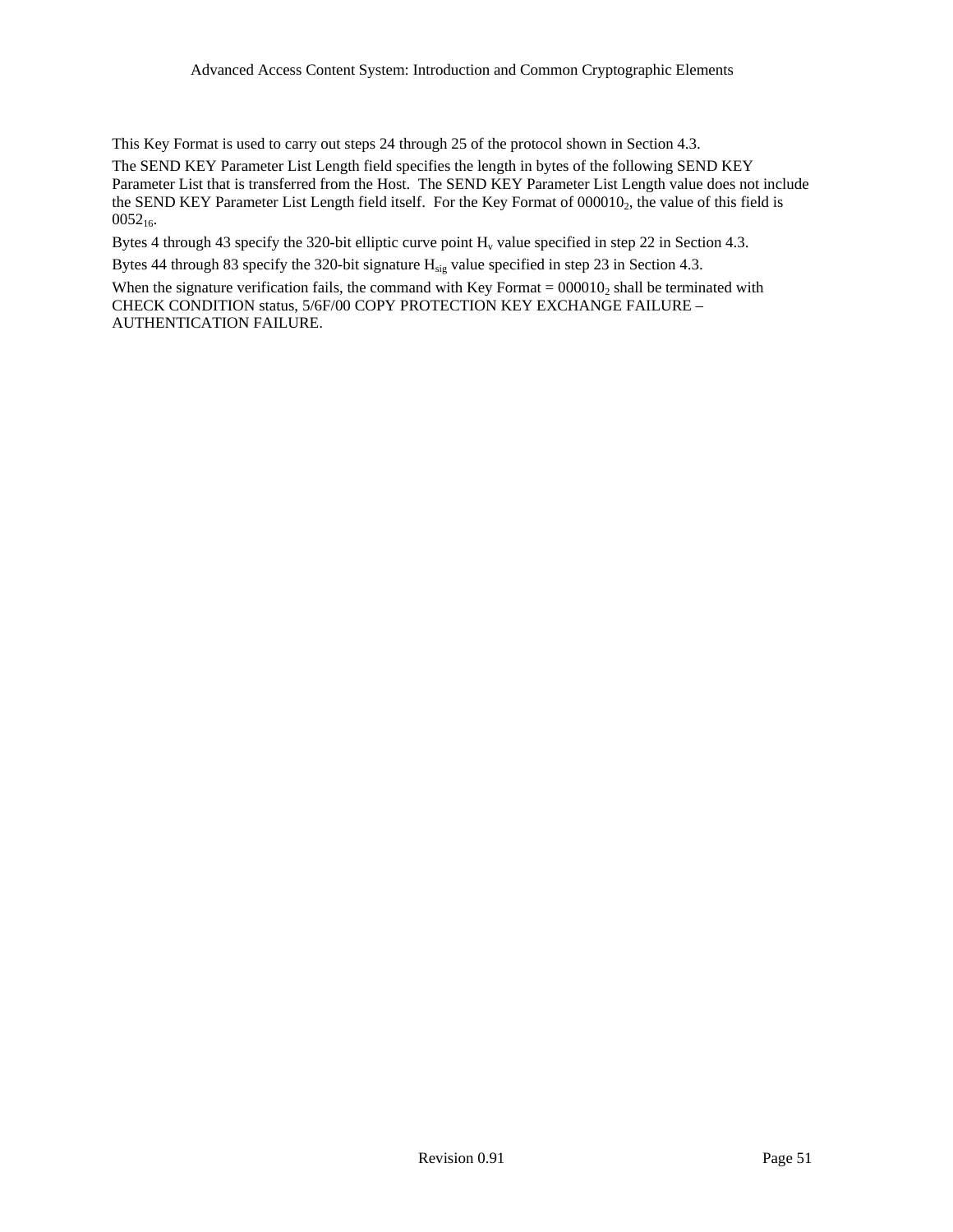This Key Format is used to carry out steps 24 through 25 of the protocol shown in Section 4.3.

The SEND KEY Parameter List Length field specifies the length in bytes of the following SEND KEY Parameter List that is transferred from the Host. The SEND KEY Parameter List Length value does not include the SEND KEY Parameter List Length field itself. For the Key Format of $000010_2$, the value of this field is $0052_{16}$.

Bytes 4 through 43 specify the 320-bit elliptic curve point $H_v$ value specified in step 22 in Section 4.3.

Bytes 44 through 83 specify the 320-bit signature $H_{sig}$ value specified in step 23 in Section 4.3.

When the signature verification fails, the command with Key Format = $000010_2$ shall be terminated with CHECK CONDITION status, 5/6F/00 COPY PROTECTION KEY EXCHANGE FAILURE – AUTHENTICATION FAILURE.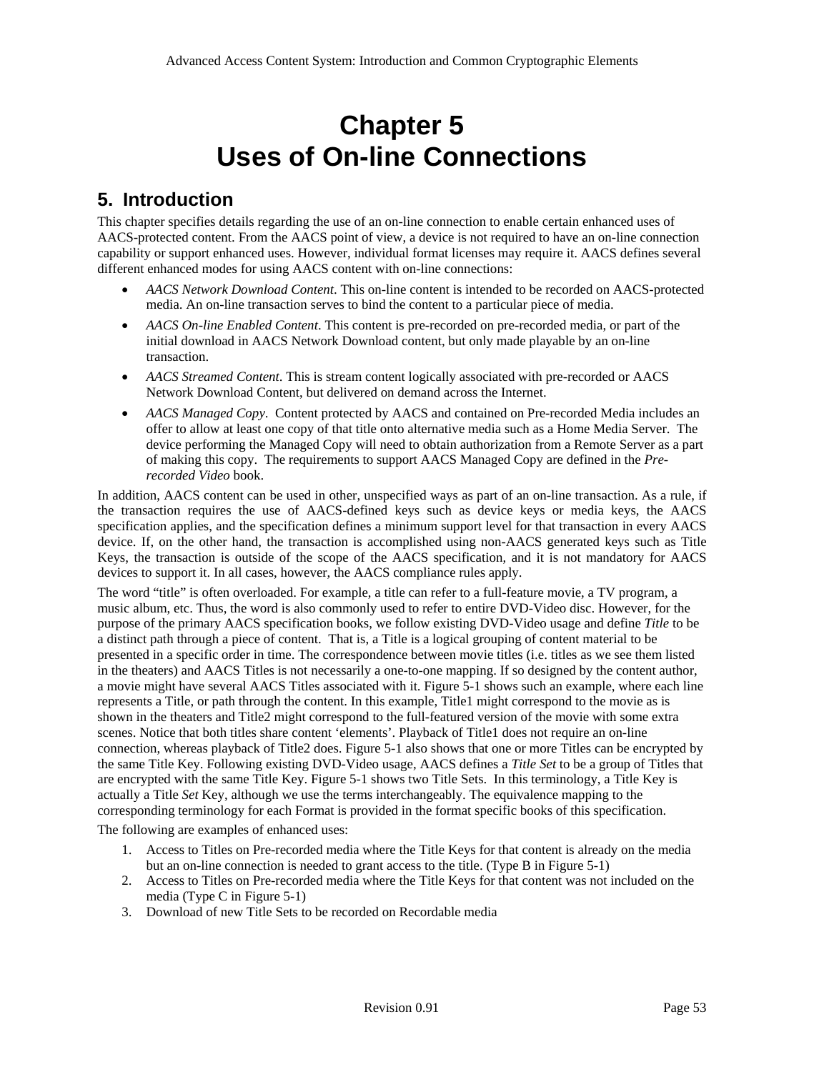# Chapter 5
# Uses of On-line Connections

## 5. Introduction

This chapter specifies details regarding the use of an on-line connection to enable certain enhanced uses of AACS-protected content. From the AACS point of view, a device is not required to have an on-line connection capability or support enhanced uses. However, individual format licenses may require it. AACS defines several different enhanced modes for using AACS content with on-line connections:

- *AACS Network Download Content*. This on-line content is intended to be recorded on AACS-protected media. An on-line transaction serves to bind the content to a particular piece of media.
- *AACS On-line Enabled Content*. This content is pre-recorded on pre-recorded media, or part of the initial download in AACS Network Download content, but only made playable by an on-line transaction.
- *AACS Streamed Content*. This is stream content logically associated with pre-recorded or AACS Network Download Content, but delivered on demand across the Internet.
- *AACS Managed Copy*. Content protected by AACS and contained on Pre-recorded Media includes an offer to allow at least one copy of that title onto alternative media such as a Home Media Server. The device performing the Managed Copy will need to obtain authorization from a Remote Server as a part of making this copy. The requirements to support AACS Managed Copy are defined in the *Pre-recorded Video* book.

In addition, AACS content can be used in other, unspecified ways as part of an on-line transaction. As a rule, if the transaction requires the use of AACS-defined keys such as device keys or media keys, the AACS specification applies, and the specification defines a minimum support level for that transaction in every AACS device. If, on the other hand, the transaction is accomplished using non-AACS generated keys such as Title Keys, the transaction is outside of the scope of the AACS specification, and it is not mandatory for AACS devices to support it. In all cases, however, the AACS compliance rules apply.

The word "title" is often overloaded. For example, a title can refer to a full-feature movie, a TV program, a music album, etc. Thus, the word is also commonly used to refer to entire DVD-Video disc. However, for the purpose of the primary AACS specification books, we follow existing DVD-Video usage and define *Title* to be a distinct path through a piece of content. That is, a Title is a logical grouping of content material to be presented in a specific order in time. The correspondence between movie titles (i.e. titles as we see them listed in the theaters) and AACS Titles is not necessarily a one-to-one mapping. If so designed by the content author, a movie might have several AACS Titles associated with it. Figure 5-1 shows such an example, where each line represents a Title, or path through the content. In this example, Title1 might correspond to the movie as is shown in the theaters and Title2 might correspond to the full-featured version of the movie with some extra scenes. Notice that both titles share content 'elements'. Playback of Title1 does not require an on-line connection, whereas playback of Title2 does. Figure 5-1 also shows that one or more Titles can be encrypted by the same Title Key. Following existing DVD-Video usage, AACS defines a *Title Set* to be a group of Titles that are encrypted with the same Title Key. Figure 5-1 shows two Title Sets. In this terminology, a Title Key is actually a Title *Set* Key, although we use the terms interchangeably. The equivalence mapping to the corresponding terminology for each Format is provided in the format specific books of this specification.

The following are examples of enhanced uses:

1. Access to Titles on Pre-recorded media where the Title Keys for that content is already on the media but an on-line connection is needed to grant access to the title. (Type B in Figure 5-1)
2. Access to Titles on Pre-recorded media where the Title Keys for that content was not included on the media (Type C in Figure 5-1)
3. Download of new Title Sets to be recorded on Recordable media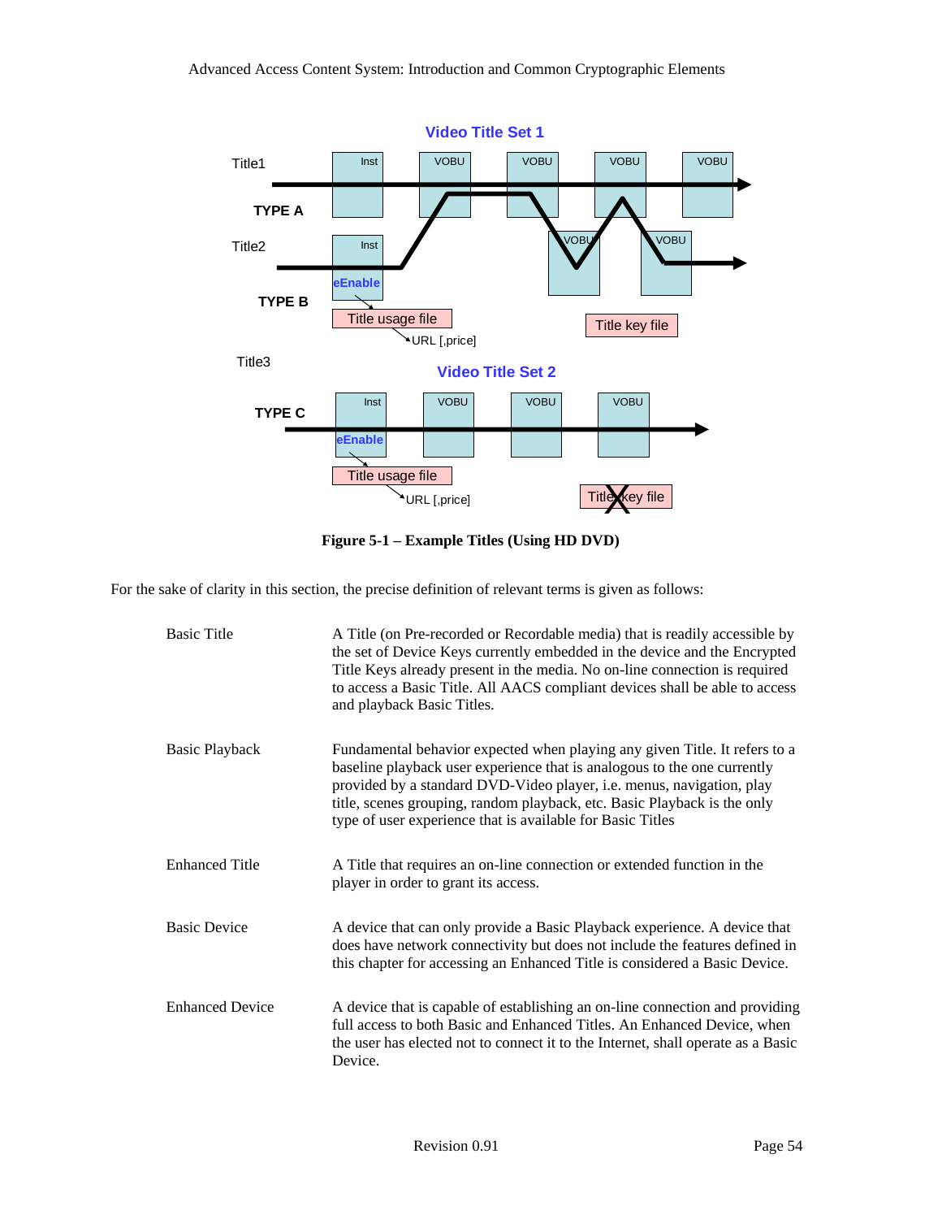**Figure 5-1 – Example Titles (Using HD DVD)**

For the sake of clarity in this section, the precise definition of relevant terms is given as follows:

Basic Title
: A Title (on Pre-recorded or Recordable media) that is readily accessible by the set of Device Keys currently embedded in the device and the Encrypted Title Keys already present in the media. No on-line connection is required to access a Basic Title. All AACS compliant devices shall be able to access and playback Basic Titles.

Basic Playback
: Fundamental behavior expected when playing any given Title. It refers to a baseline playback user experience that is analogous to the one currently provided by a standard DVD-Video player, i.e. menus, navigation, play title, scenes grouping, random playback, etc. Basic Playback is the only type of user experience that is available for Basic Titles

Enhanced Title
: A Title that requires an on-line connection or extended function in the player in order to grant its access.

Basic Device
: A device that can only provide a Basic Playback experience. A device that does have network connectivity but does not include the features defined in this chapter for accessing an Enhanced Title is considered a Basic Device.

Enhanced Device
: A device that is capable of establishing an on-line connection and providing full access to both Basic and Enhanced Titles. An Enhanced Device, when the user has elected not to connect it to the Internet, shall operate as a Basic Device.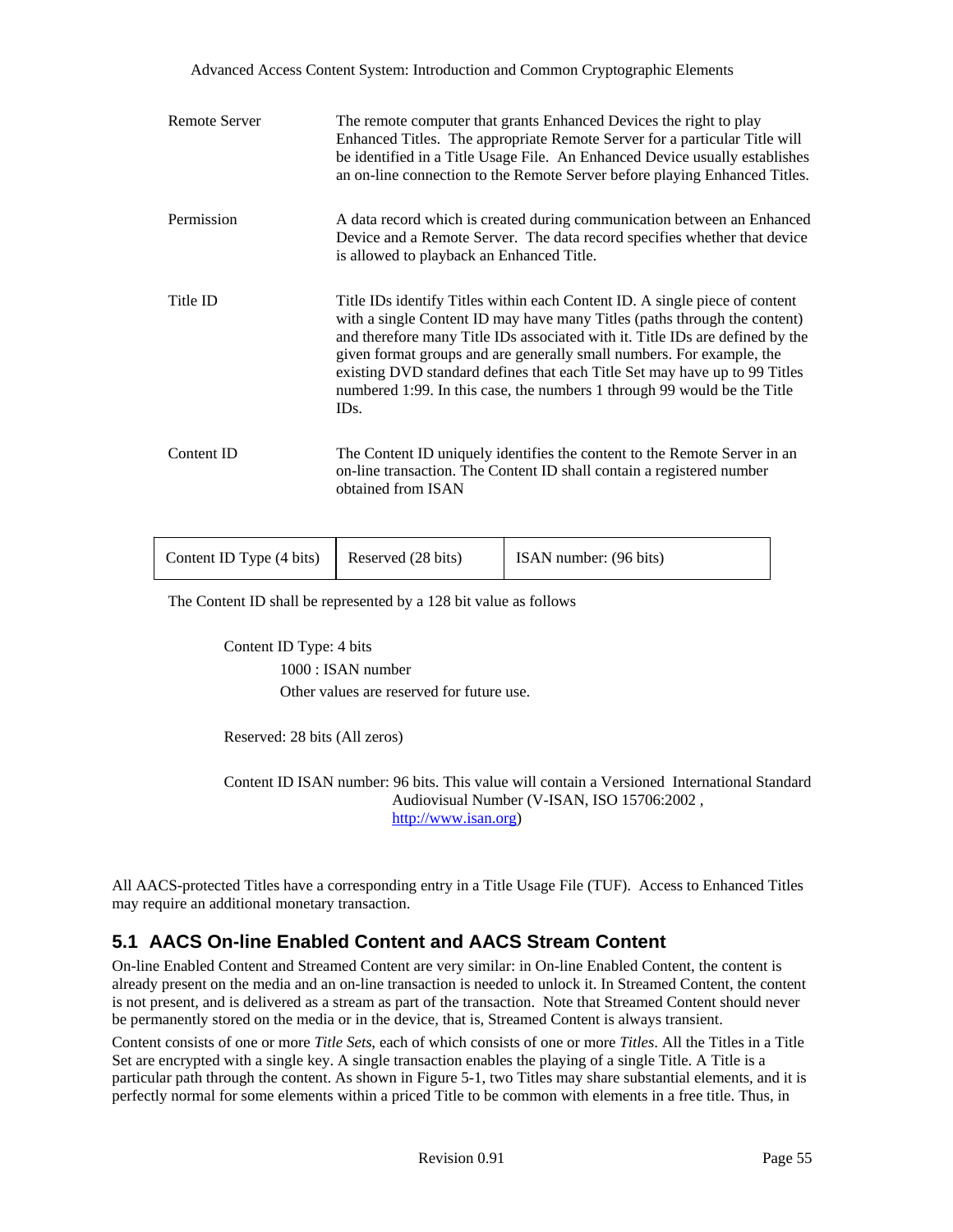| | |
|---|---|
| Remote Server | The remote computer that grants Enhanced Devices the right to play Enhanced Titles. The appropriate Remote Server for a particular Title will be identified in a Title Usage File. An Enhanced Device usually establishes an on-line connection to the Remote Server before playing Enhanced Titles. |
| Permission | A data record which is created during communication between an Enhanced Device and a Remote Server. The data record specifies whether that device is allowed to playback an Enhanced Title. |
| Title ID | Title IDs identify Titles within each Content ID. A single piece of content with a single Content ID may have many Titles (paths through the content) and therefore many Title IDs associated with it. Title IDs are defined by the given format groups and are generally small numbers. For example, the existing DVD standard defines that each Title Set may have up to 99 Titles numbered 1:99. In this case, the numbers 1 through 99 would be the Title IDs. |
| Content ID | The Content ID uniquely identifies the content to the Remote Server in an on-line transaction. The Content ID shall contain a registered number obtained from ISAN |

| Content ID Type (4 bits) | Reserved (28 bits) | ISAN number: (96 bits) |
|---|---|---|

The Content ID shall be represented by a 128 bit value as follows

Content ID Type: 4 bits

1000 : ISAN number

Other values are reserved for future use.

Reserved: 28 bits (All zeros)

Content ID ISAN number: 96 bits. This value will contain a Versioned International Standard Audiovisual Number (V-ISAN, ISO 15706:2002 , http://www.isan.org)

All AACS-protected Titles have a corresponding entry in a Title Usage File (TUF). Access to Enhanced Titles may require an additional monetary transaction.

## 5.1 AACS On-line Enabled Content and AACS Stream Content

On-line Enabled Content and Streamed Content are very similar: in On-line Enabled Content, the content is already present on the media and an on-line transaction is needed to unlock it. In Streamed Content, the content is not present, and is delivered as a stream as part of the transaction. Note that Streamed Content should never be permanently stored on the media or in the device, that is, Streamed Content is always transient.

Content consists of one or more *Title Sets*, each of which consists of one or more *Titles*. All the Titles in a Title Set are encrypted with a single key. A single transaction enables the playing of a single Title. A Title is a particular path through the content. As shown in Figure 5-1, two Titles may share substantial elements, and it is perfectly normal for some elements within a priced Title to be common with elements in a free title. Thus, in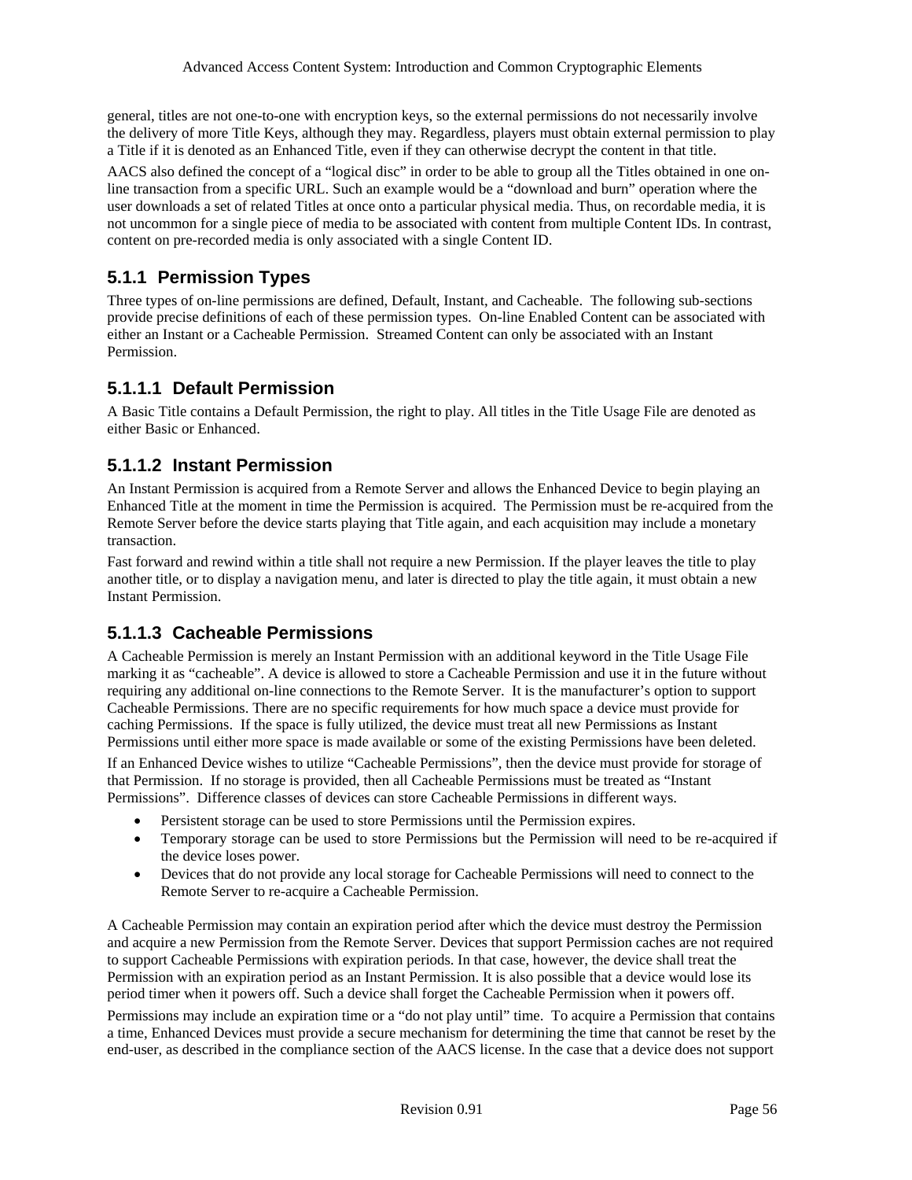general, titles are not one-to-one with encryption keys, so the external permissions do not necessarily involve the delivery of more Title Keys, although they may. Regardless, players must obtain external permission to play a Title if it is denoted as an Enhanced Title, even if they can otherwise decrypt the content in that title.

AACS also defined the concept of a "logical disc" in order to be able to group all the Titles obtained in one on-line transaction from a specific URL. Such an example would be a "download and burn" operation where the user downloads a set of related Titles at once onto a particular physical media. Thus, on recordable media, it is not uncommon for a single piece of media to be associated with content from multiple Content IDs. In contrast, content on pre-recorded media is only associated with a single Content ID.

### 5.1.1 Permission Types

Three types of on-line permissions are defined, Default, Instant, and Cacheable. The following sub-sections provide precise definitions of each of these permission types. On-line Enabled Content can be associated with either an Instant or a Cacheable Permission. Streamed Content can only be associated with an Instant Permission.

#### 5.1.1.1 Default Permission

A Basic Title contains a Default Permission, the right to play. All titles in the Title Usage File are denoted as either Basic or Enhanced.

#### 5.1.1.2 Instant Permission

An Instant Permission is acquired from a Remote Server and allows the Enhanced Device to begin playing an Enhanced Title at the moment in time the Permission is acquired. The Permission must be re-acquired from the Remote Server before the device starts playing that Title again, and each acquisition may include a monetary transaction.

Fast forward and rewind within a title shall not require a new Permission. If the player leaves the title to play another title, or to display a navigation menu, and later is directed to play the title again, it must obtain a new Instant Permission.

#### 5.1.1.3 Cacheable Permissions

A Cacheable Permission is merely an Instant Permission with an additional keyword in the Title Usage File marking it as "cacheable". A device is allowed to store a Cacheable Permission and use it in the future without requiring any additional on-line connections to the Remote Server. It is the manufacturer's option to support Cacheable Permissions. There are no specific requirements for how much space a device must provide for caching Permissions. If the space is fully utilized, the device must treat all new Permissions as Instant Permissions until either more space is made available or some of the existing Permissions have been deleted.

If an Enhanced Device wishes to utilize "Cacheable Permissions", then the device must provide for storage of that Permission. If no storage is provided, then all Cacheable Permissions must be treated as "Instant Permissions". Difference classes of devices can store Cacheable Permissions in different ways.

- Persistent storage can be used to store Permissions until the Permission expires.
- Temporary storage can be used to store Permissions but the Permission will need to be re-acquired if the device loses power.
- Devices that do not provide any local storage for Cacheable Permissions will need to connect to the Remote Server to re-acquire a Cacheable Permission.

A Cacheable Permission may contain an expiration period after which the device must destroy the Permission and acquire a new Permission from the Remote Server. Devices that support Permission caches are not required to support Cacheable Permissions with expiration periods. In that case, however, the device shall treat the Permission with an expiration period as an Instant Permission. It is also possible that a device would lose its period timer when it powers off. Such a device shall forget the Cacheable Permission when it powers off.

Permissions may include an expiration time or a "do not play until" time. To acquire a Permission that contains a time, Enhanced Devices must provide a secure mechanism for determining the time that cannot be reset by the end-user, as described in the compliance section of the AACS license. In the case that a device does not support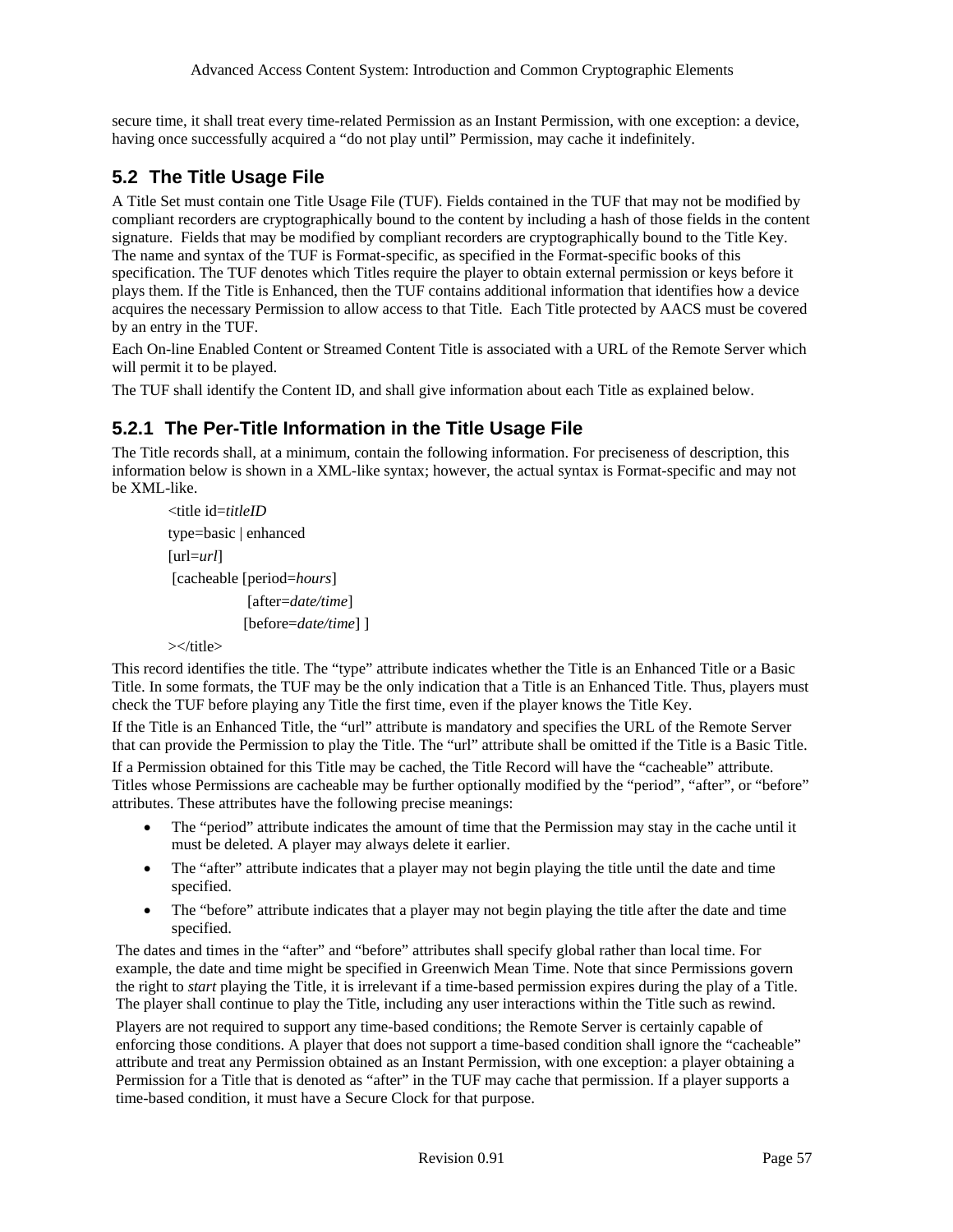secure time, it shall treat every time-related Permission as an Instant Permission, with one exception: a device, having once successfully acquired a "do not play until" Permission, may cache it indefinitely.

## 5.2 The Title Usage File

A Title Set must contain one Title Usage File (TUF). Fields contained in the TUF that may not be modified by compliant recorders are cryptographically bound to the content by including a hash of those fields in the content signature. Fields that may be modified by compliant recorders are cryptographically bound to the Title Key. The name and syntax of the TUF is Format-specific, as specified in the Format-specific books of this specification. The TUF denotes which Titles require the player to obtain external permission or keys before it plays them. If the Title is Enhanced, then the TUF contains additional information that identifies how a device acquires the necessary Permission to allow access to that Title. Each Title protected by AACS must be covered by an entry in the TUF.

Each On-line Enabled Content or Streamed Content Title is associated with a URL of the Remote Server which will permit it to be played.

The TUF shall identify the Content ID, and shall give information about each Title as explained below.

### 5.2.1 The Per-Title Information in the Title Usage File

The Title records shall, at a minimum, contain the following information. For preciseness of description, this information below is shown in a XML-like syntax; however, the actual syntax is Format-specific and may not be XML-like.

```
<title id=titleID
type=basic | enhanced
[url=url]
 [cacheable [period=hours]
             [after=date/time]
             [before=date/time] ]
></title>
```

This record identifies the title. The "type" attribute indicates whether the Title is an Enhanced Title or a Basic Title. In some formats, the TUF may be the only indication that a Title is an Enhanced Title. Thus, players must check the TUF before playing any Title the first time, even if the player knows the Title Key.

If the Title is an Enhanced Title, the "url" attribute is mandatory and specifies the URL of the Remote Server that can provide the Permission to play the Title. The "url" attribute shall be omitted if the Title is a Basic Title.

If a Permission obtained for this Title may be cached, the Title Record will have the "cacheable" attribute. Titles whose Permissions are cacheable may be further optionally modified by the "period", "after", or "before" attributes. These attributes have the following precise meanings:

- The "period" attribute indicates the amount of time that the Permission may stay in the cache until it must be deleted. A player may always delete it earlier.
- The "after" attribute indicates that a player may not begin playing the title until the date and time specified.
- The "before" attribute indicates that a player may not begin playing the title after the date and time specified.

The dates and times in the "after" and "before" attributes shall specify global rather than local time. For example, the date and time might be specified in Greenwich Mean Time. Note that since Permissions govern the right to *start* playing the Title, it is irrelevant if a time-based permission expires during the play of a Title. The player shall continue to play the Title, including any user interactions within the Title such as rewind.

Players are not required to support any time-based conditions; the Remote Server is certainly capable of enforcing those conditions. A player that does not support a time-based condition shall ignore the "cacheable" attribute and treat any Permission obtained as an Instant Permission, with one exception: a player obtaining a Permission for a Title that is denoted as "after" in the TUF may cache that permission. If a player supports a time-based condition, it must have a Secure Clock for that purpose.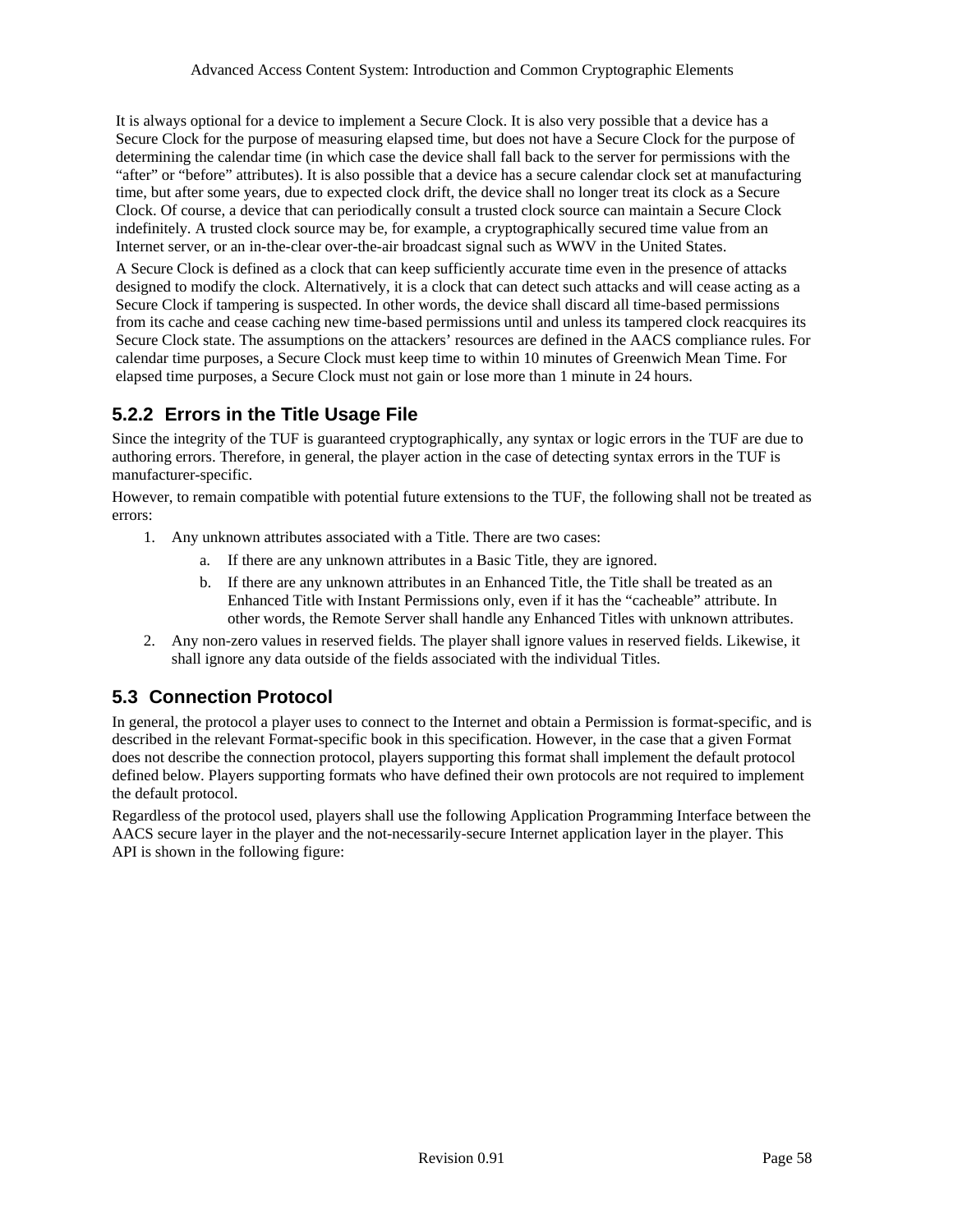It is always optional for a device to implement a Secure Clock. It is also very possible that a device has a Secure Clock for the purpose of measuring elapsed time, but does not have a Secure Clock for the purpose of determining the calendar time (in which case the device shall fall back to the server for permissions with the "after" or "before" attributes). It is also possible that a device has a secure calendar clock set at manufacturing time, but after some years, due to expected clock drift, the device shall no longer treat its clock as a Secure Clock. Of course, a device that can periodically consult a trusted clock source can maintain a Secure Clock indefinitely. A trusted clock source may be, for example, a cryptographically secured time value from an Internet server, or an in-the-clear over-the-air broadcast signal such as WWV in the United States.

A Secure Clock is defined as a clock that can keep sufficiently accurate time even in the presence of attacks designed to modify the clock. Alternatively, it is a clock that can detect such attacks and will cease acting as a Secure Clock if tampering is suspected. In other words, the device shall discard all time-based permissions from its cache and cease caching new time-based permissions until and unless its tampered clock reacquires its Secure Clock state. The assumptions on the attackers' resources are defined in the AACS compliance rules. For calendar time purposes, a Secure Clock must keep time to within 10 minutes of Greenwich Mean Time. For elapsed time purposes, a Secure Clock must not gain or lose more than 1 minute in 24 hours.

### 5.2.2 Errors in the Title Usage File

Since the integrity of the TUF is guaranteed cryptographically, any syntax or logic errors in the TUF are due to authoring errors. Therefore, in general, the player action in the case of detecting syntax errors in the TUF is manufacturer-specific.

However, to remain compatible with potential future extensions to the TUF, the following shall not be treated as errors:

1. Any unknown attributes associated with a Title. There are two cases:
   a. If there are any unknown attributes in a Basic Title, they are ignored.
   b. If there are any unknown attributes in an Enhanced Title, the Title shall be treated as an Enhanced Title with Instant Permissions only, even if it has the "cacheable" attribute. In other words, the Remote Server shall handle any Enhanced Titles with unknown attributes.
2. Any non-zero values in reserved fields. The player shall ignore values in reserved fields. Likewise, it shall ignore any data outside of the fields associated with the individual Titles.

## 5.3 Connection Protocol

In general, the protocol a player uses to connect to the Internet and obtain a Permission is format-specific, and is described in the relevant Format-specific book in this specification. However, in the case that a given Format does not describe the connection protocol, players supporting this format shall implement the default protocol defined below. Players supporting formats who have defined their own protocols are not required to implement the default protocol.

Regardless of the protocol used, players shall use the following Application Programming Interface between the AACS secure layer in the player and the not-necessarily-secure Internet application layer in the player. This API is shown in the following figure: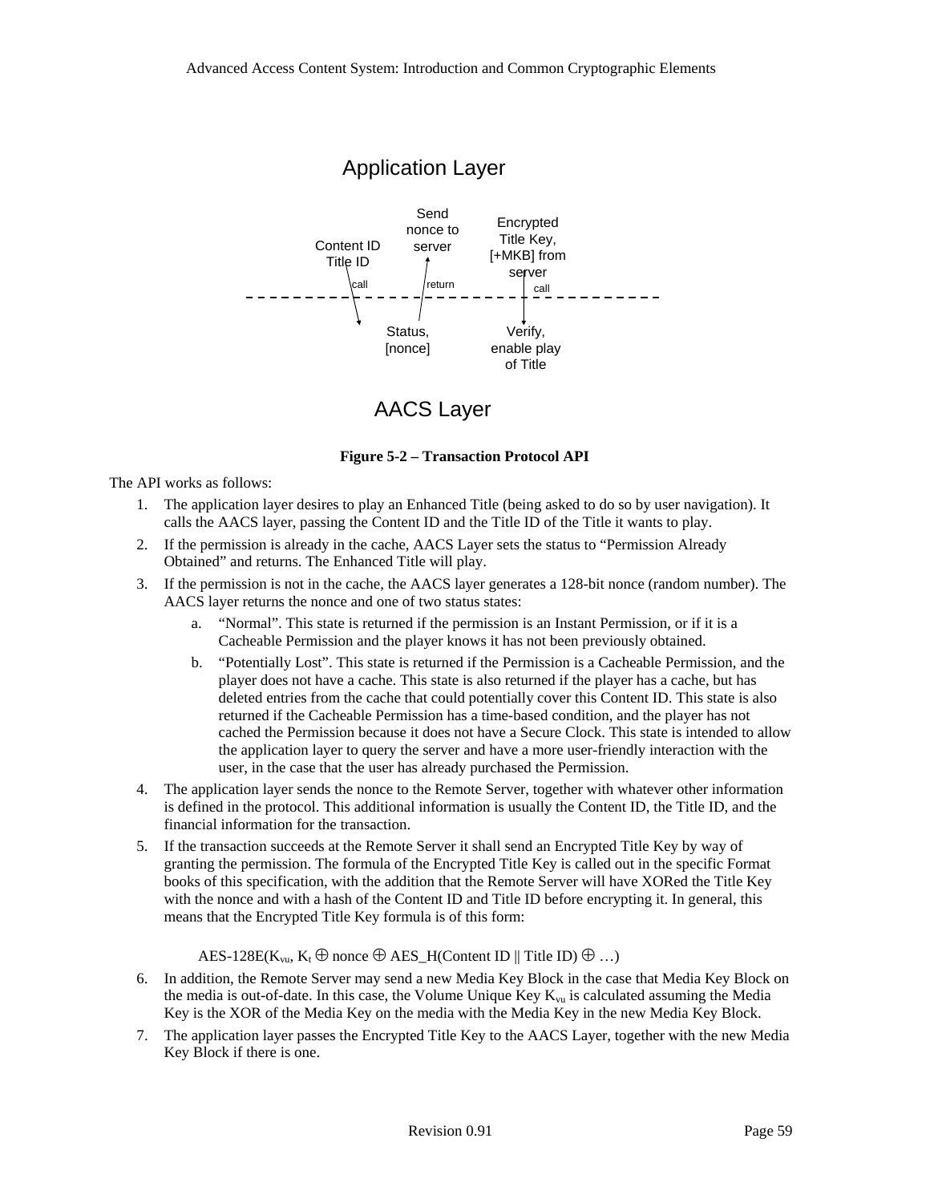Application Layer

Content ID
Title ID

Send
nonce to
server

Encrypted
Title Key,
[+MKB] from
server

call

return

call

Status,
[nonce]

Verify,
enable play
of Title

AACS Layer

**Figure 5-2 – Transaction Protocol API**

The API works as follows:

1. The application layer desires to play an Enhanced Title (being asked to do so by user navigation). It calls the AACS layer, passing the Content ID and the Title ID of the Title it wants to play.
2. If the permission is already in the cache, AACS Layer sets the status to "Permission Already Obtained" and returns. The Enhanced Title will play.
3. If the permission is not in the cache, the AACS layer generates a 128-bit nonce (random number). The AACS layer returns the nonce and one of two status states:
    a. "Normal". This state is returned if the permission is an Instant Permission, or if it is a Cacheable Permission and the player knows it has not been previously obtained.
    b. "Potentially Lost". This state is returned if the Permission is a Cacheable Permission, and the player does not have a cache. This state is also returned if the player has a cache, but has deleted entries from the cache that could potentially cover this Content ID. This state is also returned if the Cacheable Permission has a time-based condition, and the player has not cached the Permission because it does not have a Secure Clock. This state is intended to allow the application layer to query the server and have a more user-friendly interaction with the user, in the case that the user has already purchased the Permission.
4. The application layer sends the nonce to the Remote Server, together with whatever other information is defined in the protocol. This additional information is usually the Content ID, the Title ID, and the financial information for the transaction.
5. If the transaction succeeds at the Remote Server it shall send an Encrypted Title Key by way of granting the permission. The formula of the Encrypted Title Key is called out in the specific Format books of this specification, with the addition that the Remote Server will have XORed the Title Key with the nonce and with a hash of the Content ID and Title ID before encrypting it. In general, this means that the Encrypted Title Key formula is of this form:

    $$\text{AES-128E}(K_{vu}, K_t \oplus \text{nonce} \oplus \text{AES\_H}(\text{Content ID} \,||\, \text{Title ID}) \oplus \ldots)$$

6. In addition, the Remote Server may send a new Media Key Block in the case that Media Key Block on the media is out-of-date. In this case, the Volume Unique Key $K_{vu}$ is calculated assuming the Media Key is the XOR of the Media Key on the media with the Media Key in the new Media Key Block.
7. The application layer passes the Encrypted Title Key to the AACS Layer, together with the new Media Key Block if there is one.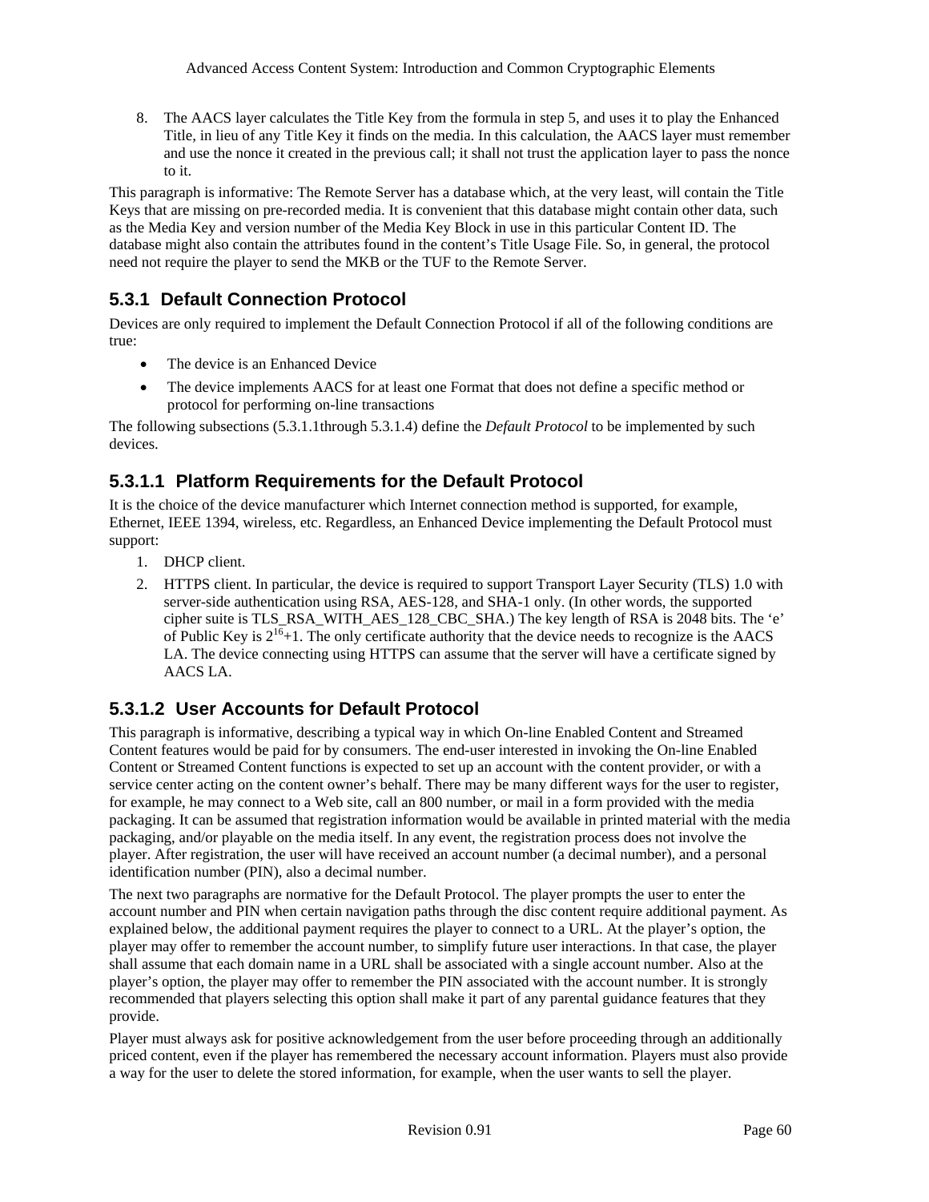8. The AACS layer calculates the Title Key from the formula in step 5, and uses it to play the Enhanced Title, in lieu of any Title Key it finds on the media. In this calculation, the AACS layer must remember and use the nonce it created in the previous call; it shall not trust the application layer to pass the nonce to it.

This paragraph is informative: The Remote Server has a database which, at the very least, will contain the Title Keys that are missing on pre-recorded media. It is convenient that this database might contain other data, such as the Media Key and version number of the Media Key Block in use in this particular Content ID. The database might also contain the attributes found in the content's Title Usage File. So, in general, the protocol need not require the player to send the MKB or the TUF to the Remote Server.

### 5.3.1 Default Connection Protocol

Devices are only required to implement the Default Connection Protocol if all of the following conditions are true:

- The device is an Enhanced Device
- The device implements AACS for at least one Format that does not define a specific method or protocol for performing on-line transactions

The following subsections (5.3.1.1through 5.3.1.4) define the *Default Protocol* to be implemented by such devices.

#### 5.3.1.1 Platform Requirements for the Default Protocol

It is the choice of the device manufacturer which Internet connection method is supported, for example, Ethernet, IEEE 1394, wireless, etc. Regardless, an Enhanced Device implementing the Default Protocol must support:

1. DHCP client.
2. HTTPS client. In particular, the device is required to support Transport Layer Security (TLS) 1.0 with server-side authentication using RSA, AES-128, and SHA-1 only. (In other words, the supported cipher suite is TLS_RSA_WITH_AES_128_CBC_SHA.) The key length of RSA is 2048 bits. The 'e' of Public Key is $2^{16}+1$. The only certificate authority that the device needs to recognize is the AACS LA. The device connecting using HTTPS can assume that the server will have a certificate signed by AACS LA.

#### 5.3.1.2 User Accounts for Default Protocol

This paragraph is informative, describing a typical way in which On-line Enabled Content and Streamed Content features would be paid for by consumers. The end-user interested in invoking the On-line Enabled Content or Streamed Content functions is expected to set up an account with the content provider, or with a service center acting on the content owner's behalf. There may be many different ways for the user to register, for example, he may connect to a Web site, call an 800 number, or mail in a form provided with the media packaging. It can be assumed that registration information would be available in printed material with the media packaging, and/or playable on the media itself. In any event, the registration process does not involve the player. After registration, the user will have received an account number (a decimal number), and a personal identification number (PIN), also a decimal number.

The next two paragraphs are normative for the Default Protocol. The player prompts the user to enter the account number and PIN when certain navigation paths through the disc content require additional payment. As explained below, the additional payment requires the player to connect to a URL. At the player's option, the player may offer to remember the account number, to simplify future user interactions. In that case, the player shall assume that each domain name in a URL shall be associated with a single account number. Also at the player's option, the player may offer to remember the PIN associated with the account number. It is strongly recommended that players selecting this option shall make it part of any parental guidance features that they provide.

Player must always ask for positive acknowledgement from the user before proceeding through an additionally priced content, even if the player has remembered the necessary account information. Players must also provide a way for the user to delete the stored information, for example, when the user wants to sell the player.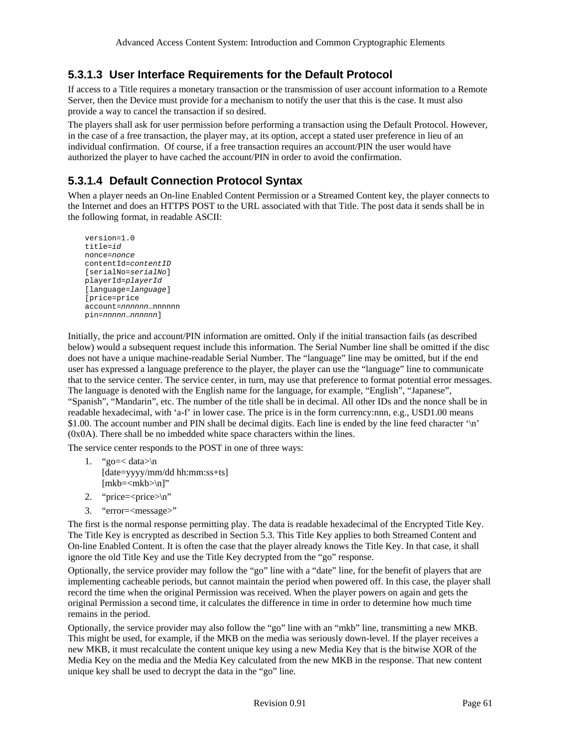### 5.3.1.3 User Interface Requirements for the Default Protocol

If access to a Title requires a monetary transaction or the transmission of user account information to a Remote Server, then the Device must provide for a mechanism to notify the user that this is the case. It must also provide a way to cancel the transaction if so desired.

The players shall ask for user permission before performing a transaction using the Default Protocol. However, in the case of a free transaction, the player may, at its option, accept a stated user preference in lieu of an individual confirmation. Of course, if a free transaction requires an account/PIN the user would have authorized the player to have cached the account/PIN in order to avoid the confirmation.

### 5.3.1.4 Default Connection Protocol Syntax

When a player needs an On-line Enabled Content Permission or a Streamed Content key, the player connects to the Internet and does an HTTPS POST to the URL associated with that Title. The post data it sends shall be in the following format, in readable ASCII:

```
version=1.0
title=id
nonce=nonce
contentId=contentID
[serialNo=serialNo]
playerId=playerId
[language=language]
[price=price
account=nnnnnn…nnnnnn
pin=nnnnn…nnnnnn]
```

Initially, the price and account/PIN information are omitted. Only if the initial transaction fails (as described below) would a subsequent request include this information. The Serial Number line shall be omitted if the disc does not have a unique machine-readable Serial Number. The "language" line may be omitted, but if the end user has expressed a language preference to the player, the player can use the "language" line to communicate that to the service center. The service center, in turn, may use that preference to format potential error messages. The language is denoted with the English name for the language, for example, "English", "Japanese", "Spanish", "Mandarin", etc. The number of the title shall be in decimal. All other IDs and the nonce shall be in readable hexadecimal, with 'a-f' in lower case. The price is in the form currency:nnn, e.g., USD1.00 means $1.00. The account number and PIN shall be decimal digits. Each line is ended by the line feed character '\n' (0x0A). There shall be no imbedded white space characters within the lines.

The service center responds to the POST in one of three ways:

1. "go=< data>\n
   [date=yyyy/mm/dd hh:mm:ss+ts]
   [mkb=<mkb>\n]"
2. "price=<price>\n"
3. "error=<message>"

The first is the normal response permitting play. The data is readable hexadecimal of the Encrypted Title Key. The Title Key is encrypted as described in Section 5.3. This Title Key applies to both Streamed Content and On-line Enabled Content. It is often the case that the player already knows the Title Key. In that case, it shall ignore the old Title Key and use the Title Key decrypted from the "go" response.

Optionally, the service provider may follow the "go" line with a "date" line, for the benefit of players that are implementing cacheable periods, but cannot maintain the period when powered off. In this case, the player shall record the time when the original Permission was received. When the player powers on again and gets the original Permission a second time, it calculates the difference in time in order to determine how much time remains in the period.

Optionally, the service provider may also follow the "go" line with an "mkb" line, transmitting a new MKB. This might be used, for example, if the MKB on the media was seriously down-level. If the player receives a new MKB, it must recalculate the content unique key using a new Media Key that is the bitwise XOR of the Media Key on the media and the Media Key calculated from the new MKB in the response. That new content unique key shall be used to decrypt the data in the "go" line.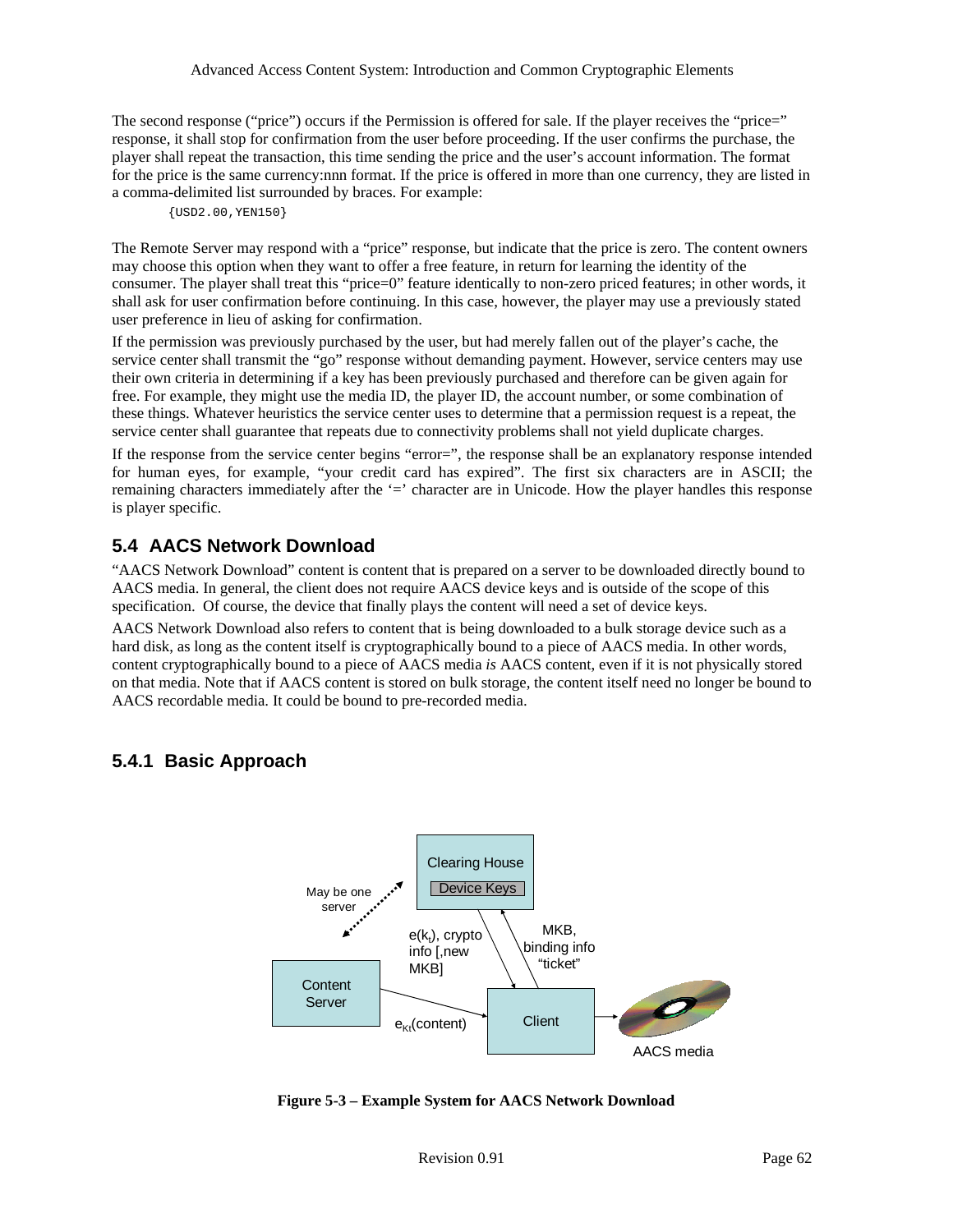The second response ("price") occurs if the Permission is offered for sale. If the player receives the "price=" response, it shall stop for confirmation from the user before proceeding. If the user confirms the purchase, the player shall repeat the transaction, this time sending the price and the user's account information. The format for the price is the same currency:nnn format. If the price is offered in more than one currency, they are listed in a comma-delimited list surrounded by braces. For example:

```
{USD2.00,YEN150}
```

The Remote Server may respond with a "price" response, but indicate that the price is zero. The content owners may choose this option when they want to offer a free feature, in return for learning the identity of the consumer. The player shall treat this "price=0" feature identically to non-zero priced features; in other words, it shall ask for user confirmation before continuing. In this case, however, the player may use a previously stated user preference in lieu of asking for confirmation.

If the permission was previously purchased by the user, but had merely fallen out of the player's cache, the service center shall transmit the "go" response without demanding payment. However, service centers may use their own criteria in determining if a key has been previously purchased and therefore can be given again for free. For example, they might use the media ID, the player ID, the account number, or some combination of these things. Whatever heuristics the service center uses to determine that a permission request is a repeat, the service center shall guarantee that repeats due to connectivity problems shall not yield duplicate charges.

If the response from the service center begins "error=", the response shall be an explanatory response intended for human eyes, for example, "your credit card has expired". The first six characters are in ASCII; the remaining characters immediately after the '=' character are in Unicode. How the player handles this response is player specific.

## 5.4 AACS Network Download

"AACS Network Download" content is content that is prepared on a server to be downloaded directly bound to AACS media. In general, the client does not require AACS device keys and is outside of the scope of this specification. Of course, the device that finally plays the content will need a set of device keys.

AACS Network Download also refers to content that is being downloaded to a bulk storage device such as a hard disk, as long as the content itself is cryptographically bound to a piece of AACS media. In other words, content cryptographically bound to a piece of AACS media *is* AACS content, even if it is not physically stored on that media. Note that if AACS content is stored on bulk storage, the content itself need no longer be bound to AACS recordable media. It could be bound to pre-recorded media.

### 5.4.1 Basic Approach

Clearing House

Device Keys

May be one server

e($k_t$), crypto info [,new MKB]

MKB, binding info "ticket"

Content Server

$e_{Kt}$(content)

Client

AACS media

**Figure 5-3 – Example System for AACS Network Download**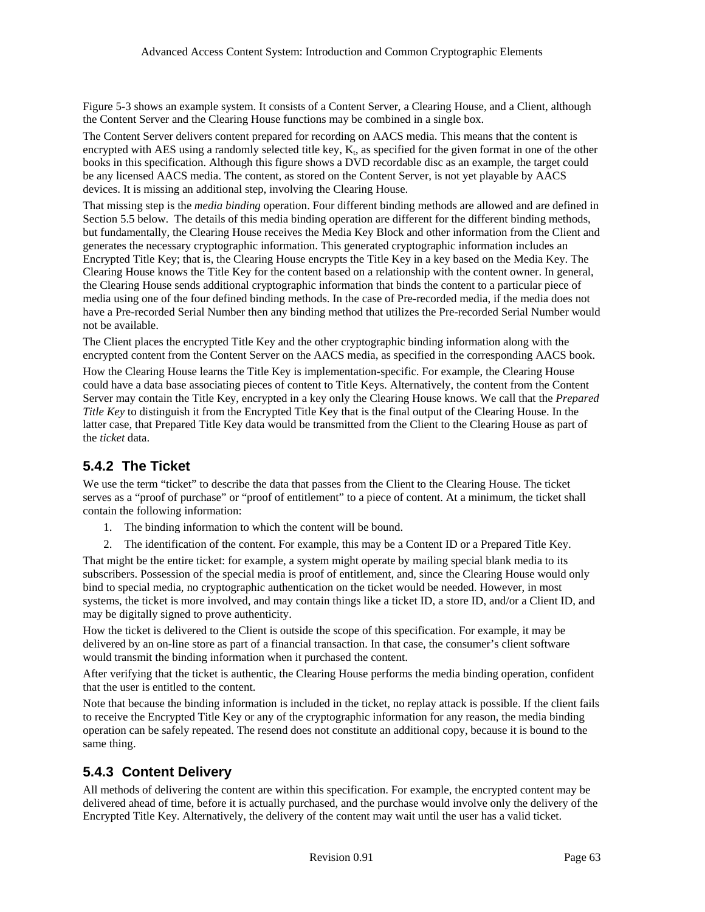Figure 5-3 shows an example system. It consists of a Content Server, a Clearing House, and a Client, although the Content Server and the Clearing House functions may be combined in a single box.

The Content Server delivers content prepared for recording on AACS media. This means that the content is encrypted with AES using a randomly selected title key, $K_t$, as specified for the given format in one of the other books in this specification. Although this figure shows a DVD recordable disc as an example, the target could be any licensed AACS media. The content, as stored on the Content Server, is not yet playable by AACS devices. It is missing an additional step, involving the Clearing House.

That missing step is the *media binding* operation. Four different binding methods are allowed and are defined in Section 5.5 below. The details of this media binding operation are different for the different binding methods, but fundamentally, the Clearing House receives the Media Key Block and other information from the Client and generates the necessary cryptographic information. This generated cryptographic information includes an Encrypted Title Key; that is, the Clearing House encrypts the Title Key in a key based on the Media Key. The Clearing House knows the Title Key for the content based on a relationship with the content owner. In general, the Clearing House sends additional cryptographic information that binds the content to a particular piece of media using one of the four defined binding methods. In the case of Pre-recorded media, if the media does not have a Pre-recorded Serial Number then any binding method that utilizes the Pre-recorded Serial Number would not be available.

The Client places the encrypted Title Key and the other cryptographic binding information along with the encrypted content from the Content Server on the AACS media, as specified in the corresponding AACS book.

How the Clearing House learns the Title Key is implementation-specific. For example, the Clearing House could have a data base associating pieces of content to Title Keys. Alternatively, the content from the Content Server may contain the Title Key, encrypted in a key only the Clearing House knows. We call that the *Prepared Title Key* to distinguish it from the Encrypted Title Key that is the final output of the Clearing House. In the latter case, that Prepared Title Key data would be transmitted from the Client to the Clearing House as part of the *ticket* data.

### 5.4.2 The Ticket

We use the term "ticket" to describe the data that passes from the Client to the Clearing House. The ticket serves as a "proof of purchase" or "proof of entitlement" to a piece of content. At a minimum, the ticket shall contain the following information:

1. The binding information to which the content will be bound.
2. The identification of the content. For example, this may be a Content ID or a Prepared Title Key.

That might be the entire ticket: for example, a system might operate by mailing special blank media to its subscribers. Possession of the special media is proof of entitlement, and, since the Clearing House would only bind to special media, no cryptographic authentication on the ticket would be needed. However, in most systems, the ticket is more involved, and may contain things like a ticket ID, a store ID, and/or a Client ID, and may be digitally signed to prove authenticity.

How the ticket is delivered to the Client is outside the scope of this specification. For example, it may be delivered by an on-line store as part of a financial transaction. In that case, the consumer's client software would transmit the binding information when it purchased the content.

After verifying that the ticket is authentic, the Clearing House performs the media binding operation, confident that the user is entitled to the content.

Note that because the binding information is included in the ticket, no replay attack is possible. If the client fails to receive the Encrypted Title Key or any of the cryptographic information for any reason, the media binding operation can be safely repeated. The resend does not constitute an additional copy, because it is bound to the same thing.

### 5.4.3 Content Delivery

All methods of delivering the content are within this specification. For example, the encrypted content may be delivered ahead of time, before it is actually purchased, and the purchase would involve only the delivery of the Encrypted Title Key. Alternatively, the delivery of the content may wait until the user has a valid ticket.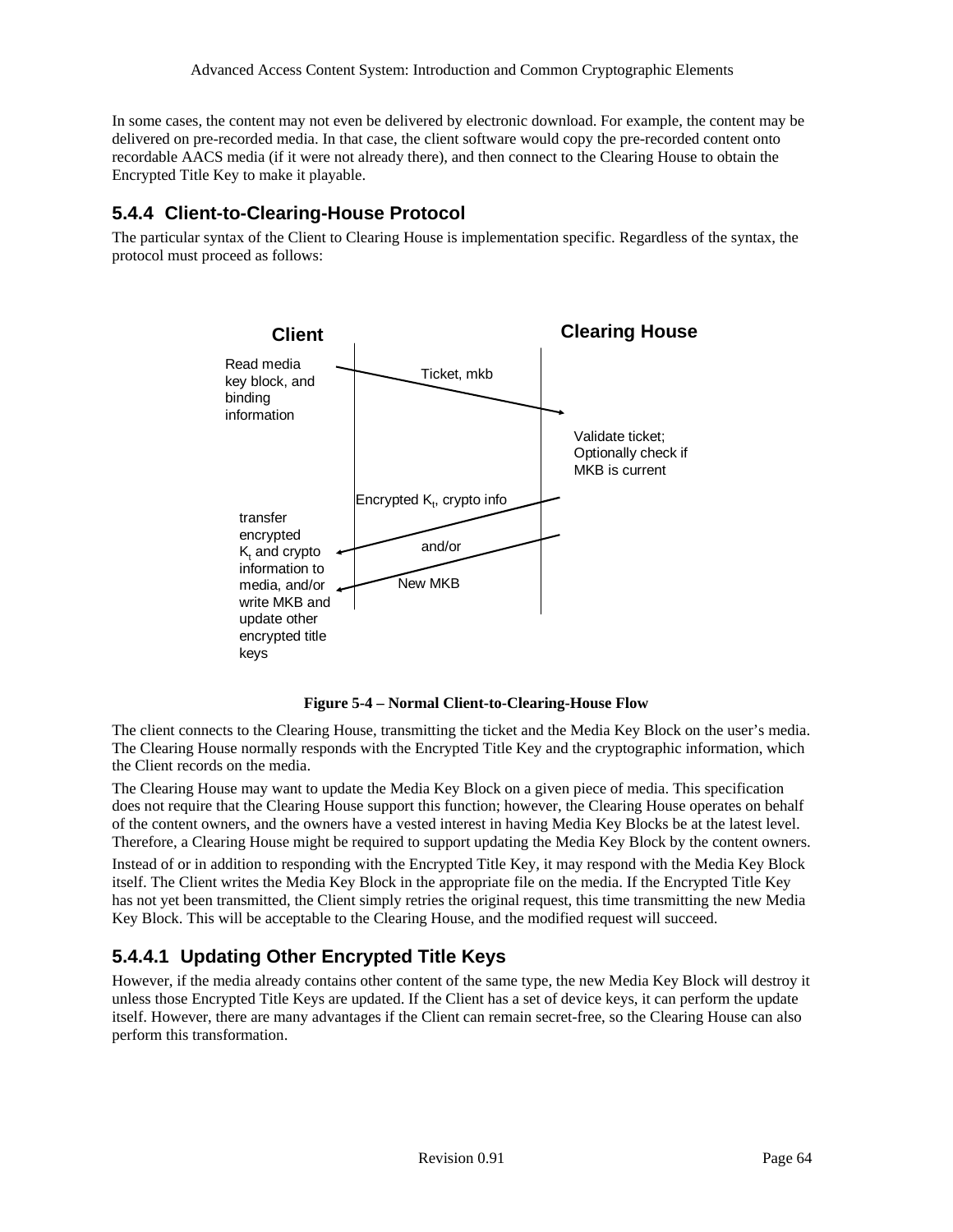In some cases, the content may not even be delivered by electronic download. For example, the content may be delivered on pre-recorded media. In that case, the client software would copy the pre-recorded content onto recordable AACS media (if it were not already there), and then connect to the Clearing House to obtain the Encrypted Title Key to make it playable.

### 5.4.4 Client-to-Clearing-House Protocol

The particular syntax of the Client to Clearing House is implementation specific. Regardless of the syntax, the protocol must proceed as follows:

**Figure 5-4 – Normal Client-to-Clearing-House Flow**

The client connects to the Clearing House, transmitting the ticket and the Media Key Block on the user's media. The Clearing House normally responds with the Encrypted Title Key and the cryptographic information, which the Client records on the media.

The Clearing House may want to update the Media Key Block on a given piece of media. This specification does not require that the Clearing House support this function; however, the Clearing House operates on behalf of the content owners, and the owners have a vested interest in having Media Key Blocks be at the latest level. Therefore, a Clearing House might be required to support updating the Media Key Block by the content owners. Instead of or in addition to responding with the Encrypted Title Key, it may respond with the Media Key Block itself. The Client writes the Media Key Block in the appropriate file on the media. If the Encrypted Title Key has not yet been transmitted, the Client simply retries the original request, this time transmitting the new Media Key Block. This will be acceptable to the Clearing House, and the modified request will succeed.

#### 5.4.4.1 Updating Other Encrypted Title Keys

However, if the media already contains other content of the same type, the new Media Key Block will destroy it unless those Encrypted Title Keys are updated. If the Client has a set of device keys, it can perform the update itself. However, there are many advantages if the Client can remain secret-free, so the Clearing House can also perform this transformation.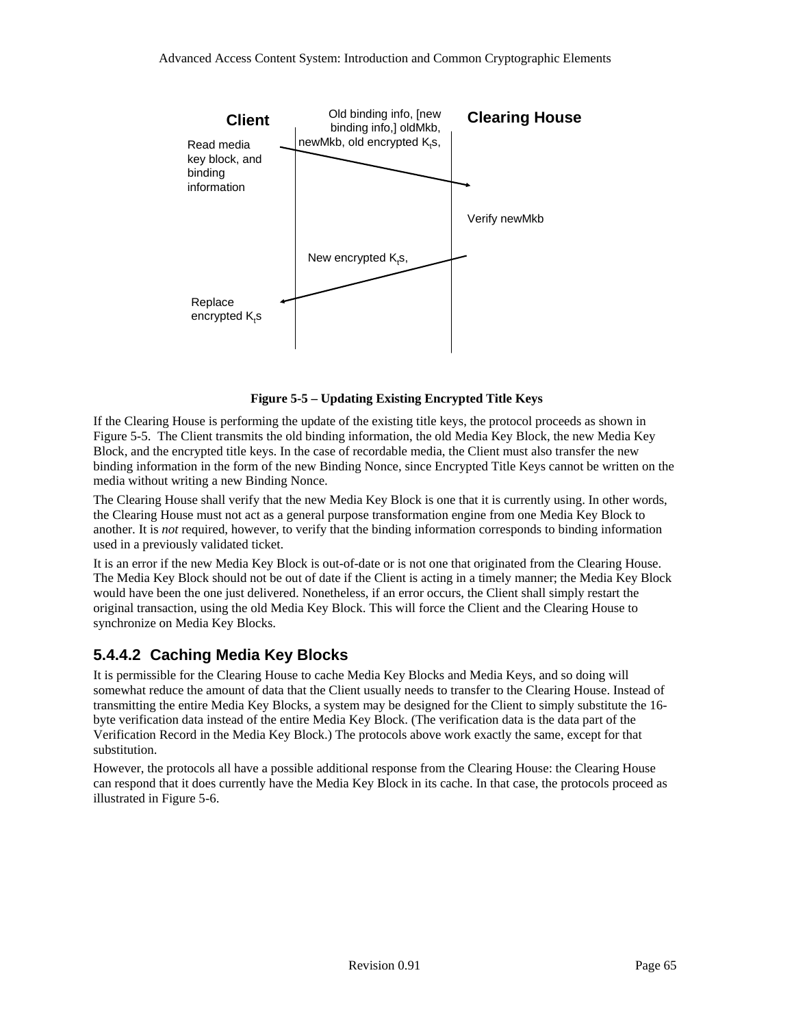Client

Clearing House

Read media key block, and binding information

Old binding info, [new binding info,] oldMkb, newMkb, old encrypted $K_t$s,

Verify newMkb

New encrypted $K_t$s,

Replace encrypted $K_t$s

**Figure 5-5 – Updating Existing Encrypted Title Keys**

If the Clearing House is performing the update of the existing title keys, the protocol proceeds as shown in Figure 5-5. The Client transmits the old binding information, the old Media Key Block, the new Media Key Block, and the encrypted title keys. In the case of recordable media, the Client must also transfer the new binding information in the form of the new Binding Nonce, since Encrypted Title Keys cannot be written on the media without writing a new Binding Nonce.

The Clearing House shall verify that the new Media Key Block is one that it is currently using. In other words, the Clearing House must not act as a general purpose transformation engine from one Media Key Block to another. It is *not* required, however, to verify that the binding information corresponds to binding information used in a previously validated ticket.

It is an error if the new Media Key Block is out-of-date or is not one that originated from the Clearing House. The Media Key Block should not be out of date if the Client is acting in a timely manner; the Media Key Block would have been the one just delivered. Nonetheless, if an error occurs, the Client shall simply restart the original transaction, using the old Media Key Block. This will force the Client and the Clearing House to synchronize on Media Key Blocks.

### 5.4.4.2 Caching Media Key Blocks

It is permissible for the Clearing House to cache Media Key Blocks and Media Keys, and so doing will somewhat reduce the amount of data that the Client usually needs to transfer to the Clearing House. Instead of transmitting the entire Media Key Blocks, a system may be designed for the Client to simply substitute the 16-byte verification data instead of the entire Media Key Block. (The verification data is the data part of the Verification Record in the Media Key Block.) The protocols above work exactly the same, except for that substitution.

However, the protocols all have a possible additional response from the Clearing House: the Clearing House can respond that it does currently have the Media Key Block in its cache. In that case, the protocols proceed as illustrated in Figure 5-6.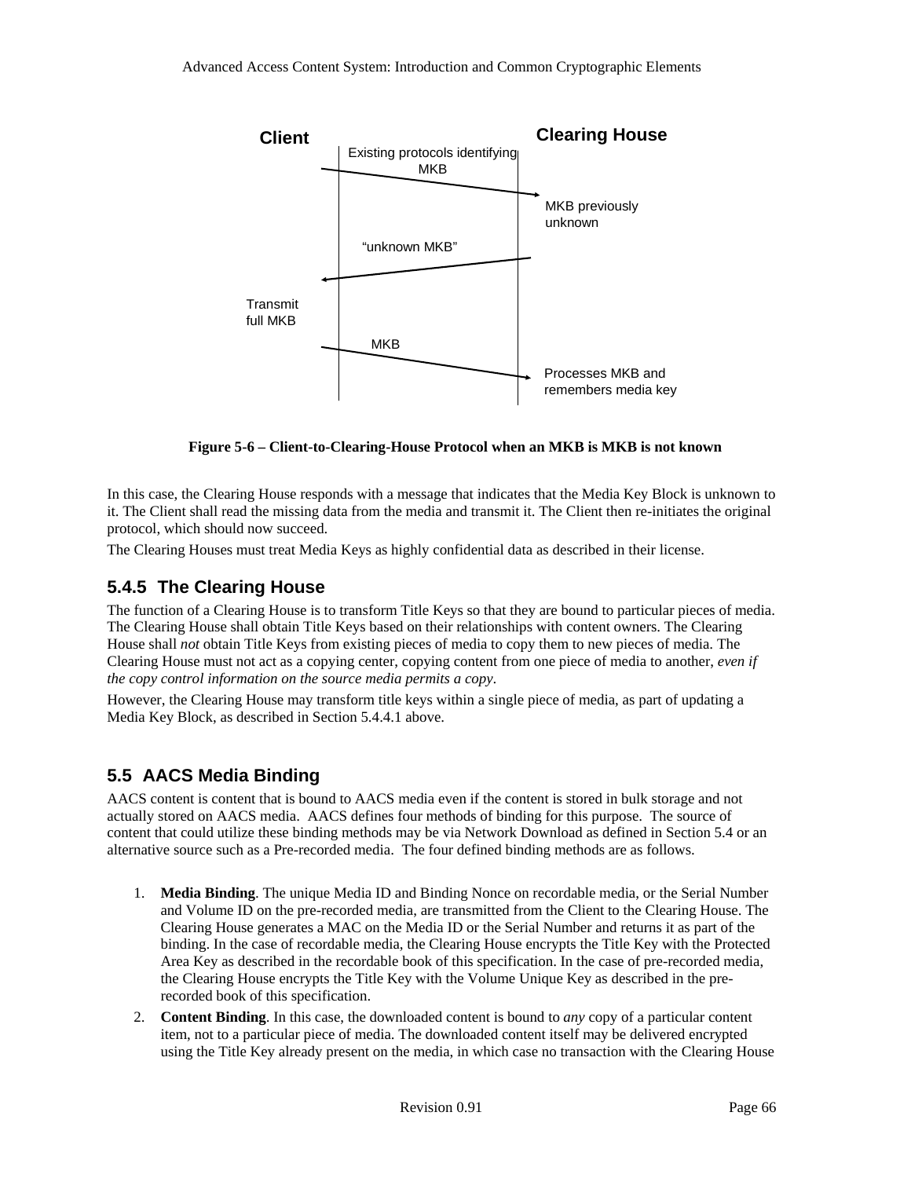Client

Clearing House

Existing protocols identifying MKB

MKB previously unknown

"unknown MKB"

Transmit full MKB

MKB

Processes MKB and remembers media key

**Figure 5-6 – Client-to-Clearing-House Protocol when an MKB is MKB is not known**

In this case, the Clearing House responds with a message that indicates that the Media Key Block is unknown to it. The Client shall read the missing data from the media and transmit it. The Client then re-initiates the original protocol, which should now succeed.

The Clearing Houses must treat Media Keys as highly confidential data as described in their license.

### 5.4.5 The Clearing House

The function of a Clearing House is to transform Title Keys so that they are bound to particular pieces of media. The Clearing House shall obtain Title Keys based on their relationships with content owners. The Clearing House shall *not* obtain Title Keys from existing pieces of media to copy them to new pieces of media. The Clearing House must not act as a copying center, copying content from one piece of media to another, *even if the copy control information on the source media permits a copy*.

However, the Clearing House may transform title keys within a single piece of media, as part of updating a Media Key Block, as described in Section 5.4.4.1 above.

## 5.5 AACS Media Binding

AACS content is content that is bound to AACS media even if the content is stored in bulk storage and not actually stored on AACS media. AACS defines four methods of binding for this purpose. The source of content that could utilize these binding methods may be via Network Download as defined in Section 5.4 or an alternative source such as a Pre-recorded media. The four defined binding methods are as follows.

1. **Media Binding**. The unique Media ID and Binding Nonce on recordable media, or the Serial Number and Volume ID on the pre-recorded media, are transmitted from the Client to the Clearing House. The Clearing House generates a MAC on the Media ID or the Serial Number and returns it as part of the binding. In the case of recordable media, the Clearing House encrypts the Title Key with the Protected Area Key as described in the recordable book of this specification. In the case of pre-recorded media, the Clearing House encrypts the Title Key with the Volume Unique Key as described in the pre-recorded book of this specification.
2. **Content Binding**. In this case, the downloaded content is bound to *any* copy of a particular content item, not to a particular piece of media. The downloaded content itself may be delivered encrypted using the Title Key already present on the media, in which case no transaction with the Clearing House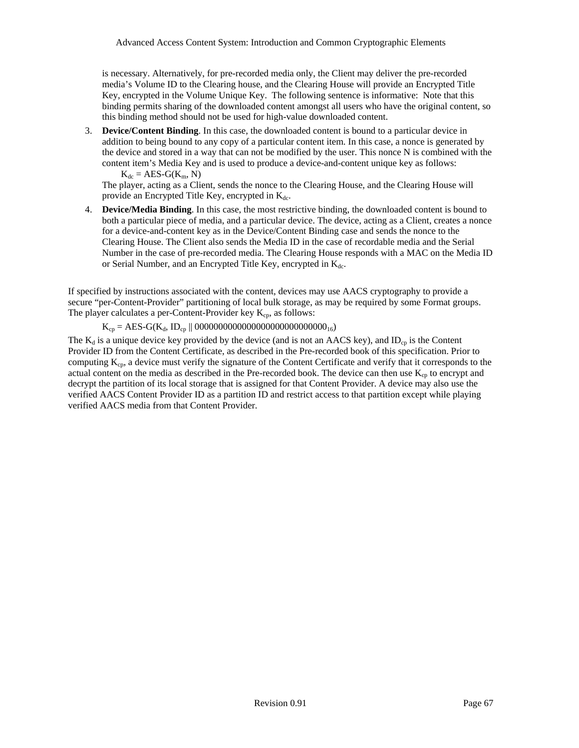is necessary. Alternatively, for pre-recorded media only, the Client may deliver the pre-recorded media's Volume ID to the Clearing house, and the Clearing House will provide an Encrypted Title Key, encrypted in the Volume Unique Key. The following sentence is informative: Note that this binding permits sharing of the downloaded content amongst all users who have the original content, so this binding method should not be used for high-value downloaded content.

3. **Device/Content Binding**. In this case, the downloaded content is bound to a particular device in addition to being bound to any copy of a particular content item. In this case, a nonce is generated by the device and stored in a way that can not be modified by the user. This nonce N is combined with the content item's Media Key and is used to produce a device-and-content unique key as follows:

   $K_{dc} = \text{AES-G}(K_m, N)$

   The player, acting as a Client, sends the nonce to the Clearing House, and the Clearing House will provide an Encrypted Title Key, encrypted in $K_{dc}$.

4. **Device/Media Binding**. In this case, the most restrictive binding, the downloaded content is bound to both a particular piece of media, and a particular device. The device, acting as a Client, creates a nonce for a device-and-content key as in the Device/Content Binding case and sends the nonce to the Clearing House. The Client also sends the Media ID in the case of recordable media and the Serial Number in the case of pre-recorded media. The Clearing House responds with a MAC on the Media ID or Serial Number, and an Encrypted Title Key, encrypted in $K_{dc}$.

If specified by instructions associated with the content, devices may use AACS cryptography to provide a secure "per-Content-Provider" partitioning of local bulk storage, as may be required by some Format groups. The player calculates a per-Content-Provider key $K_{cp}$, as follows:

$$K_{cp} = \text{AES-G}(K_d, ID_{cp} \parallel 0000000000000000000000000000_{16})$$

The $K_d$ is a unique device key provided by the device (and is not an AACS key), and $ID_{cp}$ is the Content Provider ID from the Content Certificate, as described in the Pre-recorded book of this specification. Prior to computing $K_{cp}$, a device must verify the signature of the Content Certificate and verify that it corresponds to the actual content on the media as described in the Pre-recorded book. The device can then use $K_{cp}$ to encrypt and decrypt the partition of its local storage that is assigned for that Content Provider. A device may also use the verified AACS Content Provider ID as a partition ID and restrict access to that partition except while playing verified AACS media from that Content Provider.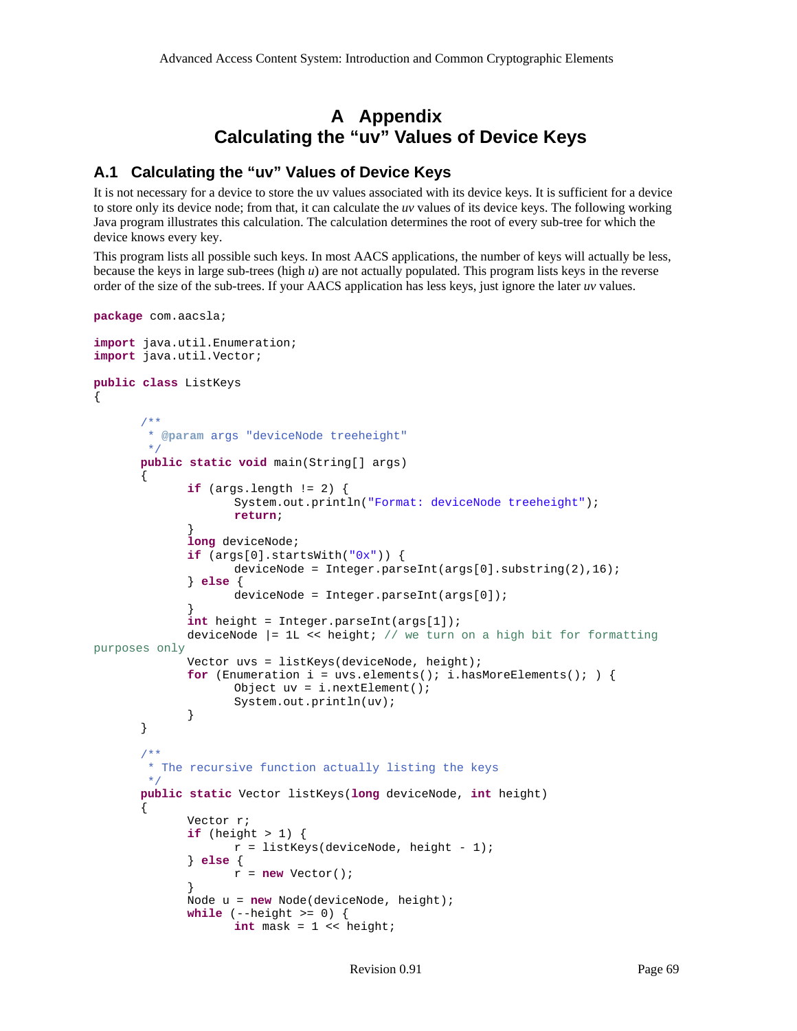# A Appendix
# Calculating the "uv" Values of Device Keys

## A.1 Calculating the "uv" Values of Device Keys

It is not necessary for a device to store the uv values associated with its device keys. It is sufficient for a device to store only its device node; from that, it can calculate the *uv* values of its device keys. The following working Java program illustrates this calculation. The calculation determines the root of every sub-tree for which the device knows every key.

This program lists all possible such keys. In most AACS applications, the number of keys will actually be less, because the keys in large sub-trees (high *u*) are not actually populated. This program lists keys in the reverse order of the size of the sub-trees. If your AACS application has less keys, just ignore the later *uv* values.

```
package com.aacsla;

import java.util.Enumeration;
import java.util.Vector;

public class ListKeys
{

	/**
	 * @param args "deviceNode treeheight"
	 */
	public static void main(String[] args)
	{
		if (args.length != 2) {
			System.out.println("Format: deviceNode treeheight");
			return;
		}
		long deviceNode;
		if (args[0].startsWith("0x")) {
			deviceNode = Integer.parseInt(args[0].substring(2),16);
		} else {
			deviceNode = Integer.parseInt(args[0]);
		}
		int height = Integer.parseInt(args[1]);
		deviceNode |= 1L << height; // we turn on a high bit for formatting
purposes only
		Vector uvs = listKeys(deviceNode, height);
		for (Enumeration i = uvs.elements(); i.hasMoreElements(); ) {
			Object uv = i.nextElement();
			System.out.println(uv);
		}
	}

	/**
	 * The recursive function actually listing the keys
	 */
	public static Vector listKeys(long deviceNode, int height)
	{
		Vector r;
		if (height > 1) {
			r = listKeys(deviceNode, height - 1);
		} else {
			r = new Vector();
		}
		Node u = new Node(deviceNode, height);
		while (--height >= 0) {
			int mask = 1 << height;
```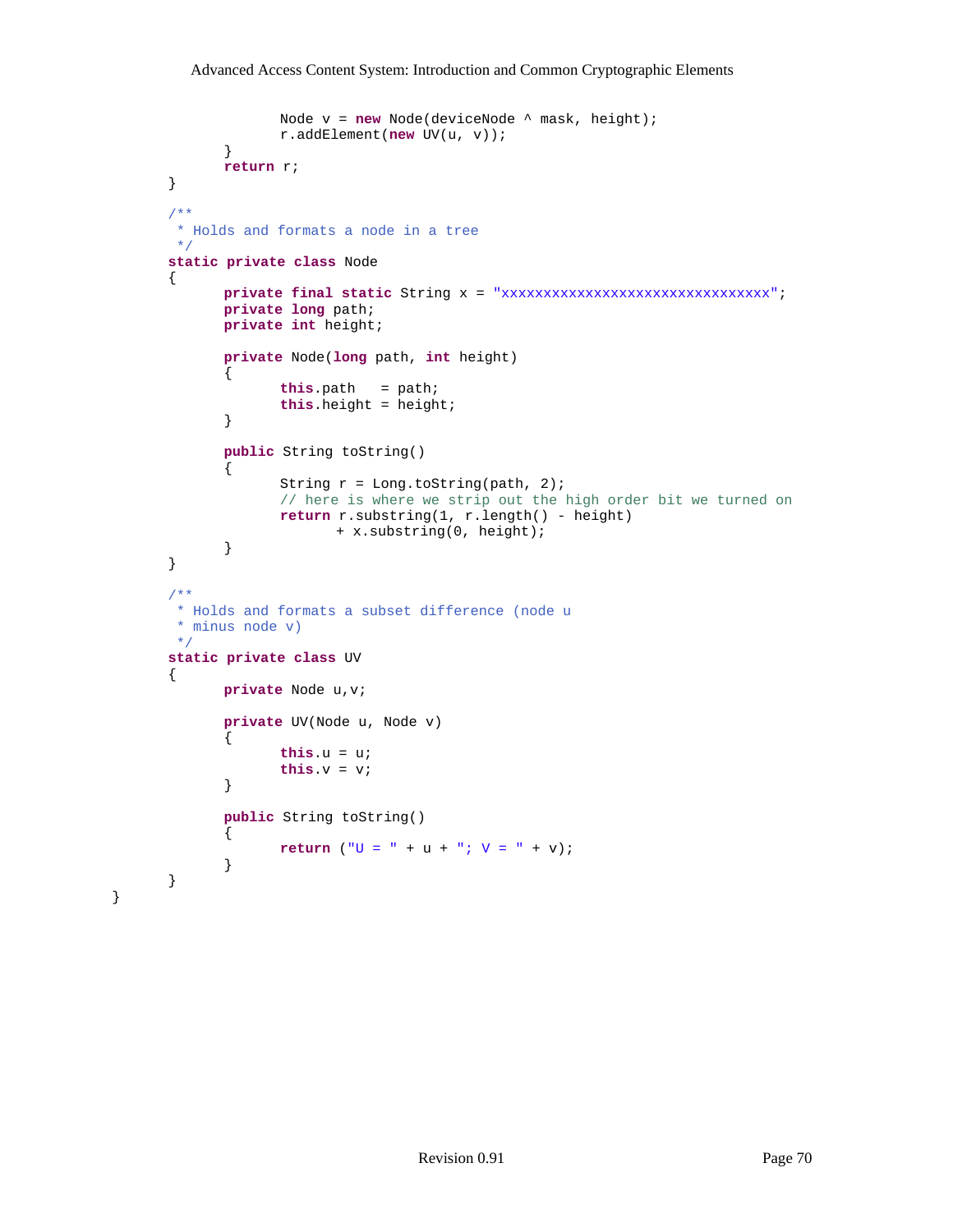```
                Node v = new Node(deviceNode ^ mask, height);
                r.addElement(new UV(u, v));
            }
            return r;
        }

        /**
         * Holds and formats a node in a tree
         */
        static private class Node
        {
            private final static String x = "xxxxxxxxxxxxxxxxxxxxxxxxxxxxxxxx";
            private long path;
            private int height;

            private Node(long path, int height)
            {
                this.path   = path;
                this.height = height;
            }

            public String toString()
            {
                String r = Long.toString(path, 2);
                // here is where we strip out the high order bit we turned on
                return r.substring(1, r.length() - height)
                        + x.substring(0, height);
            }
        }

        /**
         * Holds and formats a subset difference (node u
         * minus node v)
         */
        static private class UV
        {
            private Node u,v;

            private UV(Node u, Node v)
            {
                this.u = u;
                this.v = v;
            }

            public String toString()
            {
                return ("U = " + u + "; V = " + v);
            }
        }
}
```